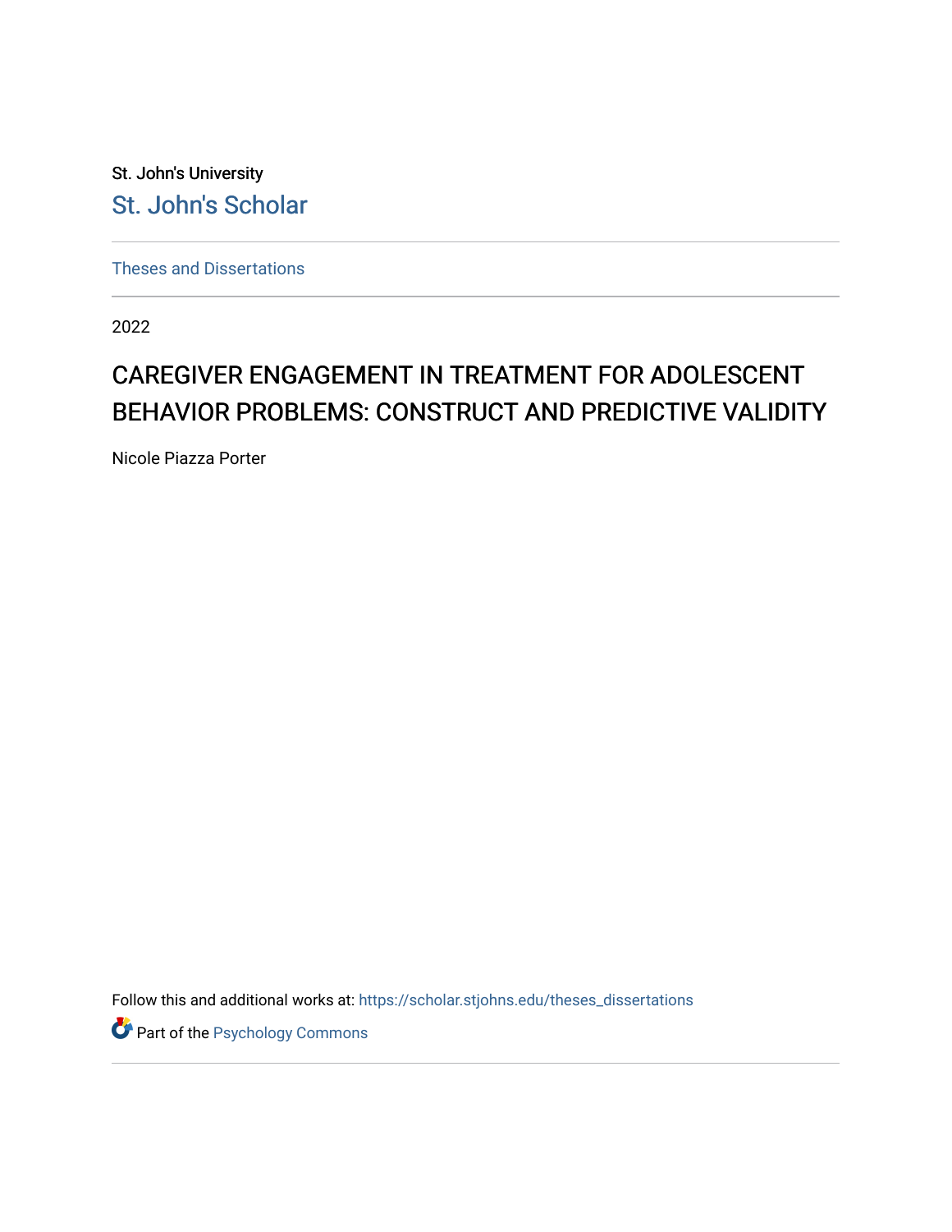St. John's University

St. John's Scholar

Theses and Dissertations

2022

# CAREGIVER ENGAGEMENT IN TREATMENT FOR ADOLESCENT BEHAVIOR PROBLEMS: CONSTRUCT AND PREDICTIVE VALIDITY

Nicole Piazza Porter

Follow this and additional works at: https://scholar.stjohns.edu/theses_dissertations

Part of the Psychology Commons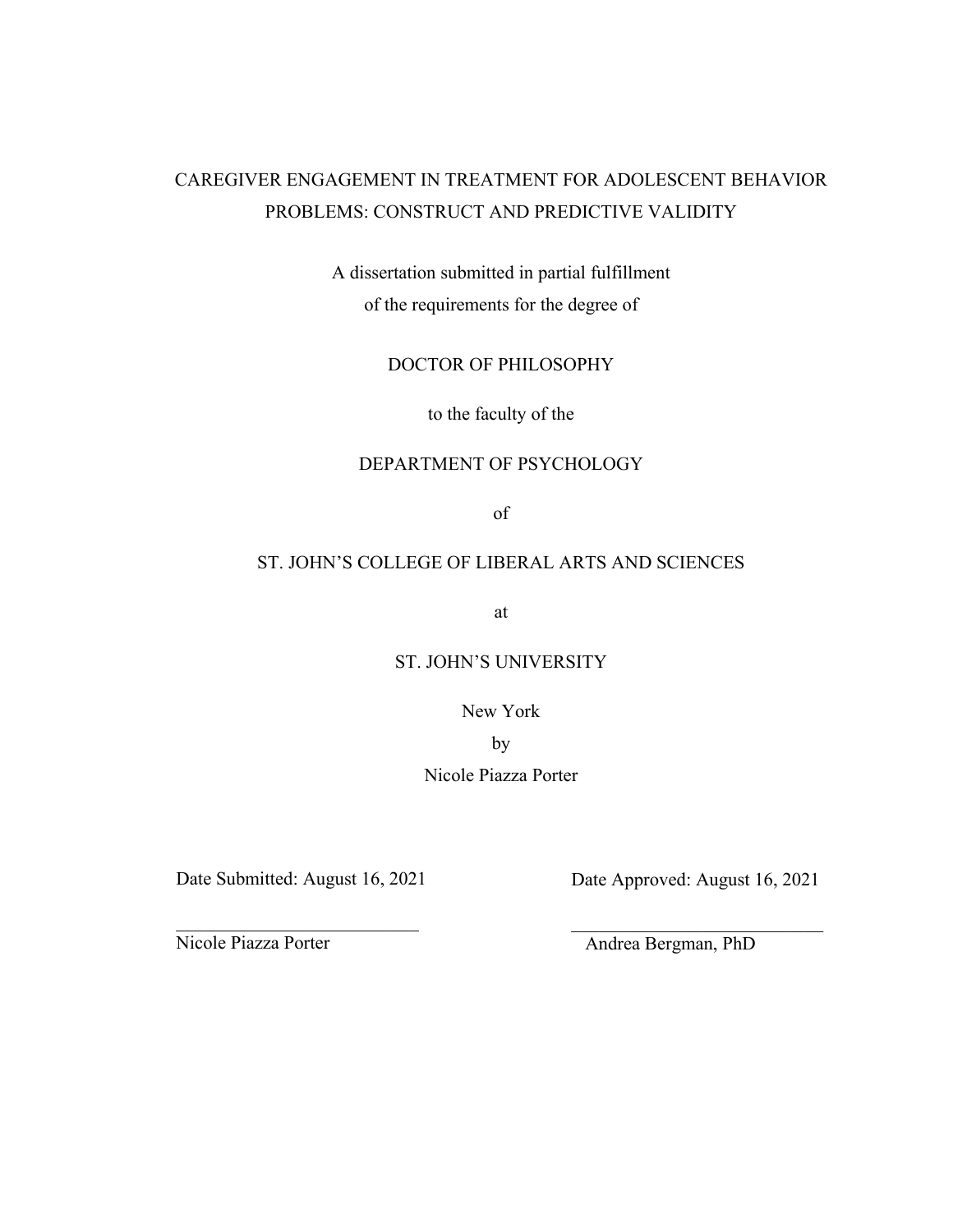CAREGIVER ENGAGEMENT IN TREATMENT FOR ADOLESCENT BEHAVIOR PROBLEMS: CONSTRUCT AND PREDICTIVE VALIDITY

A dissertation submitted in partial fulfillment
of the requirements for the degree of

DOCTOR OF PHILOSOPHY

to the faculty of the

DEPARTMENT OF PSYCHOLOGY

of

ST. JOHN'S COLLEGE OF LIBERAL ARTS AND SCIENCES

at

ST. JOHN'S UNIVERSITY

New York

by

Nicole Piazza Porter

Date Submitted: August 16, 2021

Date Approved: August 16, 2021

Nicole Piazza Porter

Andrea Bergman, PhD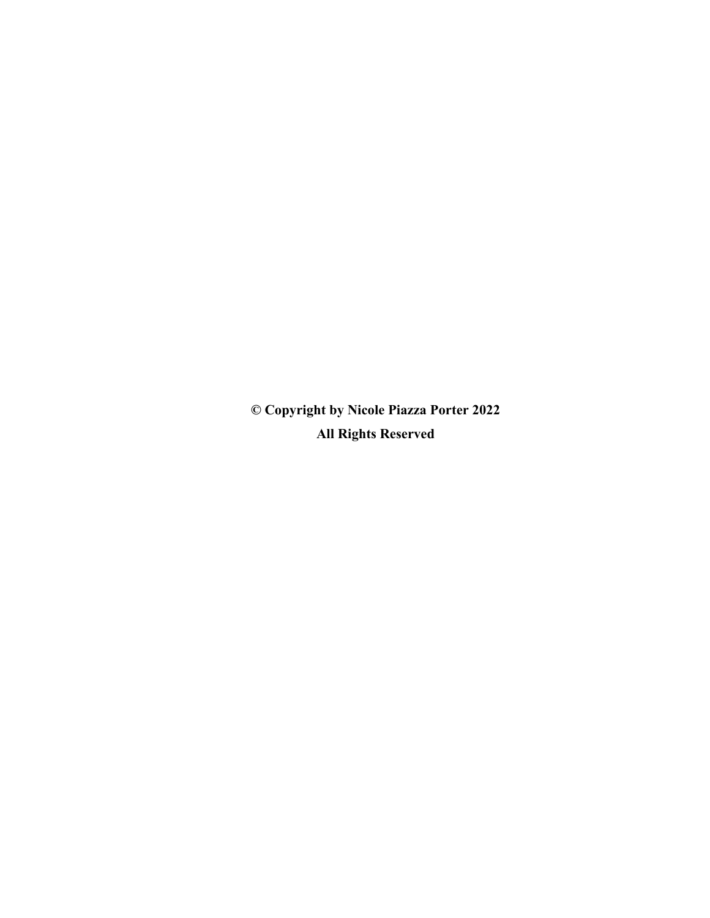**© Copyright by Nicole Piazza Porter 2022**

**All Rights Reserved**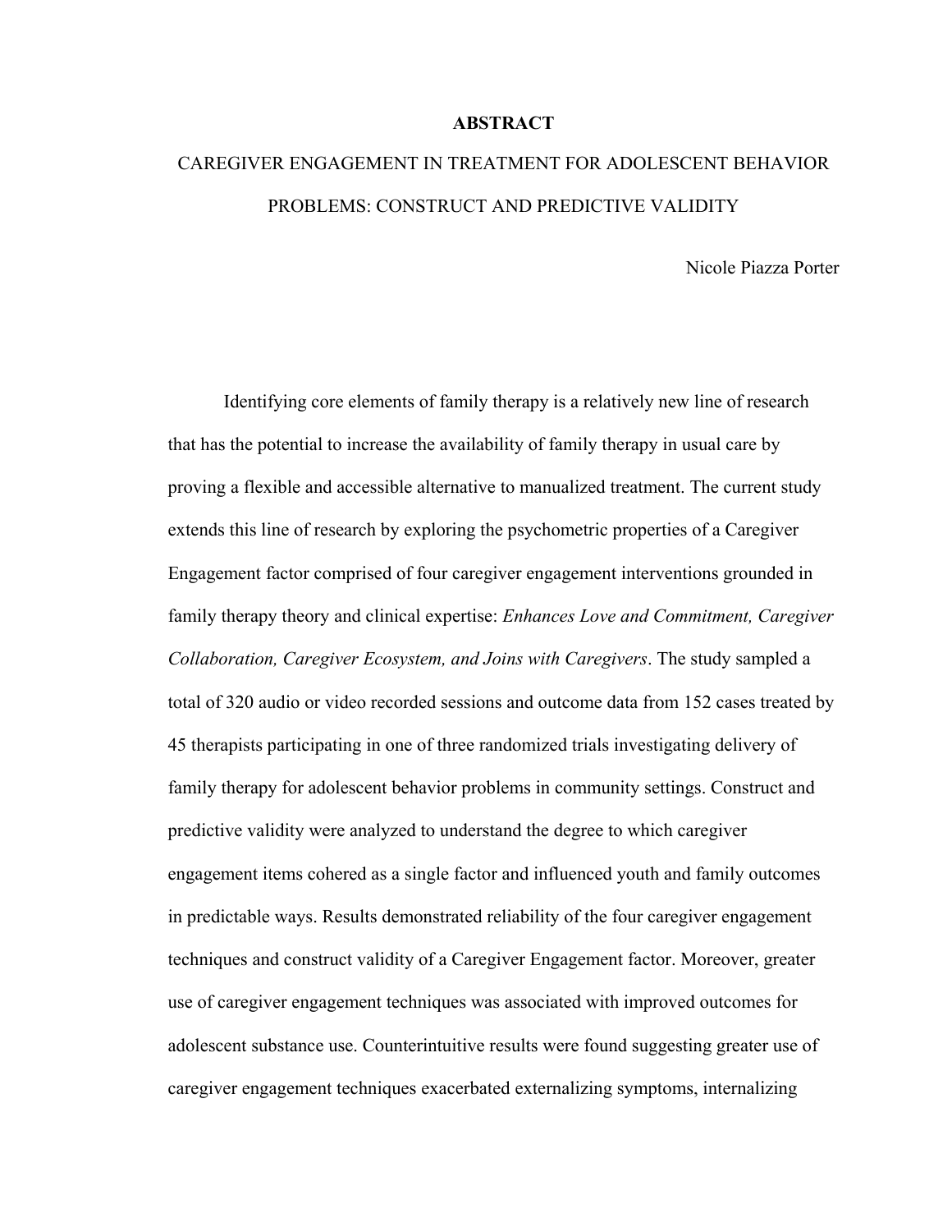# ABSTRACT

## CAREGIVER ENGAGEMENT IN TREATMENT FOR ADOLESCENT BEHAVIOR PROBLEMS: CONSTRUCT AND PREDICTIVE VALIDITY

Nicole Piazza Porter

Identifying core elements of family therapy is a relatively new line of research that has the potential to increase the availability of family therapy in usual care by proving a flexible and accessible alternative to manualized treatment. The current study extends this line of research by exploring the psychometric properties of a Caregiver Engagement factor comprised of four caregiver engagement interventions grounded in family therapy theory and clinical expertise: *Enhances Love and Commitment, Caregiver Collaboration, Caregiver Ecosystem, and Joins with Caregivers*. The study sampled a total of 320 audio or video recorded sessions and outcome data from 152 cases treated by 45 therapists participating in one of three randomized trials investigating delivery of family therapy for adolescent behavior problems in community settings. Construct and predictive validity were analyzed to understand the degree to which caregiver engagement items cohered as a single factor and influenced youth and family outcomes in predictable ways. Results demonstrated reliability of the four caregiver engagement techniques and construct validity of a Caregiver Engagement factor. Moreover, greater use of caregiver engagement techniques was associated with improved outcomes for adolescent substance use. Counterintuitive results were found suggesting greater use of caregiver engagement techniques exacerbated externalizing symptoms, internalizing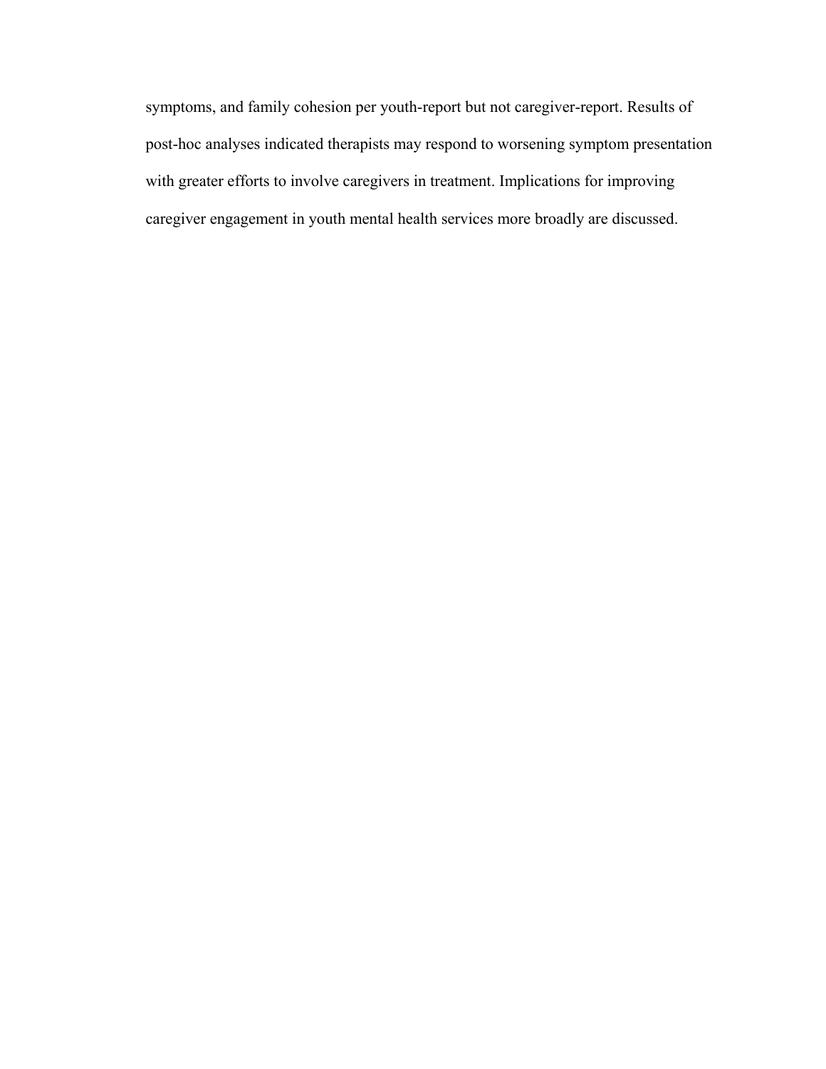symptoms, and family cohesion per youth-report but not caregiver-report. Results of post-hoc analyses indicated therapists may respond to worsening symptom presentation with greater efforts to involve caregivers in treatment. Implications for improving caregiver engagement in youth mental health services more broadly are discussed.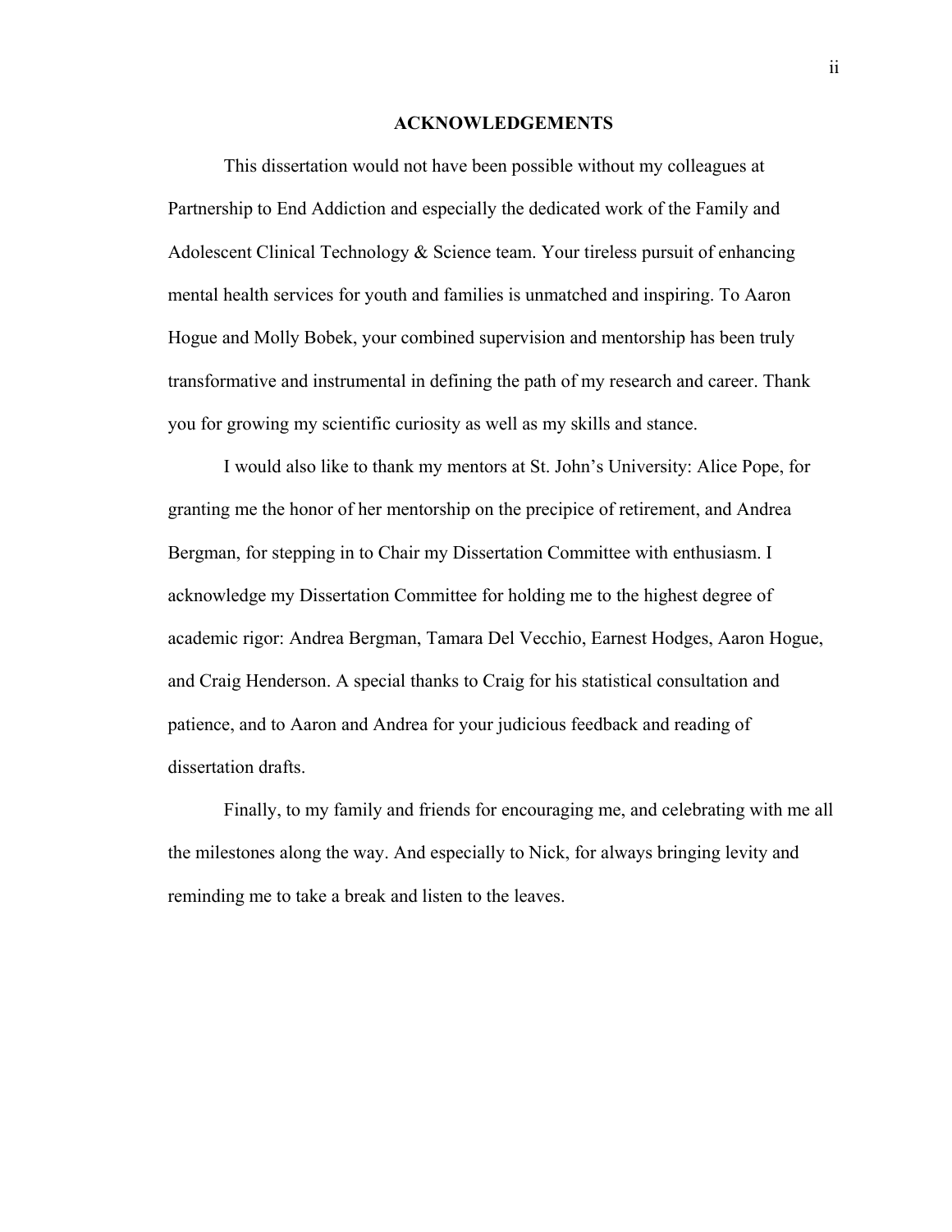## ACKNOWLEDGEMENTS

This dissertation would not have been possible without my colleagues at Partnership to End Addiction and especially the dedicated work of the Family and Adolescent Clinical Technology & Science team. Your tireless pursuit of enhancing mental health services for youth and families is unmatched and inspiring. To Aaron Hogue and Molly Bobek, your combined supervision and mentorship has been truly transformative and instrumental in defining the path of my research and career. Thank you for growing my scientific curiosity as well as my skills and stance.

I would also like to thank my mentors at St. John's University: Alice Pope, for granting me the honor of her mentorship on the precipice of retirement, and Andrea Bergman, for stepping in to Chair my Dissertation Committee with enthusiasm. I acknowledge my Dissertation Committee for holding me to the highest degree of academic rigor: Andrea Bergman, Tamara Del Vecchio, Earnest Hodges, Aaron Hogue, and Craig Henderson. A special thanks to Craig for his statistical consultation and patience, and to Aaron and Andrea for your judicious feedback and reading of dissertation drafts.

Finally, to my family and friends for encouraging me, and celebrating with me all the milestones along the way. And especially to Nick, for always bringing levity and reminding me to take a break and listen to the leaves.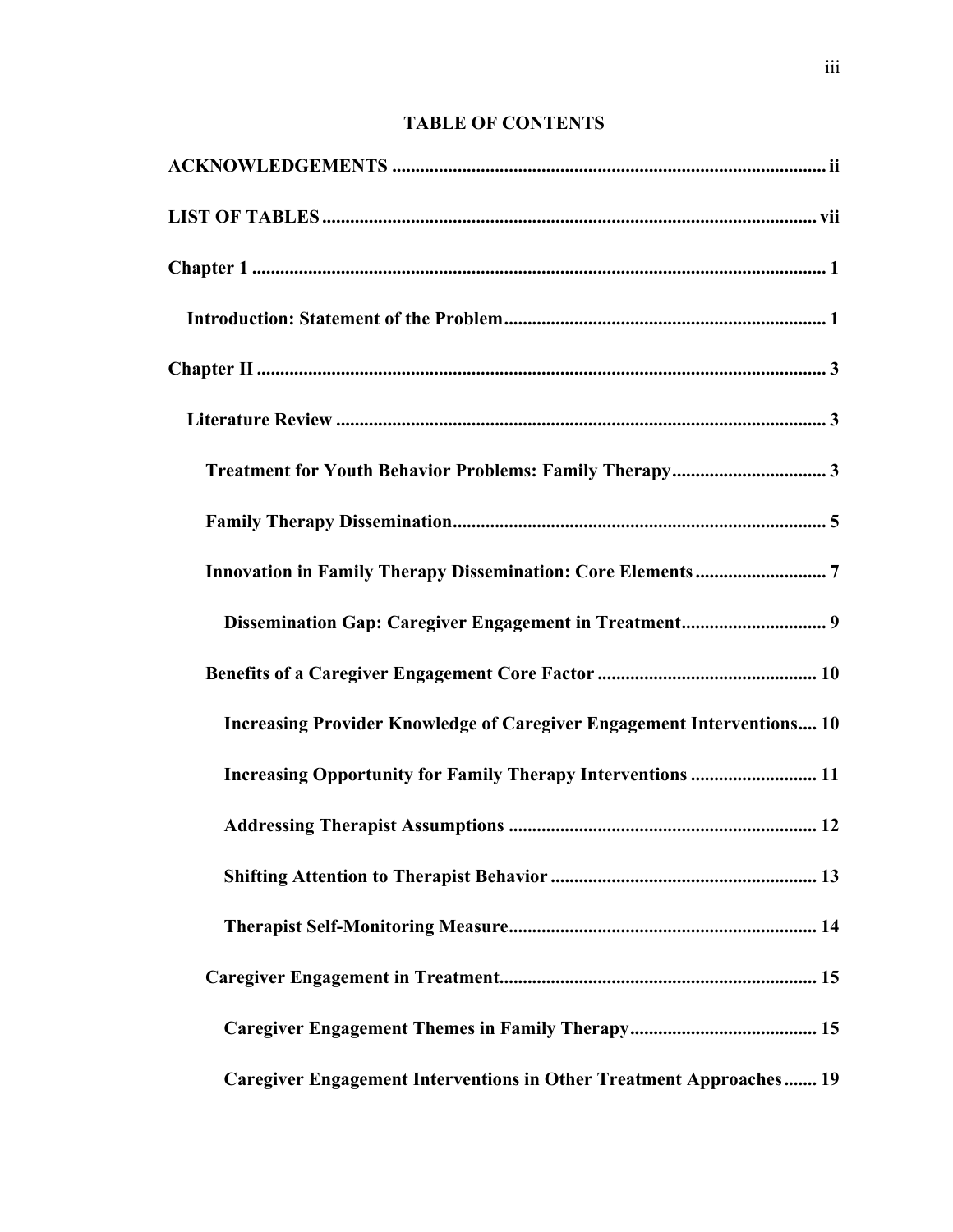# TABLE OF CONTENTS

**ACKNOWLEDGEMENTS** ........ ii

**LIST OF TABLES** ........ vii

**Chapter 1** ........ 1

  **Introduction: Statement of the Problem** ........ 1

**Chapter II** ........ 3

  **Literature Review** ........ 3

    **Treatment for Youth Behavior Problems: Family Therapy** ........ 3

    **Family Therapy Dissemination** ........ 5

    **Innovation in Family Therapy Dissemination: Core Elements** ........ 7

      **Dissemination Gap: Caregiver Engagement in Treatment** ........ 9

    **Benefits of a Caregiver Engagement Core Factor** ........ 10

      **Increasing Provider Knowledge of Caregiver Engagement Interventions** ........ 10

      **Increasing Opportunity for Family Therapy Interventions** ........ 11

      **Addressing Therapist Assumptions** ........ 12

      **Shifting Attention to Therapist Behavior** ........ 13

      **Therapist Self-Monitoring Measure** ........ 14

    **Caregiver Engagement in Treatment** ........ 15

      **Caregiver Engagement Themes in Family Therapy** ........ 15

      **Caregiver Engagement Interventions in Other Treatment Approaches** ........ 19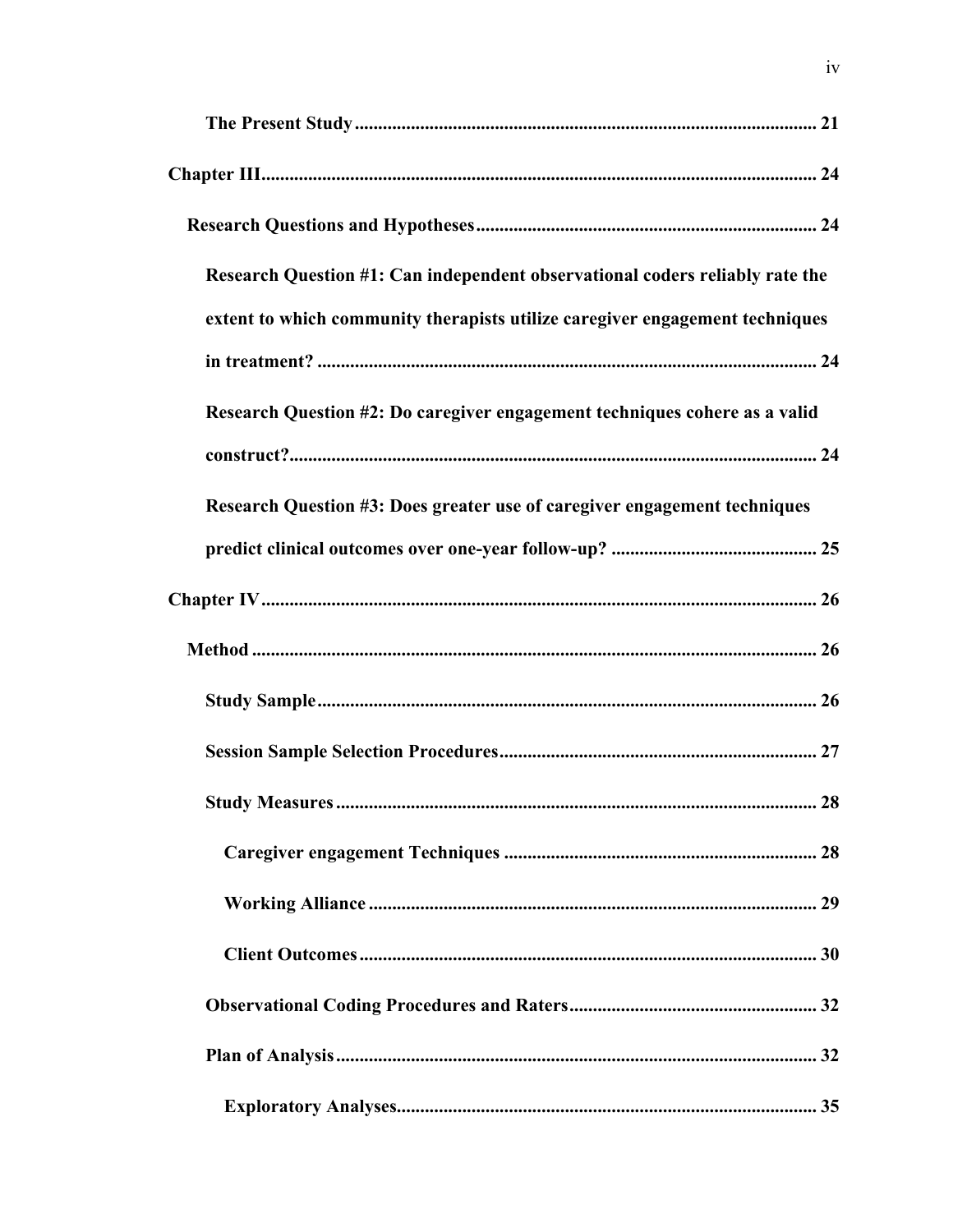**The Present Study** .................................................................................................. 21

**Chapter III**.................................................................................................................... 24

**Research Questions and Hypotheses**........................................................................ 24

**Research Question #1: Can independent observational coders reliably rate the extent to which community therapists utilize caregiver engagement techniques in treatment?** ........................................................................................................... 24

**Research Question #2: Do caregiver engagement techniques cohere as a valid construct?**................................................................................................................ 24

**Research Question #3: Does greater use of caregiver engagement techniques predict clinical outcomes over one-year follow-up?** ............................................ 25

**Chapter IV**..................................................................................................................... 26

**Method** ......................................................................................................................... 26

**Study Sample**.......................................................................................................... 26

**Session Sample Selection Procedures**................................................................... 27

**Study Measures**...................................................................................................... 28

**Caregiver engagement Techniques** .................................................................. 28

**Working Alliance**............................................................................................... 29

**Client Outcomes**................................................................................................ 30

**Observational Coding Procedures and Raters**..................................................... 32

**Plan of Analysis**..................................................................................................... 32

**Exploratory Analyses**.......................................................................................... 35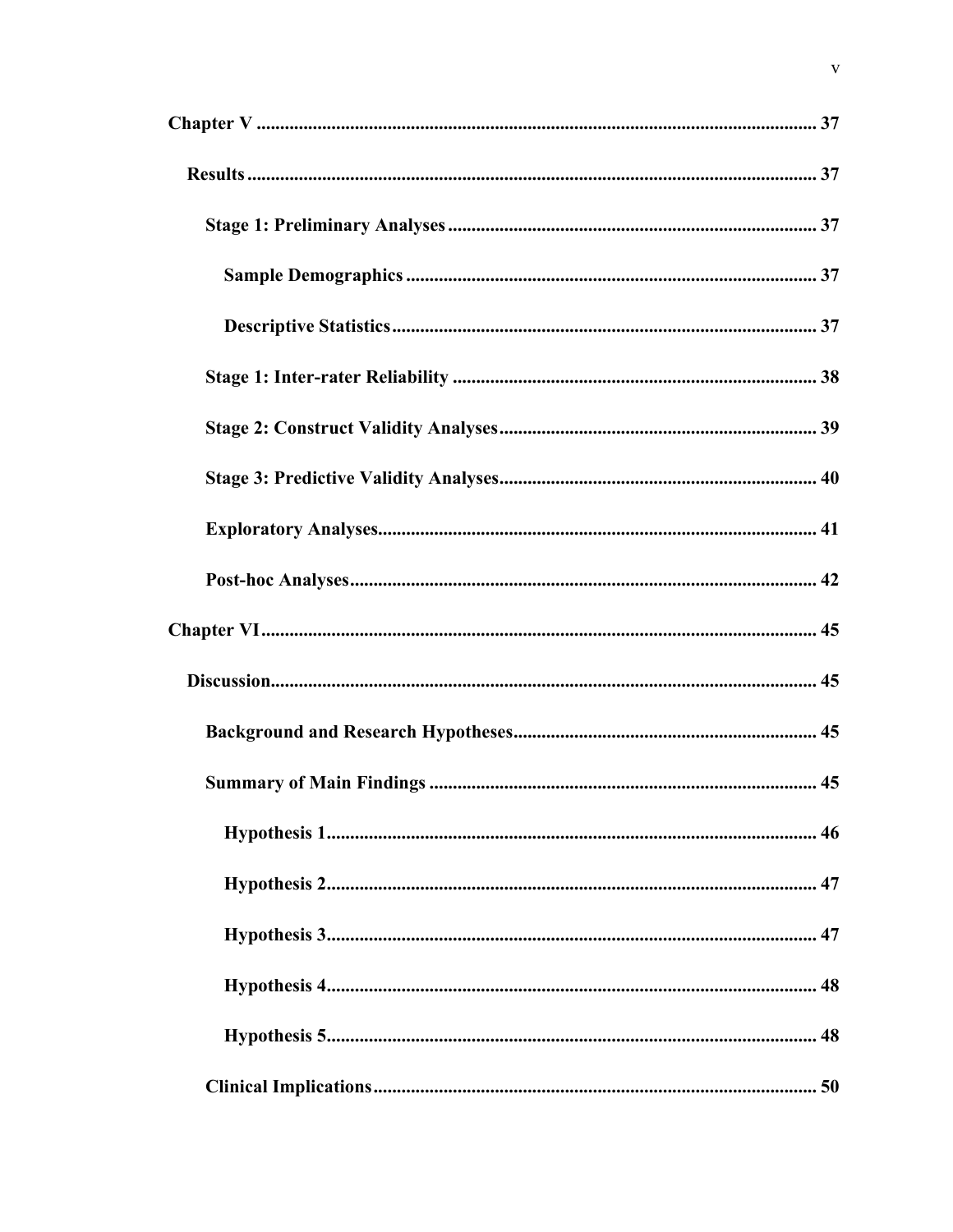**Chapter V** ........................................................................................................ 37

**Results** ........................................................................................................ 37

**Stage 1: Preliminary Analyses** ........................................................................ 37

**Sample Demographics** ................................................................................ 37

**Descriptive Statistics** .................................................................................. 37

**Stage 1: Inter-rater Reliability** ......................................................................... 38

**Stage 2: Construct Validity Analyses** ................................................................ 39

**Stage 3: Predictive Validity Analyses** ................................................................ 40

**Exploratory Analyses** ...................................................................................... 41

**Post-hoc Analyses** .......................................................................................... 42

**Chapter VI** ...................................................................................................... 45

**Discussion** ...................................................................................................... 45

**Background and Research Hypotheses** .............................................................. 45

**Summary of Main Findings** .............................................................................. 45

**Hypothesis 1** ................................................................................................ 46

**Hypothesis 2** ................................................................................................ 47

**Hypothesis 3** ................................................................................................ 47

**Hypothesis 4** ................................................................................................ 48

**Hypothesis 5** ................................................................................................ 48

**Clinical Implications** ...................................................................................... 50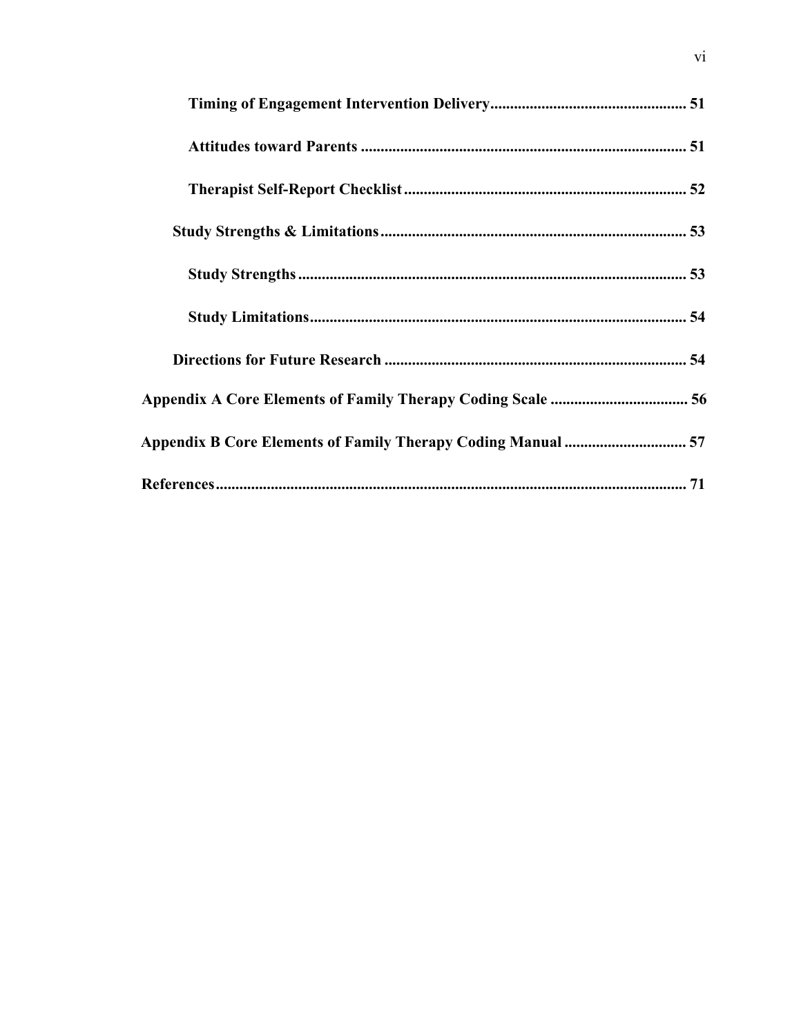**Timing of Engagement Intervention Delivery** ..... 51

**Attitudes toward Parents** ..... 51

**Therapist Self-Report Checklist** ..... 52

**Study Strengths & Limitations** ..... 53

**Study Strengths** ..... 53

**Study Limitations** ..... 54

**Directions for Future Research** ..... 54

**Appendix A Core Elements of Family Therapy Coding Scale** ..... 56

**Appendix B Core Elements of Family Therapy Coding Manual** ..... 57

**References** ..... 71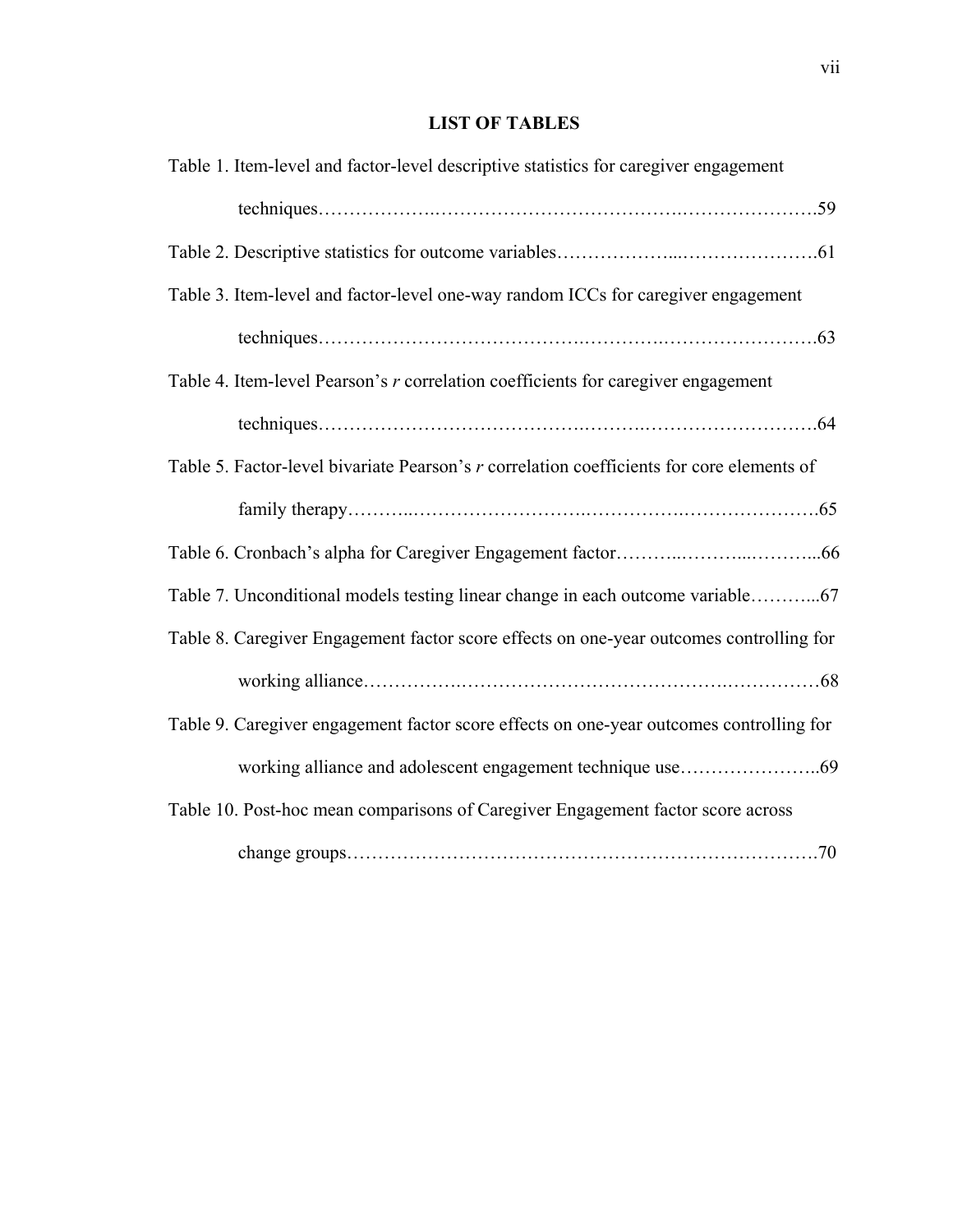# LIST OF TABLES

Table 1. Item-level and factor-level descriptive statistics for caregiver engagement techniques……………….……………………………….………………….59

Table 2. Descriptive statistics for outcome variables………………...………………….61

Table 3. Item-level and factor-level one-way random ICCs for caregiver engagement techniques………………………………….……….…………………….63

Table 4. Item-level Pearson's *r* correlation coefficients for caregiver engagement techniques………………………………….…….……………………….64

Table 5. Factor-level bivariate Pearson's *r* correlation coefficients for core elements of family therapy………..……………………….…………….………………….65

Table 6. Cronbach's alpha for Caregiver Engagement factor………..………...………...66

Table 7. Unconditional models testing linear change in each outcome variable………...67

Table 8. Caregiver Engagement factor score effects on one-year outcomes controlling for working alliance…………….…………………………………..……………68

Table 9. Caregiver engagement factor score effects on one-year outcomes controlling for working alliance and adolescent engagement technique use…………………..69

Table 10. Post-hoc mean comparisons of Caregiver Engagement factor score across change groups……………………………………………………………….70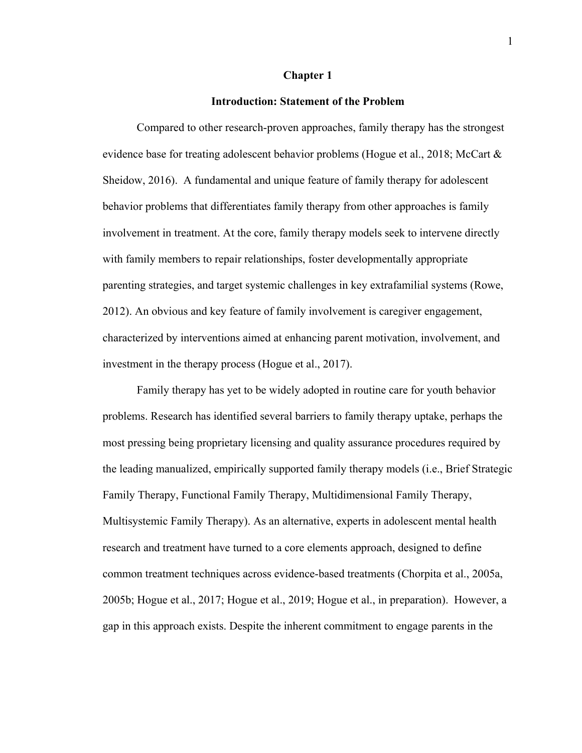# Chapter 1

## Introduction: Statement of the Problem

Compared to other research-proven approaches, family therapy has the strongest evidence base for treating adolescent behavior problems (Hogue et al., 2018; McCart & Sheidow, 2016). A fundamental and unique feature of family therapy for adolescent behavior problems that differentiates family therapy from other approaches is family involvement in treatment. At the core, family therapy models seek to intervene directly with family members to repair relationships, foster developmentally appropriate parenting strategies, and target systemic challenges in key extrafamilial systems (Rowe, 2012). An obvious and key feature of family involvement is caregiver engagement, characterized by interventions aimed at enhancing parent motivation, involvement, and investment in the therapy process (Hogue et al., 2017).

Family therapy has yet to be widely adopted in routine care for youth behavior problems. Research has identified several barriers to family therapy uptake, perhaps the most pressing being proprietary licensing and quality assurance procedures required by the leading manualized, empirically supported family therapy models (i.e., Brief Strategic Family Therapy, Functional Family Therapy, Multidimensional Family Therapy, Multisystemic Family Therapy). As an alternative, experts in adolescent mental health research and treatment have turned to a core elements approach, designed to define common treatment techniques across evidence-based treatments (Chorpita et al., 2005a, 2005b; Hogue et al., 2017; Hogue et al., 2019; Hogue et al., in preparation). However, a gap in this approach exists. Despite the inherent commitment to engage parents in the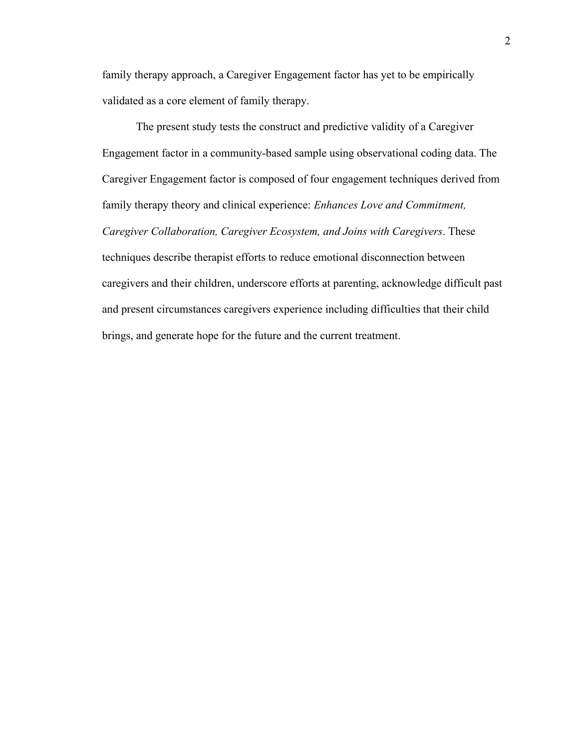family therapy approach, a Caregiver Engagement factor has yet to be empirically validated as a core element of family therapy.

The present study tests the construct and predictive validity of a Caregiver Engagement factor in a community-based sample using observational coding data. The Caregiver Engagement factor is composed of four engagement techniques derived from family therapy theory and clinical experience: *Enhances Love and Commitment, Caregiver Collaboration, Caregiver Ecosystem, and Joins with Caregivers*. These techniques describe therapist efforts to reduce emotional disconnection between caregivers and their children, underscore efforts at parenting, acknowledge difficult past and present circumstances caregivers experience including difficulties that their child brings, and generate hope for the future and the current treatment.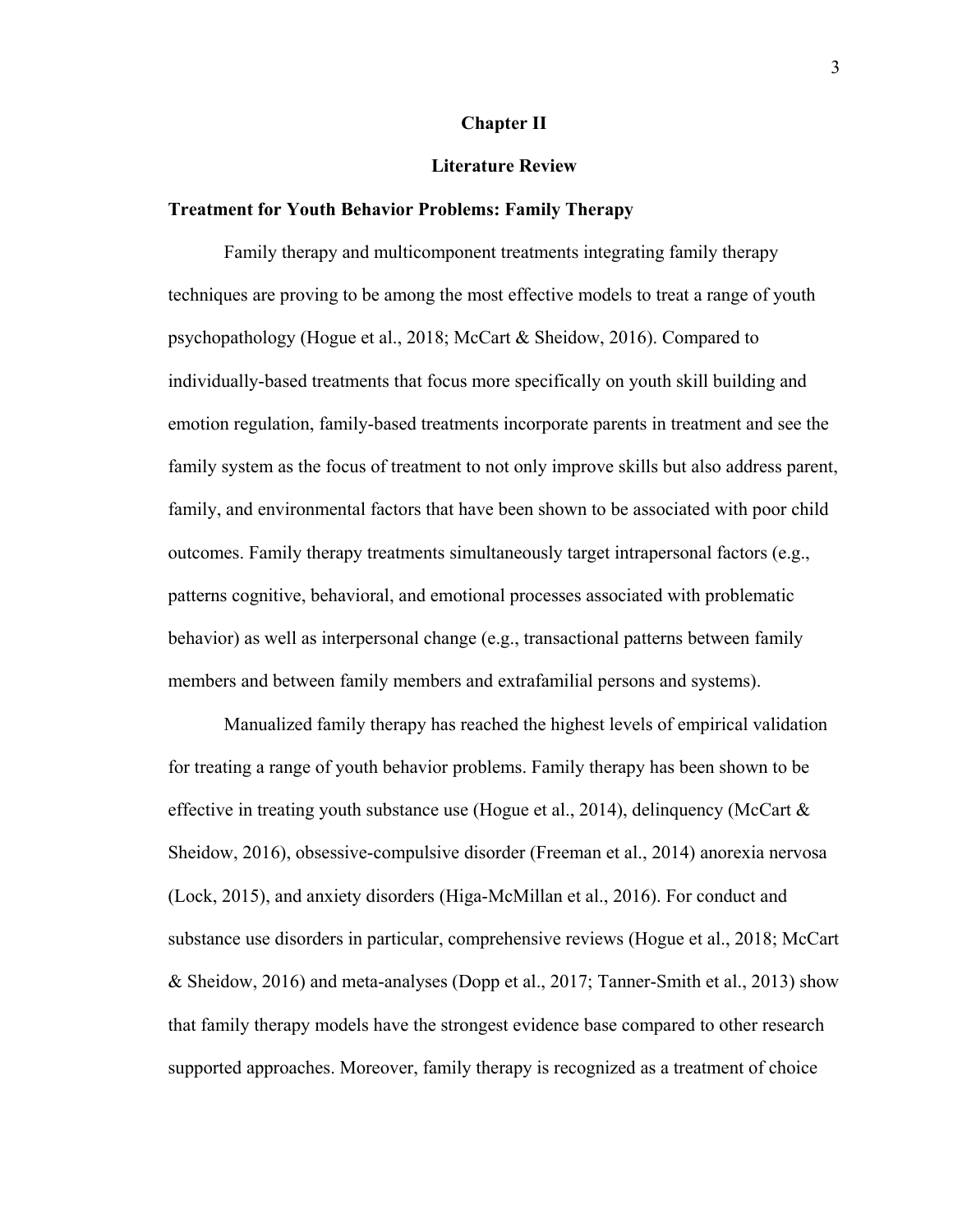# Chapter II

# Literature Review

## Treatment for Youth Behavior Problems: Family Therapy

Family therapy and multicomponent treatments integrating family therapy techniques are proving to be among the most effective models to treat a range of youth psychopathology (Hogue et al., 2018; McCart & Sheidow, 2016). Compared to individually-based treatments that focus more specifically on youth skill building and emotion regulation, family-based treatments incorporate parents in treatment and see the family system as the focus of treatment to not only improve skills but also address parent, family, and environmental factors that have been shown to be associated with poor child outcomes. Family therapy treatments simultaneously target intrapersonal factors (e.g., patterns cognitive, behavioral, and emotional processes associated with problematic behavior) as well as interpersonal change (e.g., transactional patterns between family members and between family members and extrafamilial persons and systems).

Manualized family therapy has reached the highest levels of empirical validation for treating a range of youth behavior problems. Family therapy has been shown to be effective in treating youth substance use (Hogue et al., 2014), delinquency (McCart & Sheidow, 2016), obsessive-compulsive disorder (Freeman et al., 2014) anorexia nervosa (Lock, 2015), and anxiety disorders (Higa-McMillan et al., 2016). For conduct and substance use disorders in particular, comprehensive reviews (Hogue et al., 2018; McCart & Sheidow, 2016) and meta-analyses (Dopp et al., 2017; Tanner-Smith et al., 2013) show that family therapy models have the strongest evidence base compared to other research supported approaches. Moreover, family therapy is recognized as a treatment of choice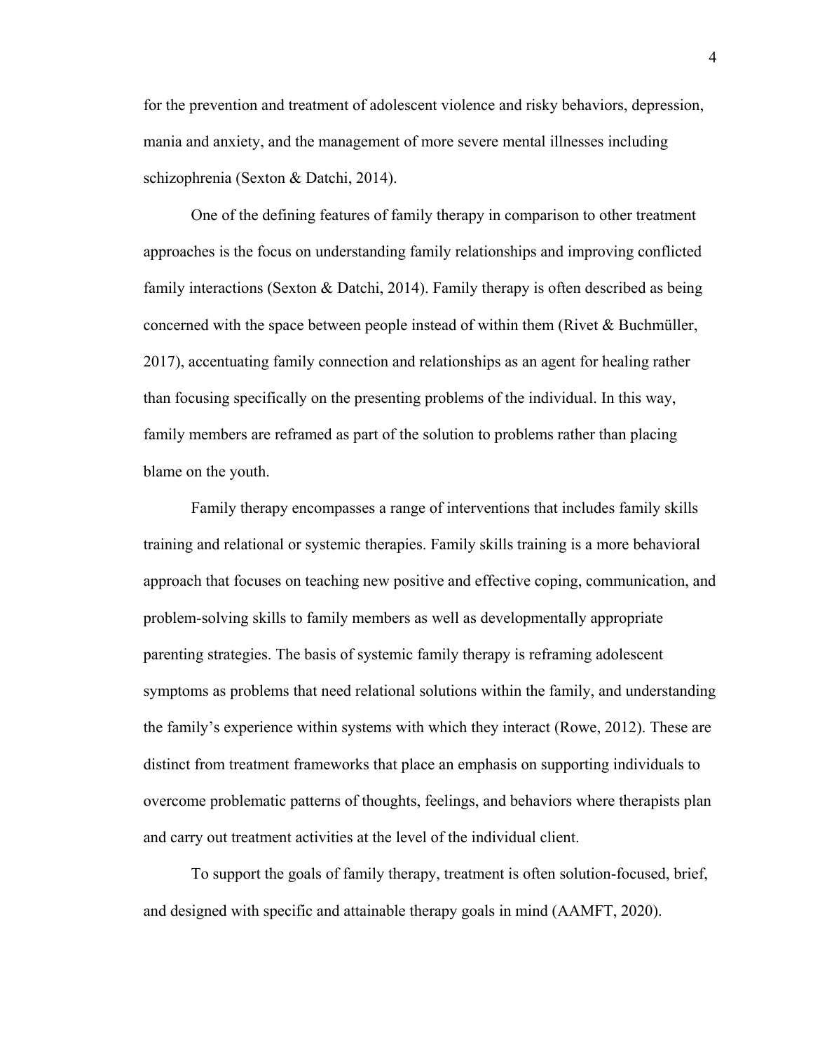for the prevention and treatment of adolescent violence and risky behaviors, depression, mania and anxiety, and the management of more severe mental illnesses including schizophrenia (Sexton & Datchi, 2014).

One of the defining features of family therapy in comparison to other treatment approaches is the focus on understanding family relationships and improving conflicted family interactions (Sexton & Datchi, 2014). Family therapy is often described as being concerned with the space between people instead of within them (Rivet & Buchmüller, 2017), accentuating family connection and relationships as an agent for healing rather than focusing specifically on the presenting problems of the individual. In this way, family members are reframed as part of the solution to problems rather than placing blame on the youth.

Family therapy encompasses a range of interventions that includes family skills training and relational or systemic therapies. Family skills training is a more behavioral approach that focuses on teaching new positive and effective coping, communication, and problem-solving skills to family members as well as developmentally appropriate parenting strategies. The basis of systemic family therapy is reframing adolescent symptoms as problems that need relational solutions within the family, and understanding the family's experience within systems with which they interact (Rowe, 2012). These are distinct from treatment frameworks that place an emphasis on supporting individuals to overcome problematic patterns of thoughts, feelings, and behaviors where therapists plan and carry out treatment activities at the level of the individual client.

To support the goals of family therapy, treatment is often solution-focused, brief, and designed with specific and attainable therapy goals in mind (AAMFT, 2020).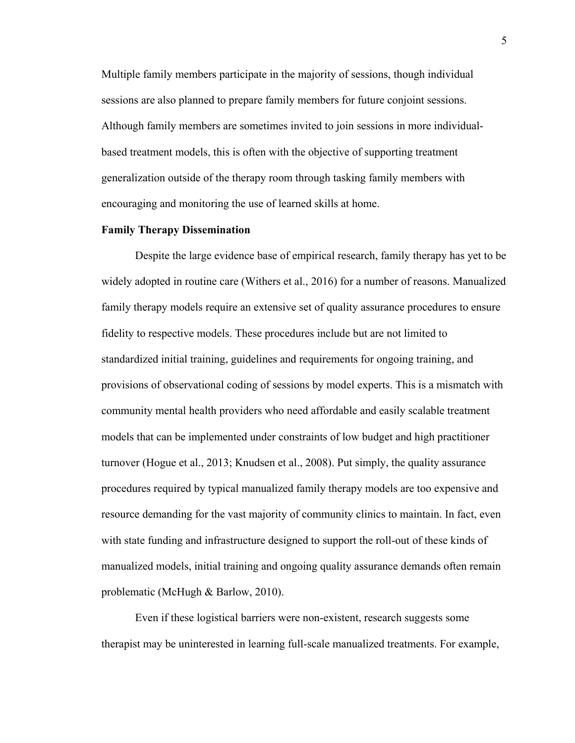Multiple family members participate in the majority of sessions, though individual sessions are also planned to prepare family members for future conjoint sessions. Although family members are sometimes invited to join sessions in more individual-based treatment models, this is often with the objective of supporting treatment generalization outside of the therapy room through tasking family members with encouraging and monitoring the use of learned skills at home.

**Family Therapy Dissemination**

Despite the large evidence base of empirical research, family therapy has yet to be widely adopted in routine care (Withers et al., 2016) for a number of reasons. Manualized family therapy models require an extensive set of quality assurance procedures to ensure fidelity to respective models. These procedures include but are not limited to standardized initial training, guidelines and requirements for ongoing training, and provisions of observational coding of sessions by model experts. This is a mismatch with community mental health providers who need affordable and easily scalable treatment models that can be implemented under constraints of low budget and high practitioner turnover (Hogue et al., 2013; Knudsen et al., 2008). Put simply, the quality assurance procedures required by typical manualized family therapy models are too expensive and resource demanding for the vast majority of community clinics to maintain. In fact, even with state funding and infrastructure designed to support the roll-out of these kinds of manualized models, initial training and ongoing quality assurance demands often remain problematic (McHugh & Barlow, 2010).

Even if these logistical barriers were non-existent, research suggests some therapist may be uninterested in learning full-scale manualized treatments. For example,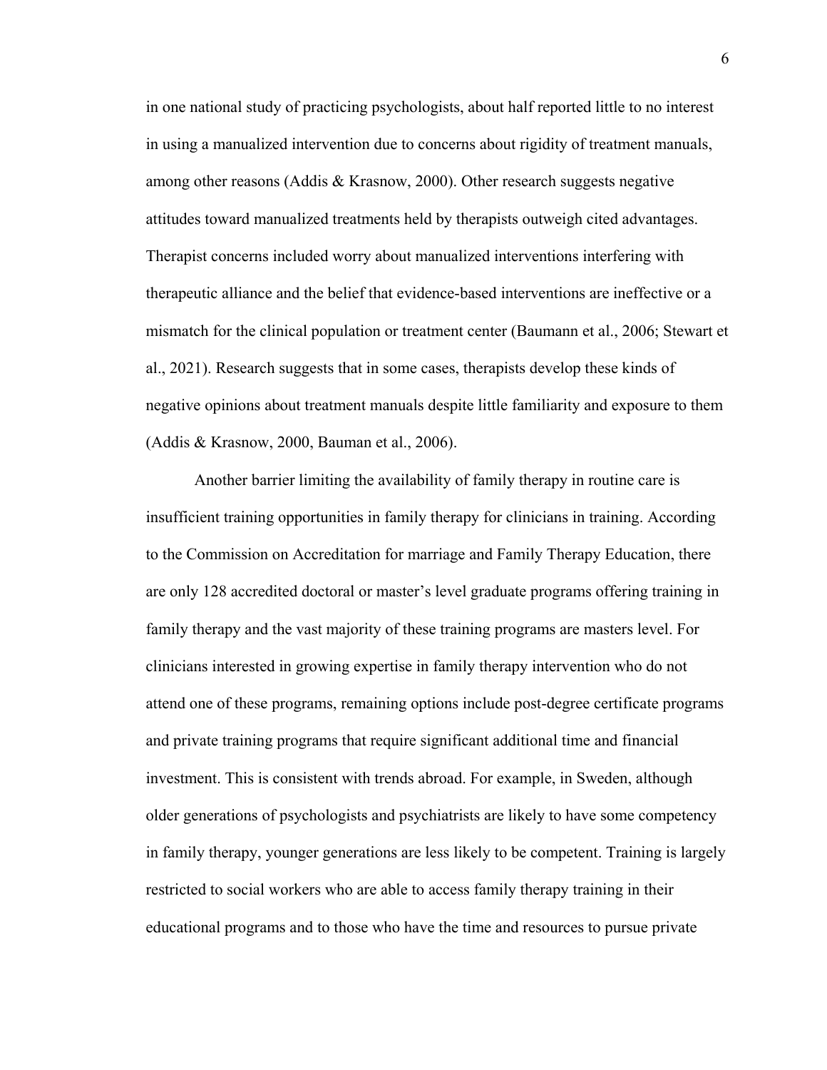in one national study of practicing psychologists, about half reported little to no interest in using a manualized intervention due to concerns about rigidity of treatment manuals, among other reasons (Addis & Krasnow, 2000). Other research suggests negative attitudes toward manualized treatments held by therapists outweigh cited advantages. Therapist concerns included worry about manualized interventions interfering with therapeutic alliance and the belief that evidence-based interventions are ineffective or a mismatch for the clinical population or treatment center (Baumann et al., 2006; Stewart et al., 2021). Research suggests that in some cases, therapists develop these kinds of negative opinions about treatment manuals despite little familiarity and exposure to them (Addis & Krasnow, 2000, Bauman et al., 2006).

Another barrier limiting the availability of family therapy in routine care is insufficient training opportunities in family therapy for clinicians in training. According to the Commission on Accreditation for marriage and Family Therapy Education, there are only 128 accredited doctoral or master's level graduate programs offering training in family therapy and the vast majority of these training programs are masters level. For clinicians interested in growing expertise in family therapy intervention who do not attend one of these programs, remaining options include post-degree certificate programs and private training programs that require significant additional time and financial investment. This is consistent with trends abroad. For example, in Sweden, although older generations of psychologists and psychiatrists are likely to have some competency in family therapy, younger generations are less likely to be competent. Training is largely restricted to social workers who are able to access family therapy training in their educational programs and to those who have the time and resources to pursue private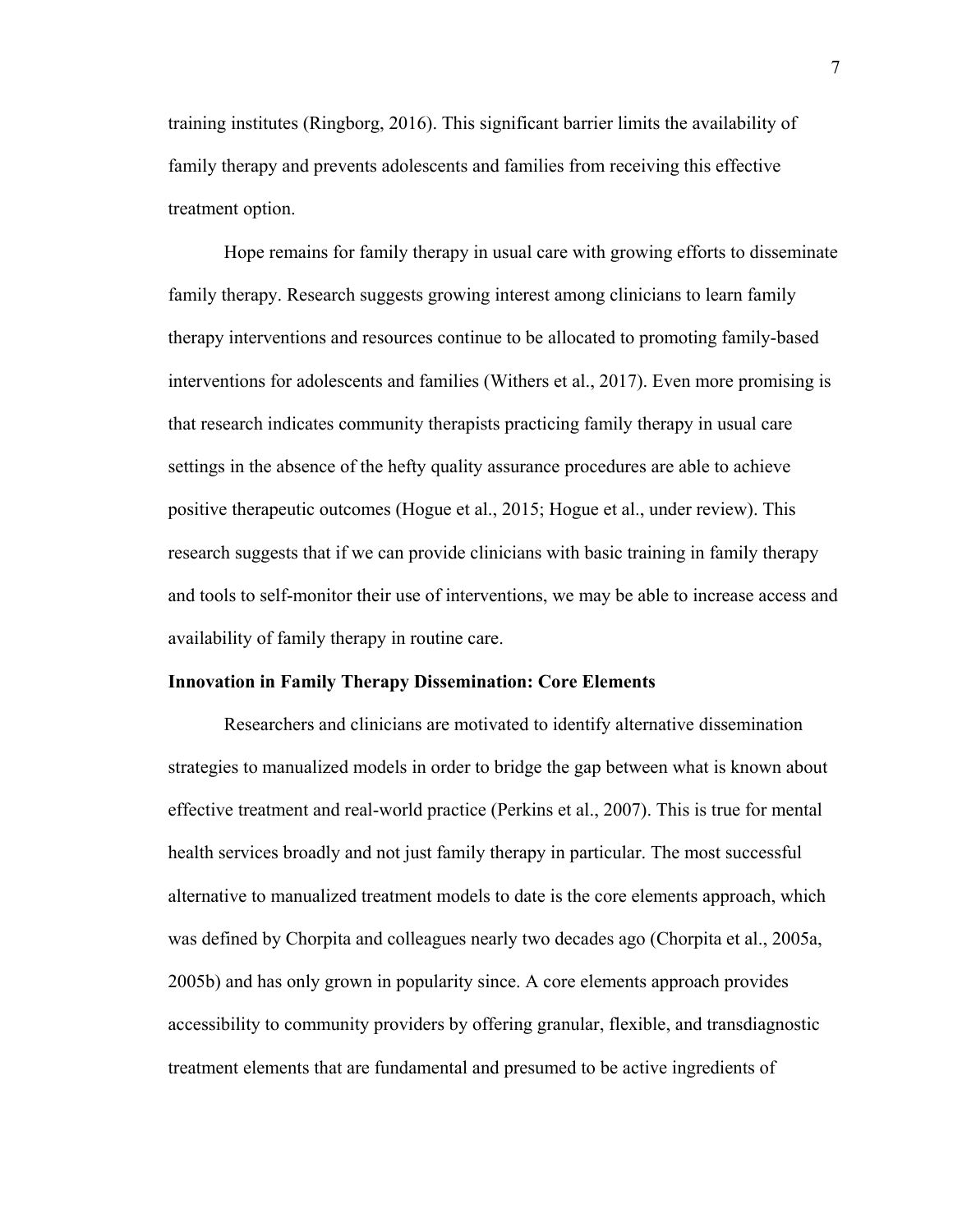training institutes (Ringborg, 2016). This significant barrier limits the availability of family therapy and prevents adolescents and families from receiving this effective treatment option.

Hope remains for family therapy in usual care with growing efforts to disseminate family therapy. Research suggests growing interest among clinicians to learn family therapy interventions and resources continue to be allocated to promoting family-based interventions for adolescents and families (Withers et al., 2017). Even more promising is that research indicates community therapists practicing family therapy in usual care settings in the absence of the hefty quality assurance procedures are able to achieve positive therapeutic outcomes (Hogue et al., 2015; Hogue et al., under review). This research suggests that if we can provide clinicians with basic training in family therapy and tools to self-monitor their use of interventions, we may be able to increase access and availability of family therapy in routine care.

**Innovation in Family Therapy Dissemination: Core Elements**

Researchers and clinicians are motivated to identify alternative dissemination strategies to manualized models in order to bridge the gap between what is known about effective treatment and real-world practice (Perkins et al., 2007). This is true for mental health services broadly and not just family therapy in particular. The most successful alternative to manualized treatment models to date is the core elements approach, which was defined by Chorpita and colleagues nearly two decades ago (Chorpita et al., 2005a, 2005b) and has only grown in popularity since. A core elements approach provides accessibility to community providers by offering granular, flexible, and transdiagnostic treatment elements that are fundamental and presumed to be active ingredients of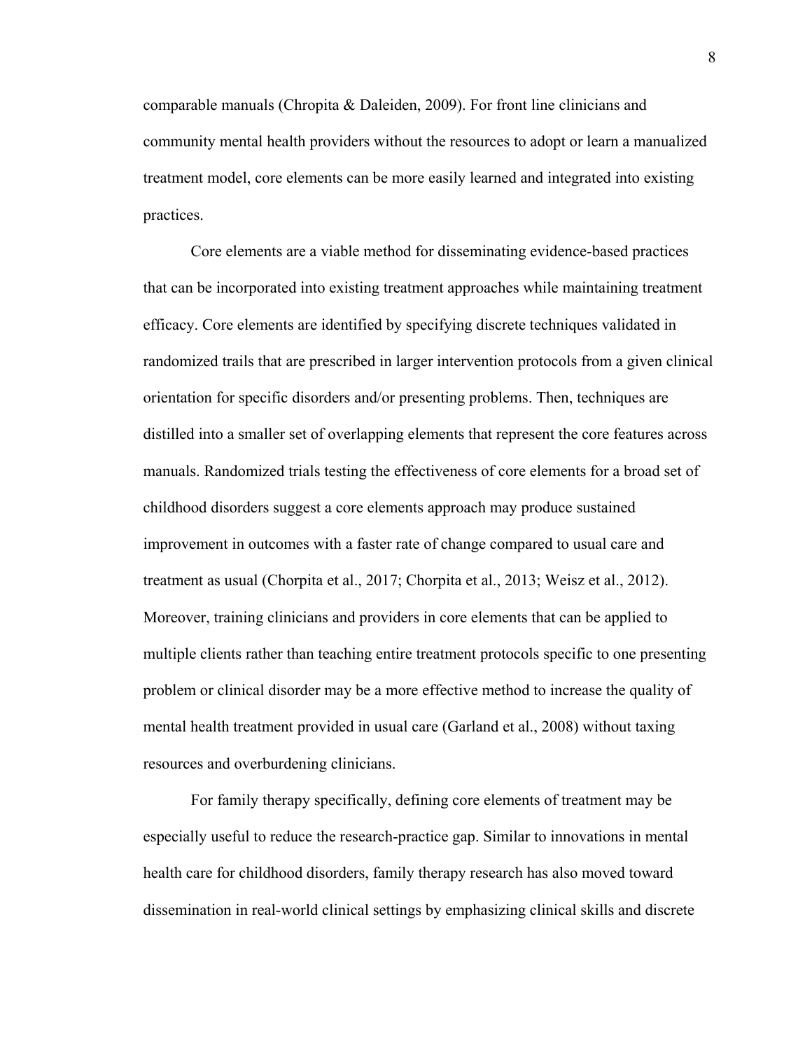comparable manuals (Chropita & Daleiden, 2009). For front line clinicians and community mental health providers without the resources to adopt or learn a manualized treatment model, core elements can be more easily learned and integrated into existing practices.

Core elements are a viable method for disseminating evidence-based practices that can be incorporated into existing treatment approaches while maintaining treatment efficacy. Core elements are identified by specifying discrete techniques validated in randomized trails that are prescribed in larger intervention protocols from a given clinical orientation for specific disorders and/or presenting problems. Then, techniques are distilled into a smaller set of overlapping elements that represent the core features across manuals. Randomized trials testing the effectiveness of core elements for a broad set of childhood disorders suggest a core elements approach may produce sustained improvement in outcomes with a faster rate of change compared to usual care and treatment as usual (Chorpita et al., 2017; Chorpita et al., 2013; Weisz et al., 2012). Moreover, training clinicians and providers in core elements that can be applied to multiple clients rather than teaching entire treatment protocols specific to one presenting problem or clinical disorder may be a more effective method to increase the quality of mental health treatment provided in usual care (Garland et al., 2008) without taxing resources and overburdening clinicians.

For family therapy specifically, defining core elements of treatment may be especially useful to reduce the research-practice gap. Similar to innovations in mental health care for childhood disorders, family therapy research has also moved toward dissemination in real-world clinical settings by emphasizing clinical skills and discrete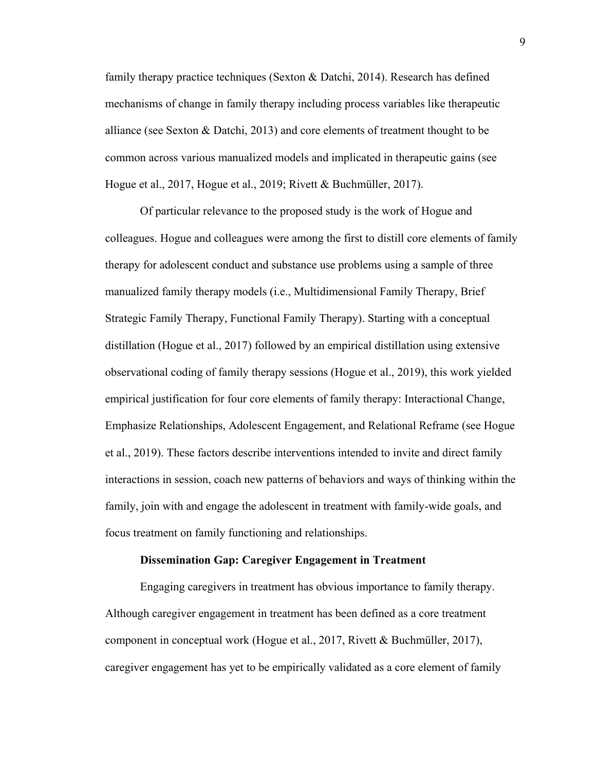family therapy practice techniques (Sexton & Datchi, 2014). Research has defined mechanisms of change in family therapy including process variables like therapeutic alliance (see Sexton & Datchi, 2013) and core elements of treatment thought to be common across various manualized models and implicated in therapeutic gains (see Hogue et al., 2017, Hogue et al., 2019; Rivett & Buchmüller, 2017).

Of particular relevance to the proposed study is the work of Hogue and colleagues. Hogue and colleagues were among the first to distill core elements of family therapy for adolescent conduct and substance use problems using a sample of three manualized family therapy models (i.e., Multidimensional Family Therapy, Brief Strategic Family Therapy, Functional Family Therapy). Starting with a conceptual distillation (Hogue et al., 2017) followed by an empirical distillation using extensive observational coding of family therapy sessions (Hogue et al., 2019), this work yielded empirical justification for four core elements of family therapy: Interactional Change, Emphasize Relationships, Adolescent Engagement, and Relational Reframe (see Hogue et al., 2019). These factors describe interventions intended to invite and direct family interactions in session, coach new patterns of behaviors and ways of thinking within the family, join with and engage the adolescent in treatment with family-wide goals, and focus treatment on family functioning and relationships.

### Dissemination Gap: Caregiver Engagement in Treatment

Engaging caregivers in treatment has obvious importance to family therapy. Although caregiver engagement in treatment has been defined as a core treatment component in conceptual work (Hogue et al., 2017, Rivett & Buchmüller, 2017), caregiver engagement has yet to be empirically validated as a core element of family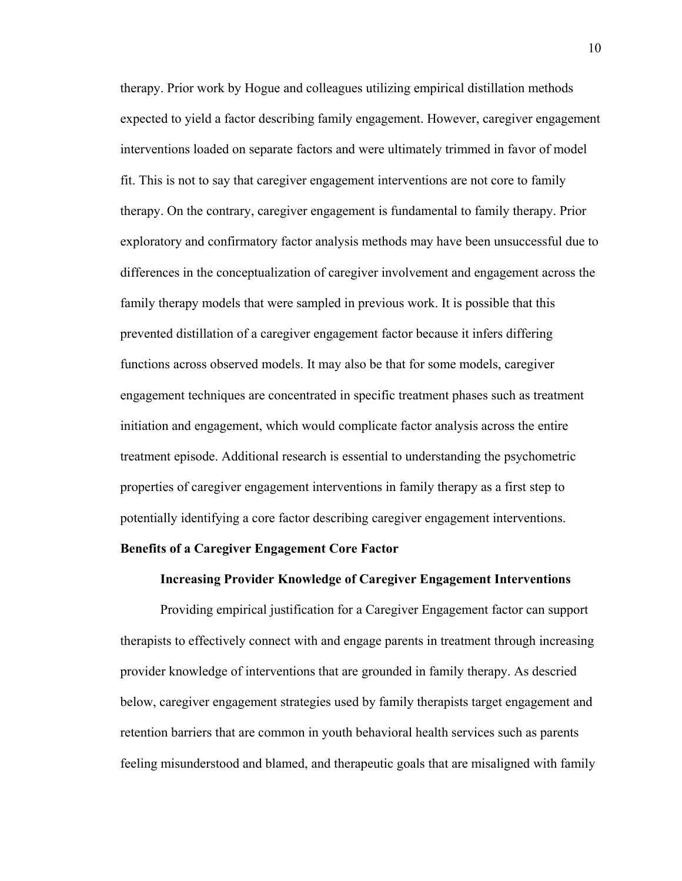therapy. Prior work by Hogue and colleagues utilizing empirical distillation methods expected to yield a factor describing family engagement. However, caregiver engagement interventions loaded on separate factors and were ultimately trimmed in favor of model fit. This is not to say that caregiver engagement interventions are not core to family therapy. On the contrary, caregiver engagement is fundamental to family therapy. Prior exploratory and confirmatory factor analysis methods may have been unsuccessful due to differences in the conceptualization of caregiver involvement and engagement across the family therapy models that were sampled in previous work. It is possible that this prevented distillation of a caregiver engagement factor because it infers differing functions across observed models. It may also be that for some models, caregiver engagement techniques are concentrated in specific treatment phases such as treatment initiation and engagement, which would complicate factor analysis across the entire treatment episode. Additional research is essential to understanding the psychometric properties of caregiver engagement interventions in family therapy as a first step to potentially identifying a core factor describing caregiver engagement interventions.

## Benefits of a Caregiver Engagement Core Factor

### Increasing Provider Knowledge of Caregiver Engagement Interventions

Providing empirical justification for a Caregiver Engagement factor can support therapists to effectively connect with and engage parents in treatment through increasing provider knowledge of interventions that are grounded in family therapy. As descried below, caregiver engagement strategies used by family therapists target engagement and retention barriers that are common in youth behavioral health services such as parents feeling misunderstood and blamed, and therapeutic goals that are misaligned with family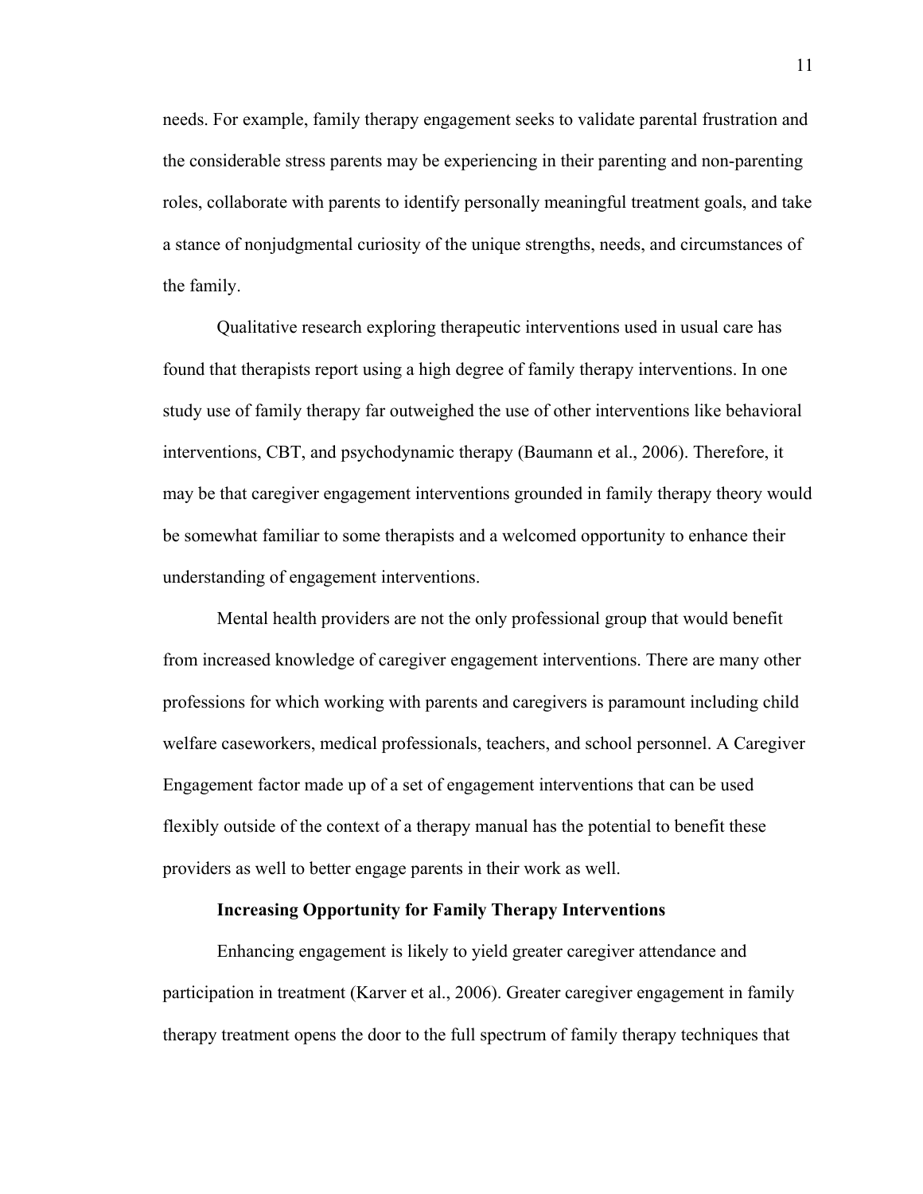needs. For example, family therapy engagement seeks to validate parental frustration and the considerable stress parents may be experiencing in their parenting and non-parenting roles, collaborate with parents to identify personally meaningful treatment goals, and take a stance of nonjudgmental curiosity of the unique strengths, needs, and circumstances of the family.

Qualitative research exploring therapeutic interventions used in usual care has found that therapists report using a high degree of family therapy interventions. In one study use of family therapy far outweighed the use of other interventions like behavioral interventions, CBT, and psychodynamic therapy (Baumann et al., 2006). Therefore, it may be that caregiver engagement interventions grounded in family therapy theory would be somewhat familiar to some therapists and a welcomed opportunity to enhance their understanding of engagement interventions.

Mental health providers are not the only professional group that would benefit from increased knowledge of caregiver engagement interventions. There are many other professions for which working with parents and caregivers is paramount including child welfare caseworkers, medical professionals, teachers, and school personnel. A Caregiver Engagement factor made up of a set of engagement interventions that can be used flexibly outside of the context of a therapy manual has the potential to benefit these providers as well to better engage parents in their work as well.

**Increasing Opportunity for Family Therapy Interventions**

Enhancing engagement is likely to yield greater caregiver attendance and participation in treatment (Karver et al., 2006). Greater caregiver engagement in family therapy treatment opens the door to the full spectrum of family therapy techniques that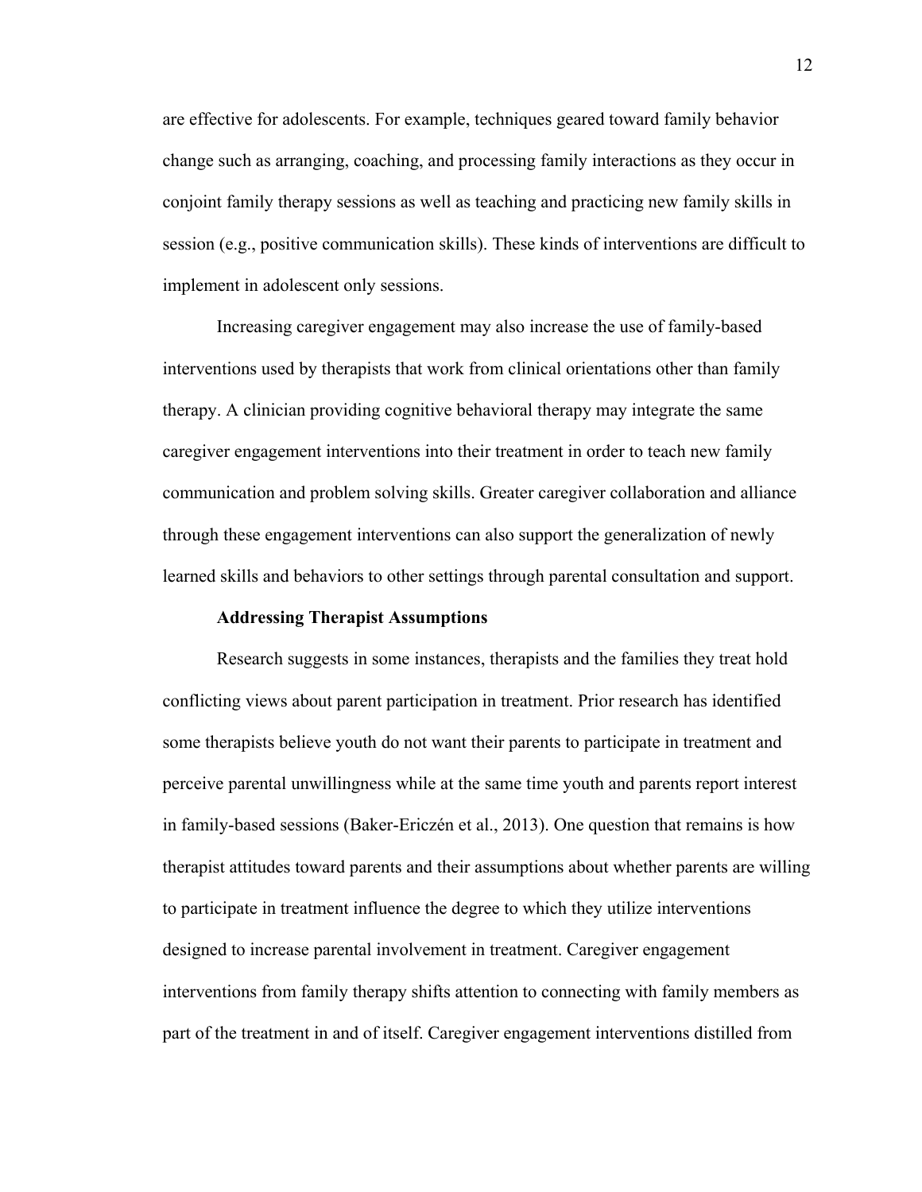are effective for adolescents. For example, techniques geared toward family behavior change such as arranging, coaching, and processing family interactions as they occur in conjoint family therapy sessions as well as teaching and practicing new family skills in session (e.g., positive communication skills). These kinds of interventions are difficult to implement in adolescent only sessions.

Increasing caregiver engagement may also increase the use of family-based interventions used by therapists that work from clinical orientations other than family therapy. A clinician providing cognitive behavioral therapy may integrate the same caregiver engagement interventions into their treatment in order to teach new family communication and problem solving skills. Greater caregiver collaboration and alliance through these engagement interventions can also support the generalization of newly learned skills and behaviors to other settings through parental consultation and support.

### Addressing Therapist Assumptions

Research suggests in some instances, therapists and the families they treat hold conflicting views about parent participation in treatment. Prior research has identified some therapists believe youth do not want their parents to participate in treatment and perceive parental unwillingness while at the same time youth and parents report interest in family-based sessions (Baker-Ericzén et al., 2013). One question that remains is how therapist attitudes toward parents and their assumptions about whether parents are willing to participate in treatment influence the degree to which they utilize interventions designed to increase parental involvement in treatment. Caregiver engagement interventions from family therapy shifts attention to connecting with family members as part of the treatment in and of itself. Caregiver engagement interventions distilled from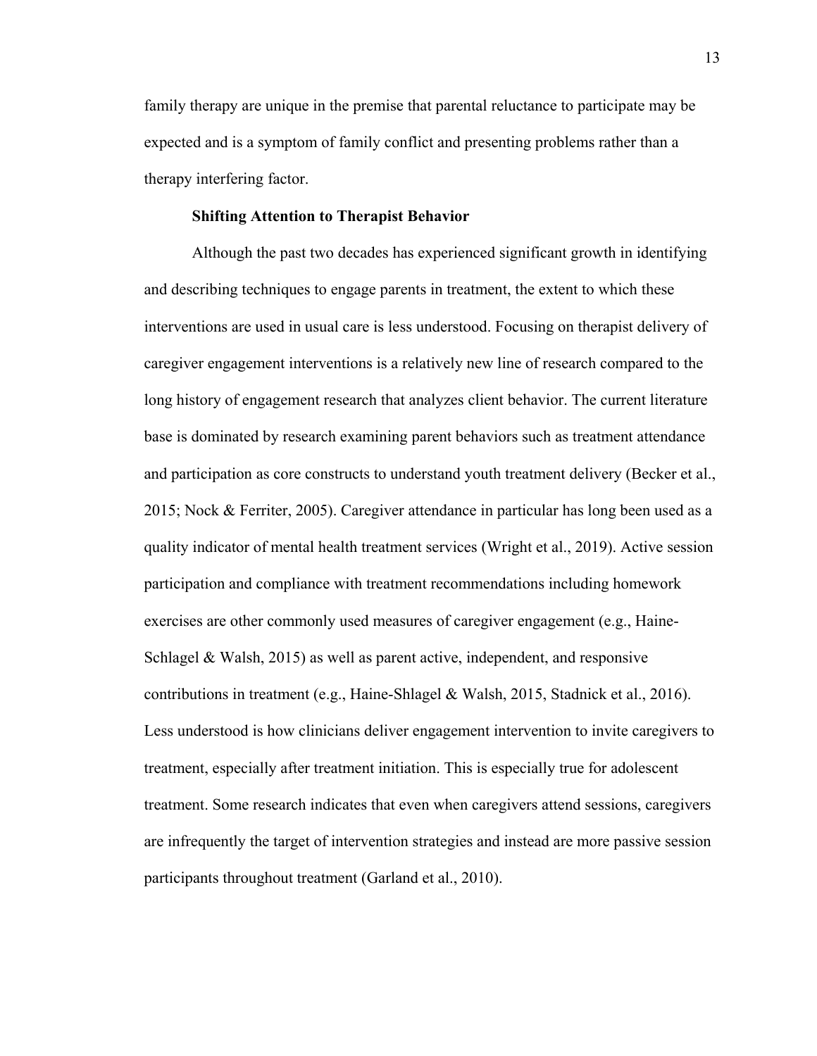family therapy are unique in the premise that parental reluctance to participate may be expected and is a symptom of family conflict and presenting problems rather than a therapy interfering factor.

**Shifting Attention to Therapist Behavior**

Although the past two decades has experienced significant growth in identifying and describing techniques to engage parents in treatment, the extent to which these interventions are used in usual care is less understood. Focusing on therapist delivery of caregiver engagement interventions is a relatively new line of research compared to the long history of engagement research that analyzes client behavior. The current literature base is dominated by research examining parent behaviors such as treatment attendance and participation as core constructs to understand youth treatment delivery (Becker et al., 2015; Nock & Ferriter, 2005). Caregiver attendance in particular has long been used as a quality indicator of mental health treatment services (Wright et al., 2019). Active session participation and compliance with treatment recommendations including homework exercises are other commonly used measures of caregiver engagement (e.g., Haine-Schlagel & Walsh, 2015) as well as parent active, independent, and responsive contributions in treatment (e.g., Haine-Shlagel & Walsh, 2015, Stadnick et al., 2016). Less understood is how clinicians deliver engagement intervention to invite caregivers to treatment, especially after treatment initiation. This is especially true for adolescent treatment. Some research indicates that even when caregivers attend sessions, caregivers are infrequently the target of intervention strategies and instead are more passive session participants throughout treatment (Garland et al., 2010).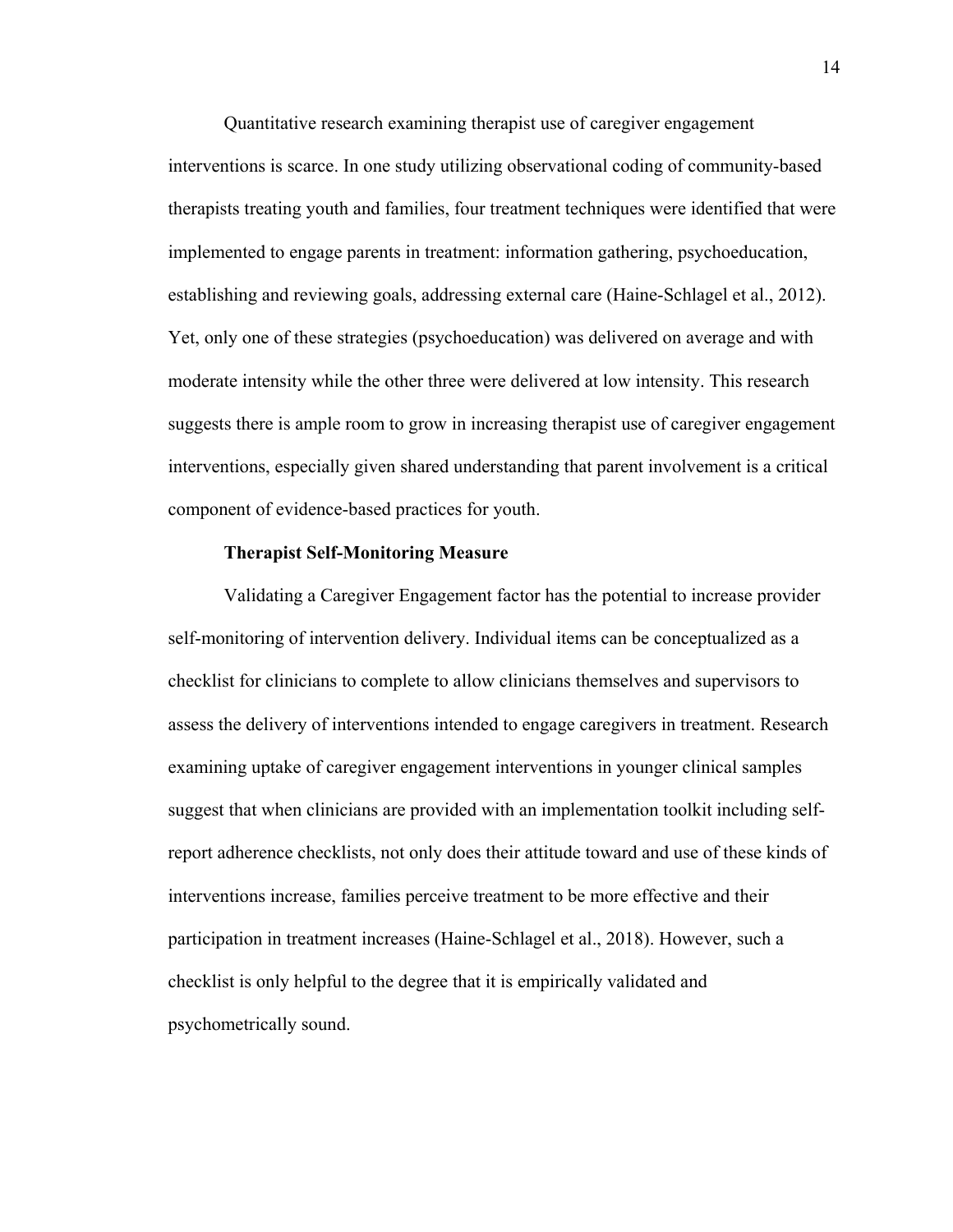Quantitative research examining therapist use of caregiver engagement interventions is scarce. In one study utilizing observational coding of community-based therapists treating youth and families, four treatment techniques were identified that were implemented to engage parents in treatment: information gathering, psychoeducation, establishing and reviewing goals, addressing external care (Haine-Schlagel et al., 2012). Yet, only one of these strategies (psychoeducation) was delivered on average and with moderate intensity while the other three were delivered at low intensity. This research suggests there is ample room to grow in increasing therapist use of caregiver engagement interventions, especially given shared understanding that parent involvement is a critical component of evidence-based practices for youth.

### Therapist Self-Monitoring Measure

Validating a Caregiver Engagement factor has the potential to increase provider self-monitoring of intervention delivery. Individual items can be conceptualized as a checklist for clinicians to complete to allow clinicians themselves and supervisors to assess the delivery of interventions intended to engage caregivers in treatment. Research examining uptake of caregiver engagement interventions in younger clinical samples suggest that when clinicians are provided with an implementation toolkit including self-report adherence checklists, not only does their attitude toward and use of these kinds of interventions increase, families perceive treatment to be more effective and their participation in treatment increases (Haine-Schlagel et al., 2018). However, such a checklist is only helpful to the degree that it is empirically validated and psychometrically sound.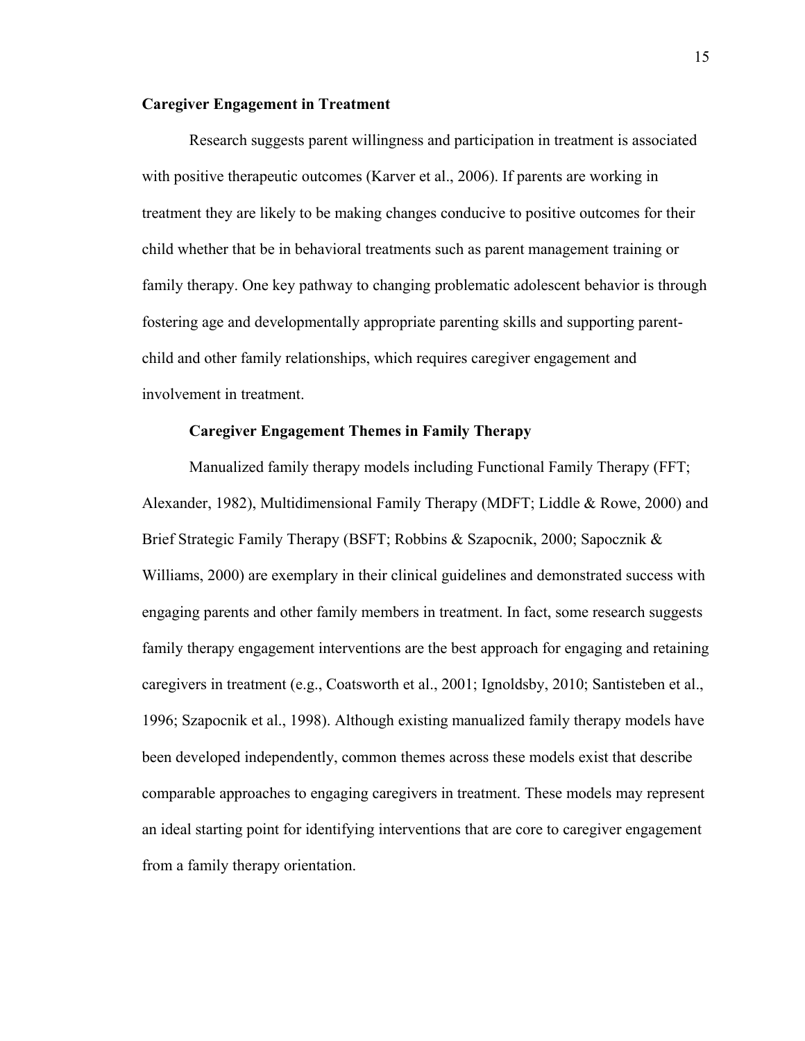## Caregiver Engagement in Treatment

Research suggests parent willingness and participation in treatment is associated with positive therapeutic outcomes (Karver et al., 2006). If parents are working in treatment they are likely to be making changes conducive to positive outcomes for their child whether that be in behavioral treatments such as parent management training or family therapy. One key pathway to changing problematic adolescent behavior is through fostering age and developmentally appropriate parenting skills and supporting parent-child and other family relationships, which requires caregiver engagement and involvement in treatment.

### Caregiver Engagement Themes in Family Therapy

Manualized family therapy models including Functional Family Therapy (FFT; Alexander, 1982), Multidimensional Family Therapy (MDFT; Liddle & Rowe, 2000) and Brief Strategic Family Therapy (BSFT; Robbins & Szapocnik, 2000; Sapocznik & Williams, 2000) are exemplary in their clinical guidelines and demonstrated success with engaging parents and other family members in treatment. In fact, some research suggests family therapy engagement interventions are the best approach for engaging and retaining caregivers in treatment (e.g., Coatsworth et al., 2001; Ignoldsby, 2010; Santisteben et al., 1996; Szapocnik et al., 1998). Although existing manualized family therapy models have been developed independently, common themes across these models exist that describe comparable approaches to engaging caregivers in treatment. These models may represent an ideal starting point for identifying interventions that are core to caregiver engagement from a family therapy orientation.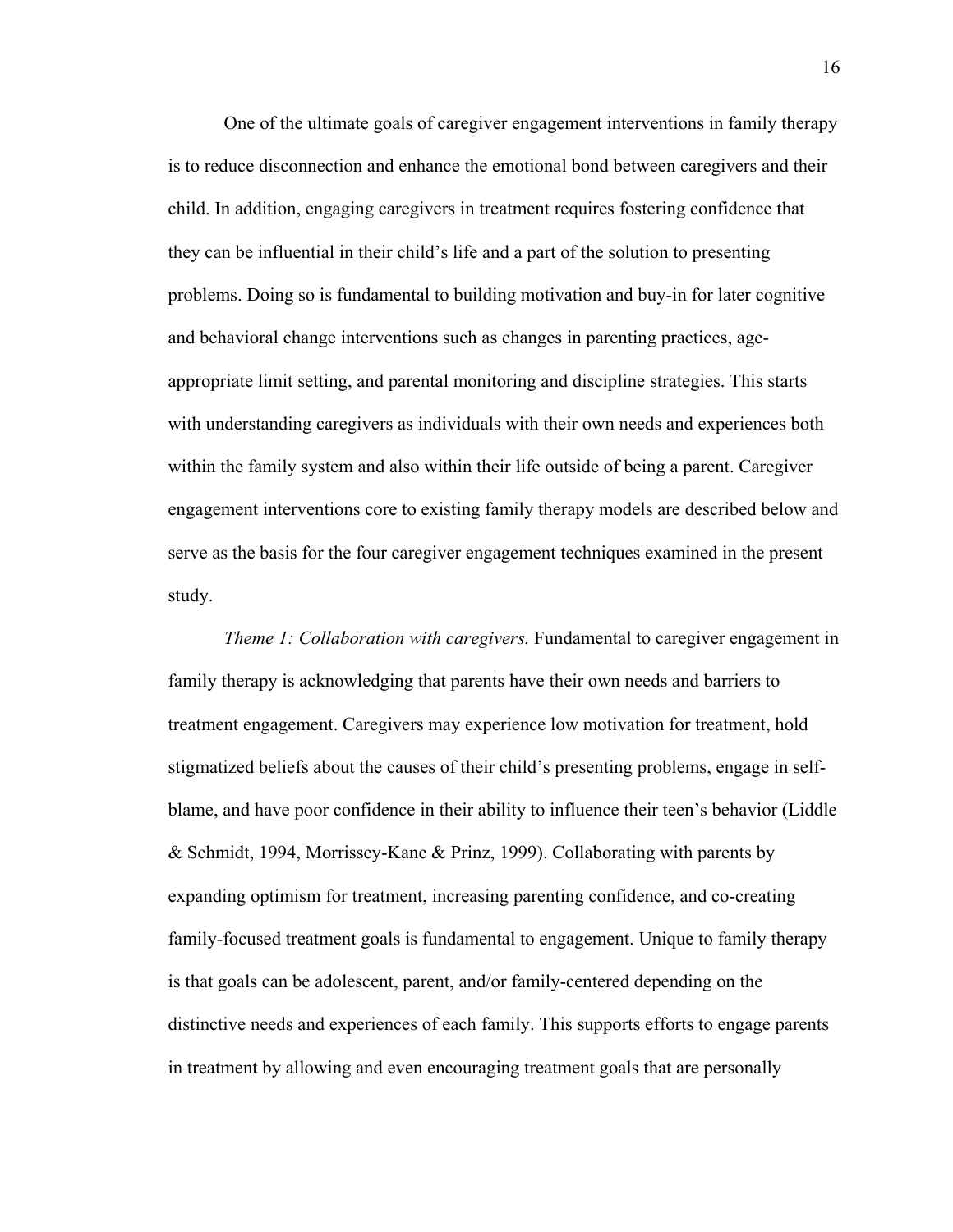One of the ultimate goals of caregiver engagement interventions in family therapy is to reduce disconnection and enhance the emotional bond between caregivers and their child. In addition, engaging caregivers in treatment requires fostering confidence that they can be influential in their child's life and a part of the solution to presenting problems. Doing so is fundamental to building motivation and buy-in for later cognitive and behavioral change interventions such as changes in parenting practices, age-appropriate limit setting, and parental monitoring and discipline strategies. This starts with understanding caregivers as individuals with their own needs and experiences both within the family system and also within their life outside of being a parent. Caregiver engagement interventions core to existing family therapy models are described below and serve as the basis for the four caregiver engagement techniques examined in the present study.

*Theme 1: Collaboration with caregivers.* Fundamental to caregiver engagement in family therapy is acknowledging that parents have their own needs and barriers to treatment engagement. Caregivers may experience low motivation for treatment, hold stigmatized beliefs about the causes of their child's presenting problems, engage in self-blame, and have poor confidence in their ability to influence their teen's behavior (Liddle & Schmidt, 1994, Morrissey-Kane & Prinz, 1999). Collaborating with parents by expanding optimism for treatment, increasing parenting confidence, and co-creating family-focused treatment goals is fundamental to engagement. Unique to family therapy is that goals can be adolescent, parent, and/or family-centered depending on the distinctive needs and experiences of each family. This supports efforts to engage parents in treatment by allowing and even encouraging treatment goals that are personally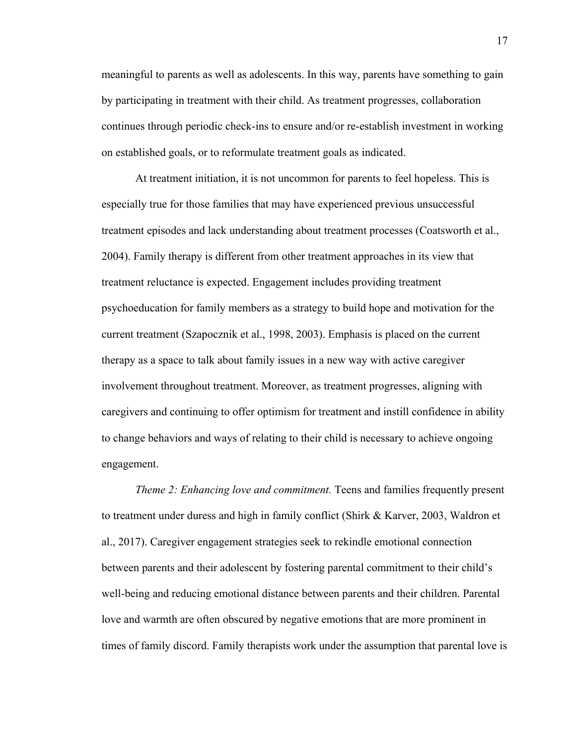meaningful to parents as well as adolescents. In this way, parents have something to gain by participating in treatment with their child. As treatment progresses, collaboration continues through periodic check-ins to ensure and/or re-establish investment in working on established goals, or to reformulate treatment goals as indicated.

At treatment initiation, it is not uncommon for parents to feel hopeless. This is especially true for those families that may have experienced previous unsuccessful treatment episodes and lack understanding about treatment processes (Coatsworth et al., 2004). Family therapy is different from other treatment approaches in its view that treatment reluctance is expected. Engagement includes providing treatment psychoeducation for family members as a strategy to build hope and motivation for the current treatment (Szapocznik et al., 1998, 2003). Emphasis is placed on the current therapy as a space to talk about family issues in a new way with active caregiver involvement throughout treatment. Moreover, as treatment progresses, aligning with caregivers and continuing to offer optimism for treatment and instill confidence in ability to change behaviors and ways of relating to their child is necessary to achieve ongoing engagement.

*Theme 2: Enhancing love and commitment.* Teens and families frequently present to treatment under duress and high in family conflict (Shirk & Karver, 2003, Waldron et al., 2017). Caregiver engagement strategies seek to rekindle emotional connection between parents and their adolescent by fostering parental commitment to their child's well-being and reducing emotional distance between parents and their children. Parental love and warmth are often obscured by negative emotions that are more prominent in times of family discord. Family therapists work under the assumption that parental love is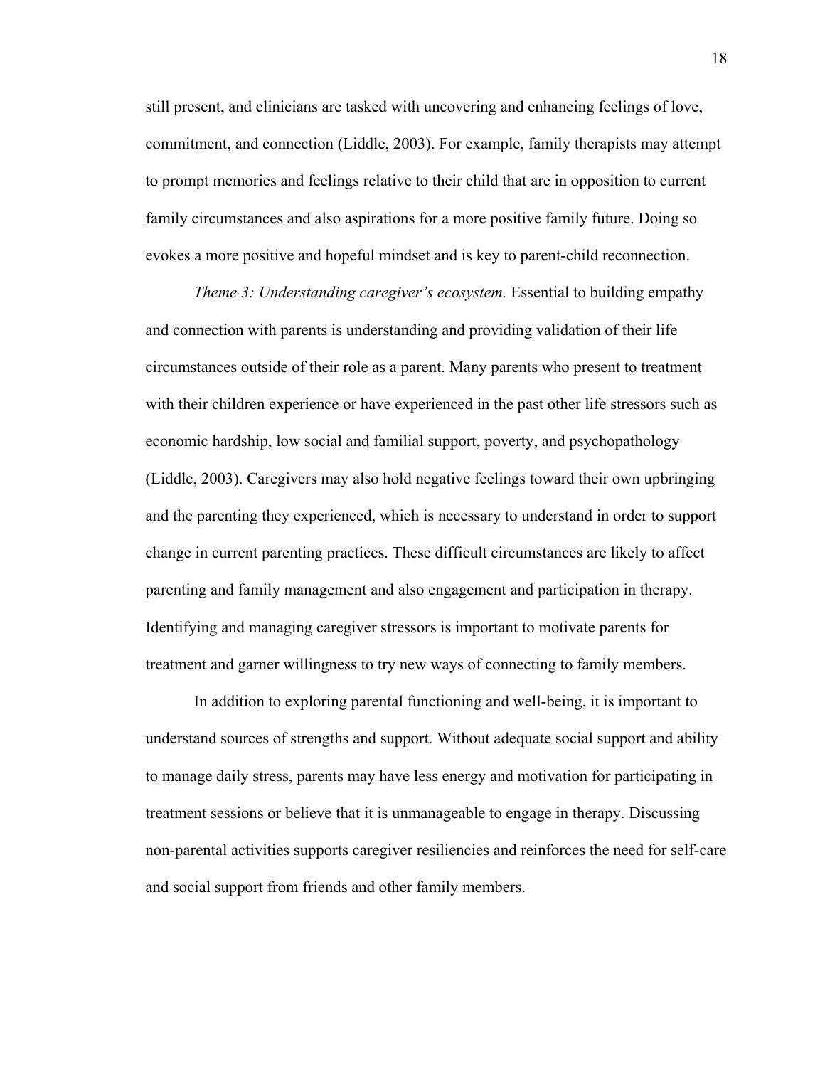still present, and clinicians are tasked with uncovering and enhancing feelings of love, commitment, and connection (Liddle, 2003). For example, family therapists may attempt to prompt memories and feelings relative to their child that are in opposition to current family circumstances and also aspirations for a more positive family future. Doing so evokes a more positive and hopeful mindset and is key to parent-child reconnection.

*Theme 3: Understanding caregiver's ecosystem.* Essential to building empathy and connection with parents is understanding and providing validation of their life circumstances outside of their role as a parent. Many parents who present to treatment with their children experience or have experienced in the past other life stressors such as economic hardship, low social and familial support, poverty, and psychopathology (Liddle, 2003). Caregivers may also hold negative feelings toward their own upbringing and the parenting they experienced, which is necessary to understand in order to support change in current parenting practices. These difficult circumstances are likely to affect parenting and family management and also engagement and participation in therapy. Identifying and managing caregiver stressors is important to motivate parents for treatment and garner willingness to try new ways of connecting to family members.

In addition to exploring parental functioning and well-being, it is important to understand sources of strengths and support. Without adequate social support and ability to manage daily stress, parents may have less energy and motivation for participating in treatment sessions or believe that it is unmanageable to engage in therapy. Discussing non-parental activities supports caregiver resiliencies and reinforces the need for self-care and social support from friends and other family members.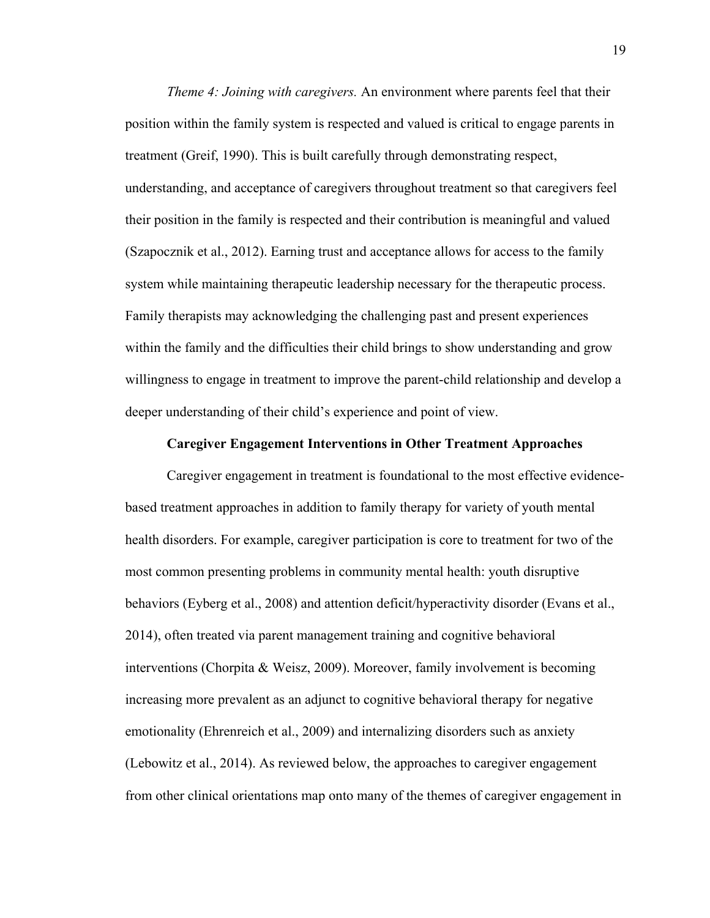*Theme 4: Joining with caregivers.* An environment where parents feel that their position within the family system is respected and valued is critical to engage parents in treatment (Greif, 1990). This is built carefully through demonstrating respect, understanding, and acceptance of caregivers throughout treatment so that caregivers feel their position in the family is respected and their contribution is meaningful and valued (Szapocznik et al., 2012). Earning trust and acceptance allows for access to the family system while maintaining therapeutic leadership necessary for the therapeutic process. Family therapists may acknowledging the challenging past and present experiences within the family and the difficulties their child brings to show understanding and grow willingness to engage in treatment to improve the parent-child relationship and develop a deeper understanding of their child's experience and point of view.

## Caregiver Engagement Interventions in Other Treatment Approaches

Caregiver engagement in treatment is foundational to the most effective evidence-based treatment approaches in addition to family therapy for variety of youth mental health disorders. For example, caregiver participation is core to treatment for two of the most common presenting problems in community mental health: youth disruptive behaviors (Eyberg et al., 2008) and attention deficit/hyperactivity disorder (Evans et al., 2014), often treated via parent management training and cognitive behavioral interventions (Chorpita & Weisz, 2009). Moreover, family involvement is becoming increasing more prevalent as an adjunct to cognitive behavioral therapy for negative emotionality (Ehrenreich et al., 2009) and internalizing disorders such as anxiety (Lebowitz et al., 2014). As reviewed below, the approaches to caregiver engagement from other clinical orientations map onto many of the themes of caregiver engagement in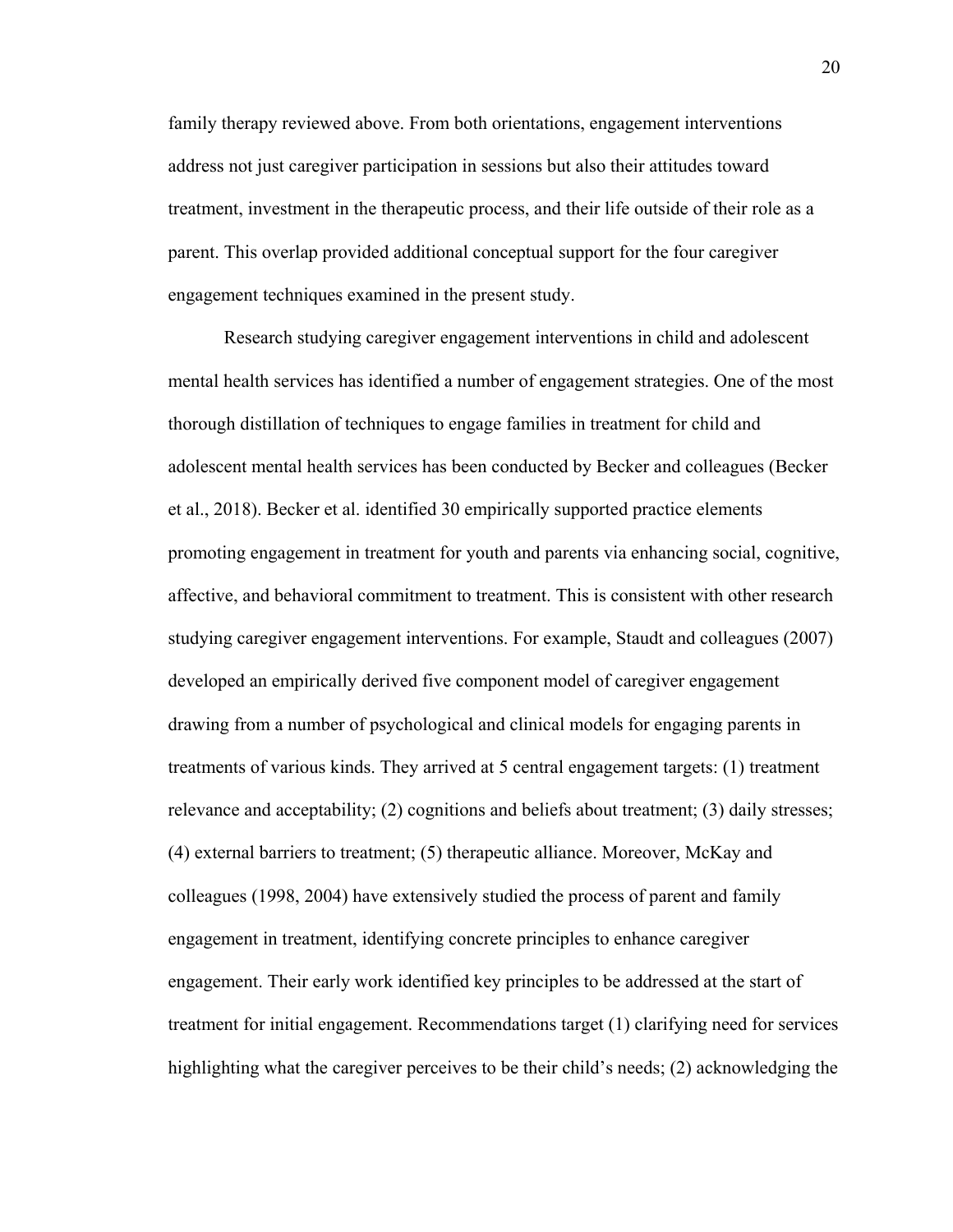family therapy reviewed above. From both orientations, engagement interventions address not just caregiver participation in sessions but also their attitudes toward treatment, investment in the therapeutic process, and their life outside of their role as a parent. This overlap provided additional conceptual support for the four caregiver engagement techniques examined in the present study.

Research studying caregiver engagement interventions in child and adolescent mental health services has identified a number of engagement strategies. One of the most thorough distillation of techniques to engage families in treatment for child and adolescent mental health services has been conducted by Becker and colleagues (Becker et al., 2018). Becker et al. identified 30 empirically supported practice elements promoting engagement in treatment for youth and parents via enhancing social, cognitive, affective, and behavioral commitment to treatment. This is consistent with other research studying caregiver engagement interventions. For example, Staudt and colleagues (2007) developed an empirically derived five component model of caregiver engagement drawing from a number of psychological and clinical models for engaging parents in treatments of various kinds. They arrived at 5 central engagement targets: (1) treatment relevance and acceptability; (2) cognitions and beliefs about treatment; (3) daily stresses; (4) external barriers to treatment; (5) therapeutic alliance. Moreover, McKay and colleagues (1998, 2004) have extensively studied the process of parent and family engagement in treatment, identifying concrete principles to enhance caregiver engagement. Their early work identified key principles to be addressed at the start of treatment for initial engagement. Recommendations target (1) clarifying need for services highlighting what the caregiver perceives to be their child's needs; (2) acknowledging the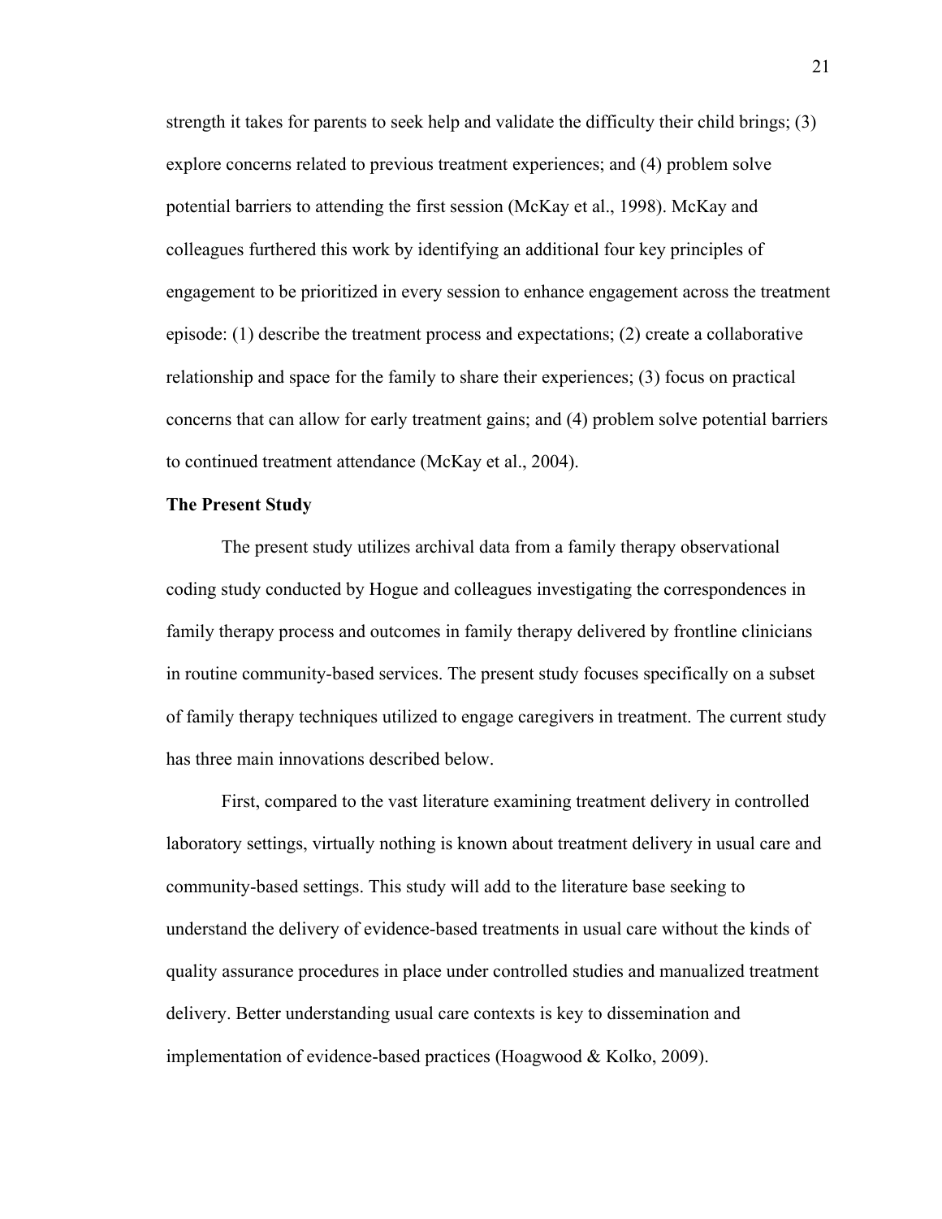strength it takes for parents to seek help and validate the difficulty their child brings; (3) explore concerns related to previous treatment experiences; and (4) problem solve potential barriers to attending the first session (McKay et al., 1998). McKay and colleagues furthered this work by identifying an additional four key principles of engagement to be prioritized in every session to enhance engagement across the treatment episode: (1) describe the treatment process and expectations; (2) create a collaborative relationship and space for the family to share their experiences; (3) focus on practical concerns that can allow for early treatment gains; and (4) problem solve potential barriers to continued treatment attendance (McKay et al., 2004).

**The Present Study**

The present study utilizes archival data from a family therapy observational coding study conducted by Hogue and colleagues investigating the correspondences in family therapy process and outcomes in family therapy delivered by frontline clinicians in routine community-based services. The present study focuses specifically on a subset of family therapy techniques utilized to engage caregivers in treatment. The current study has three main innovations described below.

First, compared to the vast literature examining treatment delivery in controlled laboratory settings, virtually nothing is known about treatment delivery in usual care and community-based settings. This study will add to the literature base seeking to understand the delivery of evidence-based treatments in usual care without the kinds of quality assurance procedures in place under controlled studies and manualized treatment delivery. Better understanding usual care contexts is key to dissemination and implementation of evidence-based practices (Hoagwood & Kolko, 2009).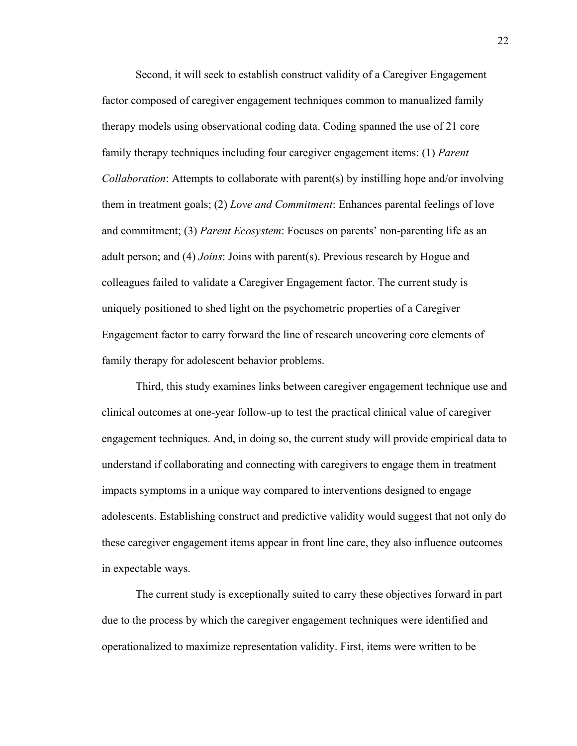Second, it will seek to establish construct validity of a Caregiver Engagement factor composed of caregiver engagement techniques common to manualized family therapy models using observational coding data. Coding spanned the use of 21 core family therapy techniques including four caregiver engagement items: (1) *Parent Collaboration*: Attempts to collaborate with parent(s) by instilling hope and/or involving them in treatment goals; (2) *Love and Commitment*: Enhances parental feelings of love and commitment; (3) *Parent Ecosystem*: Focuses on parents' non-parenting life as an adult person; and (4) *Joins*: Joins with parent(s). Previous research by Hogue and colleagues failed to validate a Caregiver Engagement factor. The current study is uniquely positioned to shed light on the psychometric properties of a Caregiver Engagement factor to carry forward the line of research uncovering core elements of family therapy for adolescent behavior problems.

Third, this study examines links between caregiver engagement technique use and clinical outcomes at one-year follow-up to test the practical clinical value of caregiver engagement techniques. And, in doing so, the current study will provide empirical data to understand if collaborating and connecting with caregivers to engage them in treatment impacts symptoms in a unique way compared to interventions designed to engage adolescents. Establishing construct and predictive validity would suggest that not only do these caregiver engagement items appear in front line care, they also influence outcomes in expectable ways.

The current study is exceptionally suited to carry these objectives forward in part due to the process by which the caregiver engagement techniques were identified and operationalized to maximize representation validity. First, items were written to be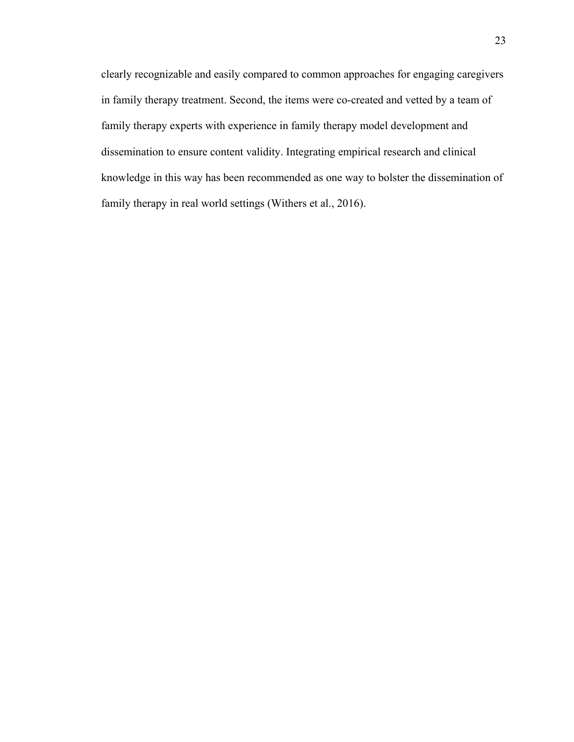clearly recognizable and easily compared to common approaches for engaging caregivers in family therapy treatment. Second, the items were co-created and vetted by a team of family therapy experts with experience in family therapy model development and dissemination to ensure content validity. Integrating empirical research and clinical knowledge in this way has been recommended as one way to bolster the dissemination of family therapy in real world settings (Withers et al., 2016).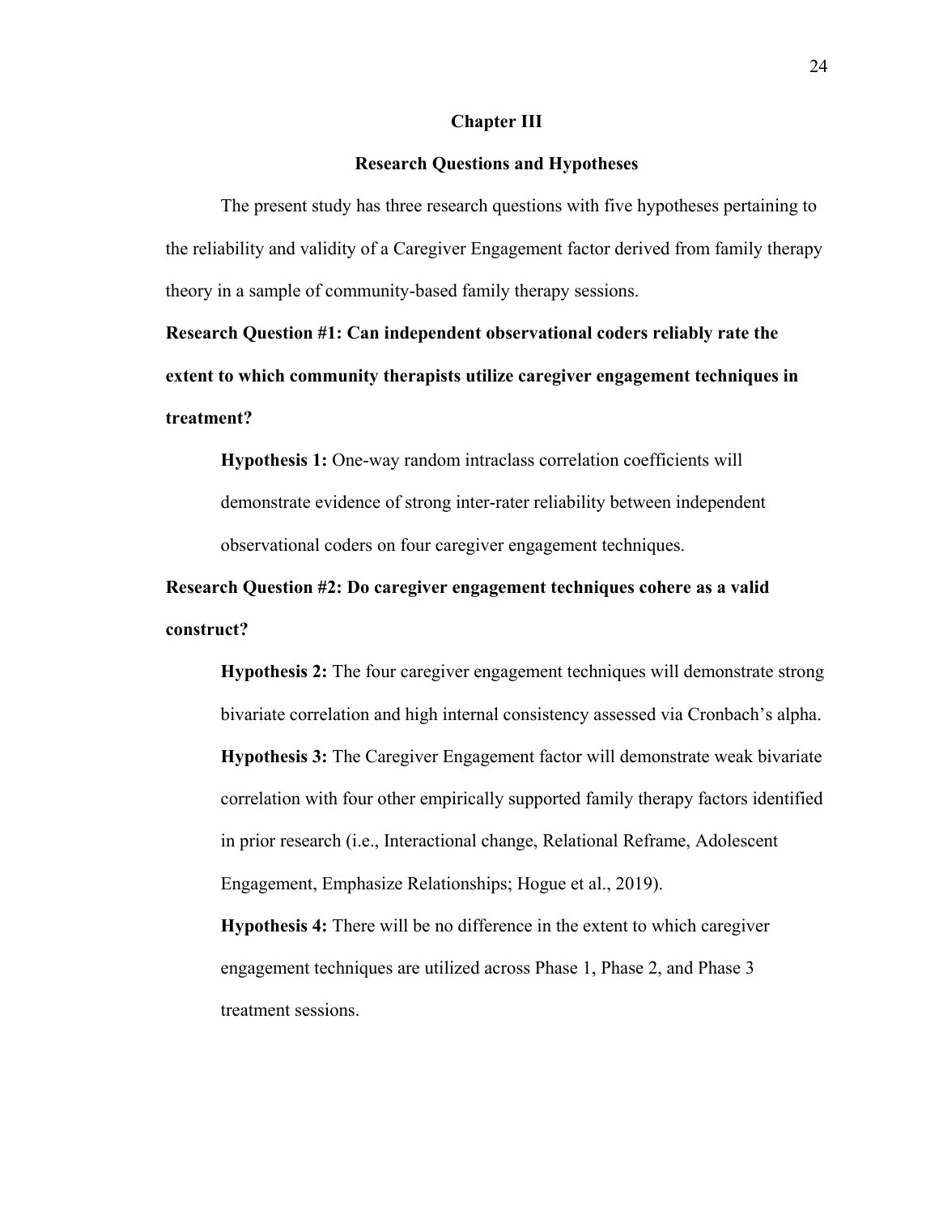# Chapter III

## Research Questions and Hypotheses

The present study has three research questions with five hypotheses pertaining to the reliability and validity of a Caregiver Engagement factor derived from family therapy theory in a sample of community-based family therapy sessions.

**Research Question #1: Can independent observational coders reliably rate the extent to which community therapists utilize caregiver engagement techniques in treatment?**

**Hypothesis 1:** One-way random intraclass correlation coefficients will demonstrate evidence of strong inter-rater reliability between independent observational coders on four caregiver engagement techniques.

**Research Question #2: Do caregiver engagement techniques cohere as a valid construct?**

**Hypothesis 2:** The four caregiver engagement techniques will demonstrate strong bivariate correlation and high internal consistency assessed via Cronbach's alpha.

**Hypothesis 3:** The Caregiver Engagement factor will demonstrate weak bivariate correlation with four other empirically supported family therapy factors identified in prior research (i.e., Interactional change, Relational Reframe, Adolescent Engagement, Emphasize Relationships; Hogue et al., 2019).

**Hypothesis 4:** There will be no difference in the extent to which caregiver engagement techniques are utilized across Phase 1, Phase 2, and Phase 3 treatment sessions.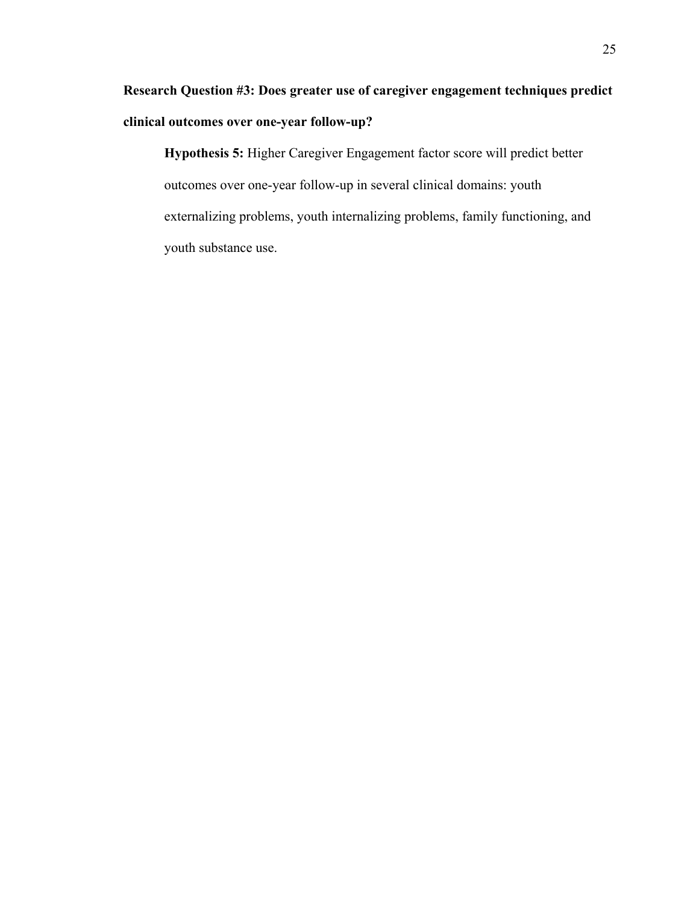**Research Question #3: Does greater use of caregiver engagement techniques predict clinical outcomes over one-year follow-up?**

**Hypothesis 5:** Higher Caregiver Engagement factor score will predict better outcomes over one-year follow-up in several clinical domains: youth externalizing problems, youth internalizing problems, family functioning, and youth substance use.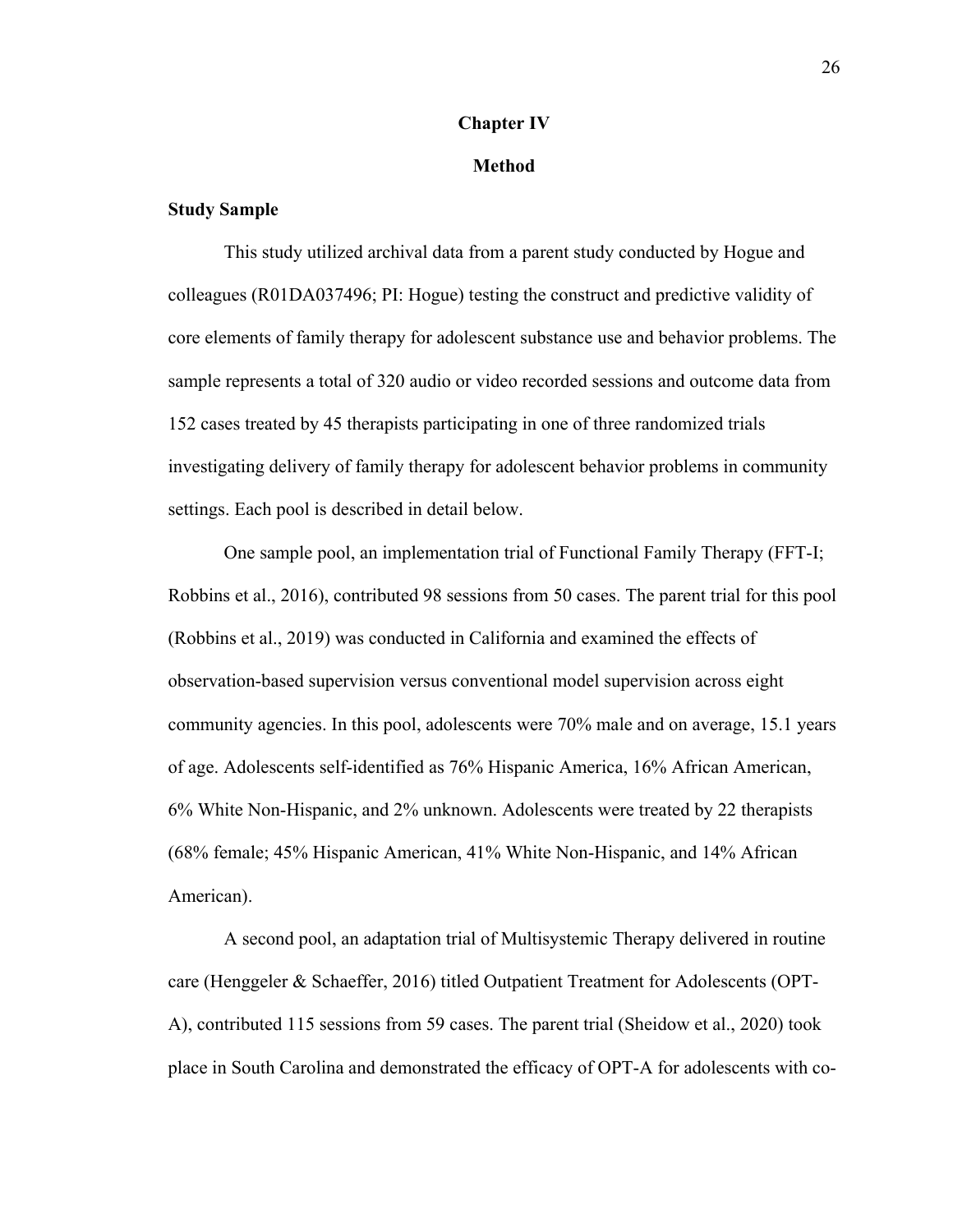# Chapter IV

# Method

## Study Sample

This study utilized archival data from a parent study conducted by Hogue and colleagues (R01DA037496; PI: Hogue) testing the construct and predictive validity of core elements of family therapy for adolescent substance use and behavior problems. The sample represents a total of 320 audio or video recorded sessions and outcome data from 152 cases treated by 45 therapists participating in one of three randomized trials investigating delivery of family therapy for adolescent behavior problems in community settings. Each pool is described in detail below.

One sample pool, an implementation trial of Functional Family Therapy (FFT-I; Robbins et al., 2016), contributed 98 sessions from 50 cases. The parent trial for this pool (Robbins et al., 2019) was conducted in California and examined the effects of observation-based supervision versus conventional model supervision across eight community agencies. In this pool, adolescents were 70% male and on average, 15.1 years of age. Adolescents self-identified as 76% Hispanic America, 16% African American, 6% White Non-Hispanic, and 2% unknown. Adolescents were treated by 22 therapists (68% female; 45% Hispanic American, 41% White Non-Hispanic, and 14% African American).

A second pool, an adaptation trial of Multisystemic Therapy delivered in routine care (Henggeler & Schaeffer, 2016) titled Outpatient Treatment for Adolescents (OPT-A), contributed 115 sessions from 59 cases. The parent trial (Sheidow et al., 2020) took place in South Carolina and demonstrated the efficacy of OPT-A for adolescents with co-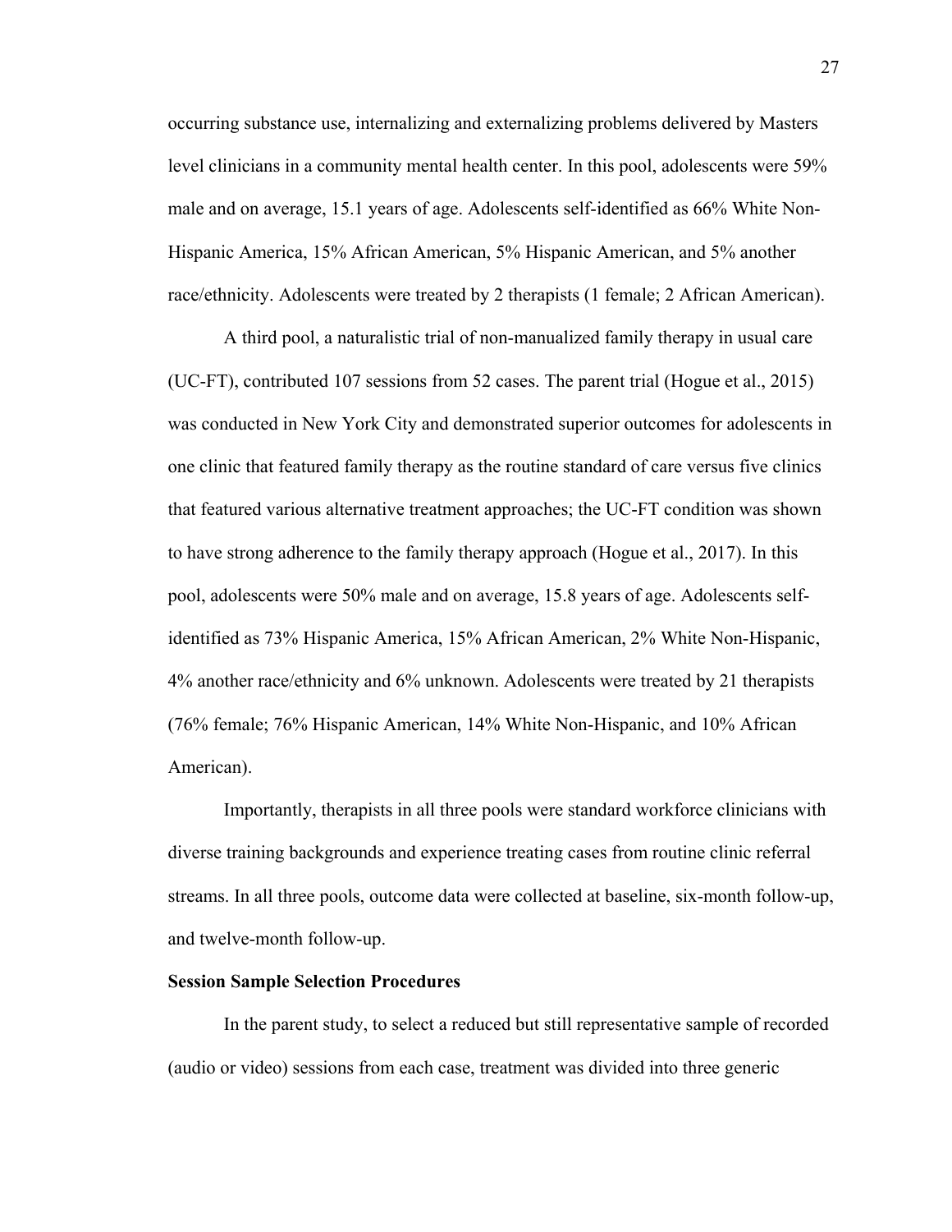occurring substance use, internalizing and externalizing problems delivered by Masters level clinicians in a community mental health center. In this pool, adolescents were 59% male and on average, 15.1 years of age. Adolescents self-identified as 66% White Non-Hispanic America, 15% African American, 5% Hispanic American, and 5% another race/ethnicity. Adolescents were treated by 2 therapists (1 female; 2 African American).

A third pool, a naturalistic trial of non-manualized family therapy in usual care (UC-FT), contributed 107 sessions from 52 cases. The parent trial (Hogue et al., 2015) was conducted in New York City and demonstrated superior outcomes for adolescents in one clinic that featured family therapy as the routine standard of care versus five clinics that featured various alternative treatment approaches; the UC-FT condition was shown to have strong adherence to the family therapy approach (Hogue et al., 2017). In this pool, adolescents were 50% male and on average, 15.8 years of age. Adolescents self-identified as 73% Hispanic America, 15% African American, 2% White Non-Hispanic, 4% another race/ethnicity and 6% unknown. Adolescents were treated by 21 therapists (76% female; 76% Hispanic American, 14% White Non-Hispanic, and 10% African American).

Importantly, therapists in all three pools were standard workforce clinicians with diverse training backgrounds and experience treating cases from routine clinic referral streams. In all three pools, outcome data were collected at baseline, six-month follow-up, and twelve-month follow-up.

**Session Sample Selection Procedures**

In the parent study, to select a reduced but still representative sample of recorded (audio or video) sessions from each case, treatment was divided into three generic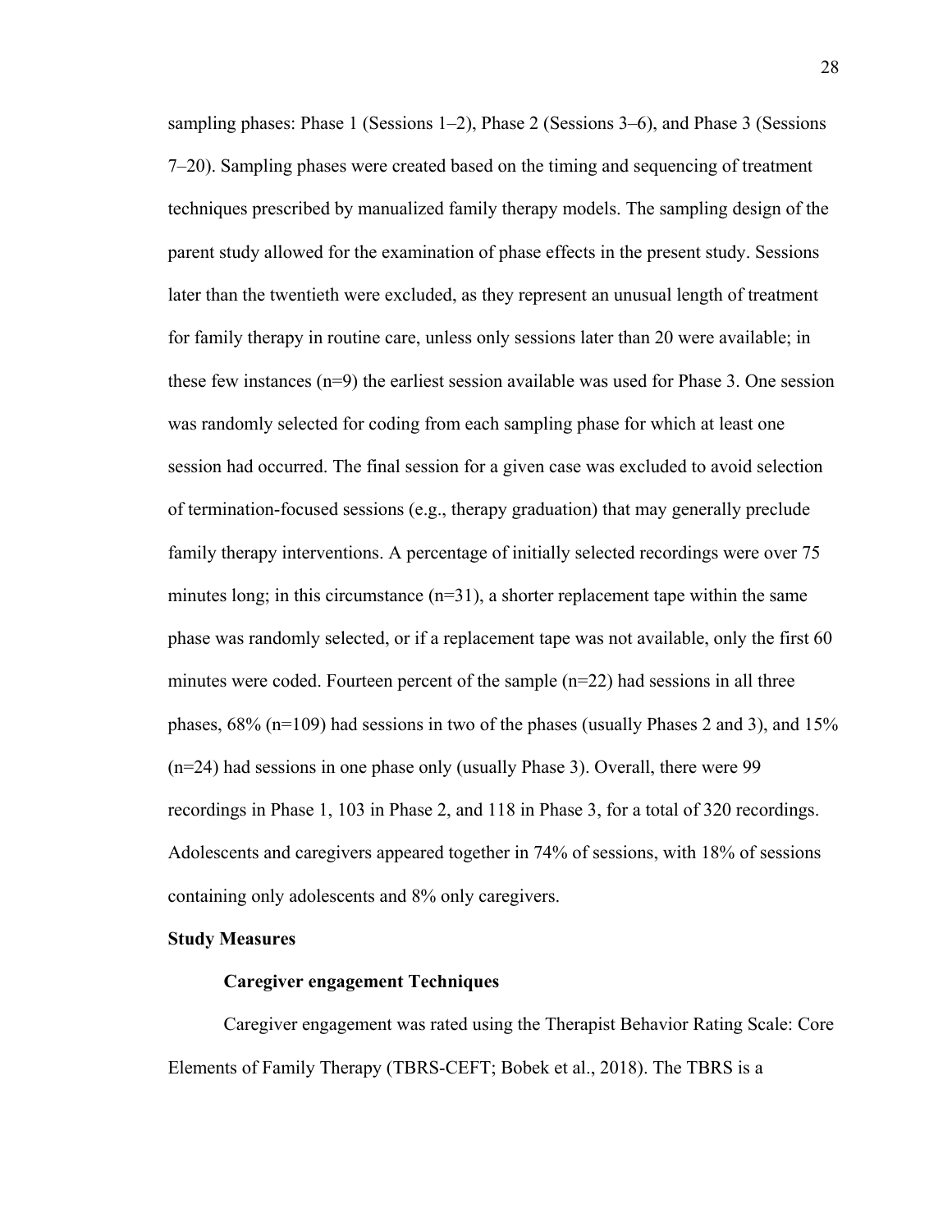sampling phases: Phase 1 (Sessions 1–2), Phase 2 (Sessions 3–6), and Phase 3 (Sessions 7–20). Sampling phases were created based on the timing and sequencing of treatment techniques prescribed by manualized family therapy models. The sampling design of the parent study allowed for the examination of phase effects in the present study. Sessions later than the twentieth were excluded, as they represent an unusual length of treatment for family therapy in routine care, unless only sessions later than 20 were available; in these few instances (n=9) the earliest session available was used for Phase 3. One session was randomly selected for coding from each sampling phase for which at least one session had occurred. The final session for a given case was excluded to avoid selection of termination-focused sessions (e.g., therapy graduation) that may generally preclude family therapy interventions. A percentage of initially selected recordings were over 75 minutes long; in this circumstance (n=31), a shorter replacement tape within the same phase was randomly selected, or if a replacement tape was not available, only the first 60 minutes were coded. Fourteen percent of the sample (n=22) had sessions in all three phases, 68% (n=109) had sessions in two of the phases (usually Phases 2 and 3), and 15% (n=24) had sessions in one phase only (usually Phase 3). Overall, there were 99 recordings in Phase 1, 103 in Phase 2, and 118 in Phase 3, for a total of 320 recordings. Adolescents and caregivers appeared together in 74% of sessions, with 18% of sessions containing only adolescents and 8% only caregivers.

## Study Measures

### Caregiver engagement Techniques

Caregiver engagement was rated using the Therapist Behavior Rating Scale: Core Elements of Family Therapy (TBRS-CEFT; Bobek et al., 2018). The TBRS is a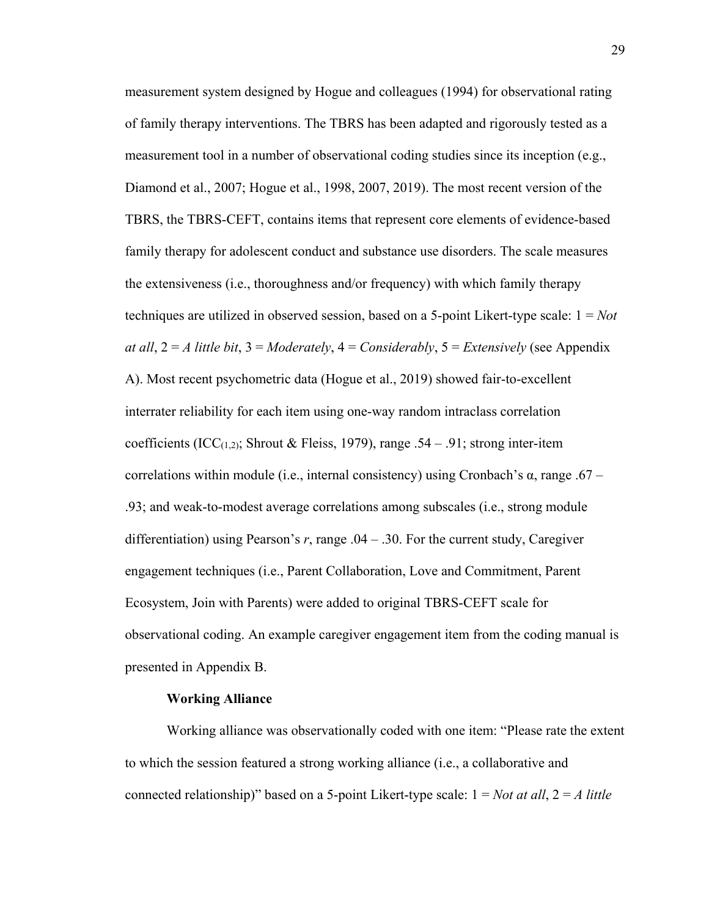measurement system designed by Hogue and colleagues (1994) for observational rating of family therapy interventions. The TBRS has been adapted and rigorously tested as a measurement tool in a number of observational coding studies since its inception (e.g., Diamond et al., 2007; Hogue et al., 1998, 2007, 2019). The most recent version of the TBRS, the TBRS-CEFT, contains items that represent core elements of evidence-based family therapy for adolescent conduct and substance use disorders. The scale measures the extensiveness (i.e., thoroughness and/or frequency) with which family therapy techniques are utilized in observed session, based on a 5-point Likert-type scale: 1 = *Not at all*, 2 = *A little bit*, 3 = *Moderately*, 4 = *Considerably*, 5 = *Extensively* (see Appendix A). Most recent psychometric data (Hogue et al., 2019) showed fair-to-excellent interrater reliability for each item using one-way random intraclass correlation coefficients ($ICC_{(1,2)}$; Shrout & Fleiss, 1979), range .54 – .91; strong inter-item correlations within module (i.e., internal consistency) using Cronbach's α, range .67 – .93; and weak-to-modest average correlations among subscales (i.e., strong module differentiation) using Pearson's *r*, range .04 – .30. For the current study, Caregiver engagement techniques (i.e., Parent Collaboration, Love and Commitment, Parent Ecosystem, Join with Parents) were added to original TBRS-CEFT scale for observational coding. An example caregiver engagement item from the coding manual is presented in Appendix B.

**Working Alliance**

Working alliance was observationally coded with one item: "Please rate the extent to which the session featured a strong working alliance (i.e., a collaborative and connected relationship)" based on a 5-point Likert-type scale: 1 = *Not at all*, 2 = *A little*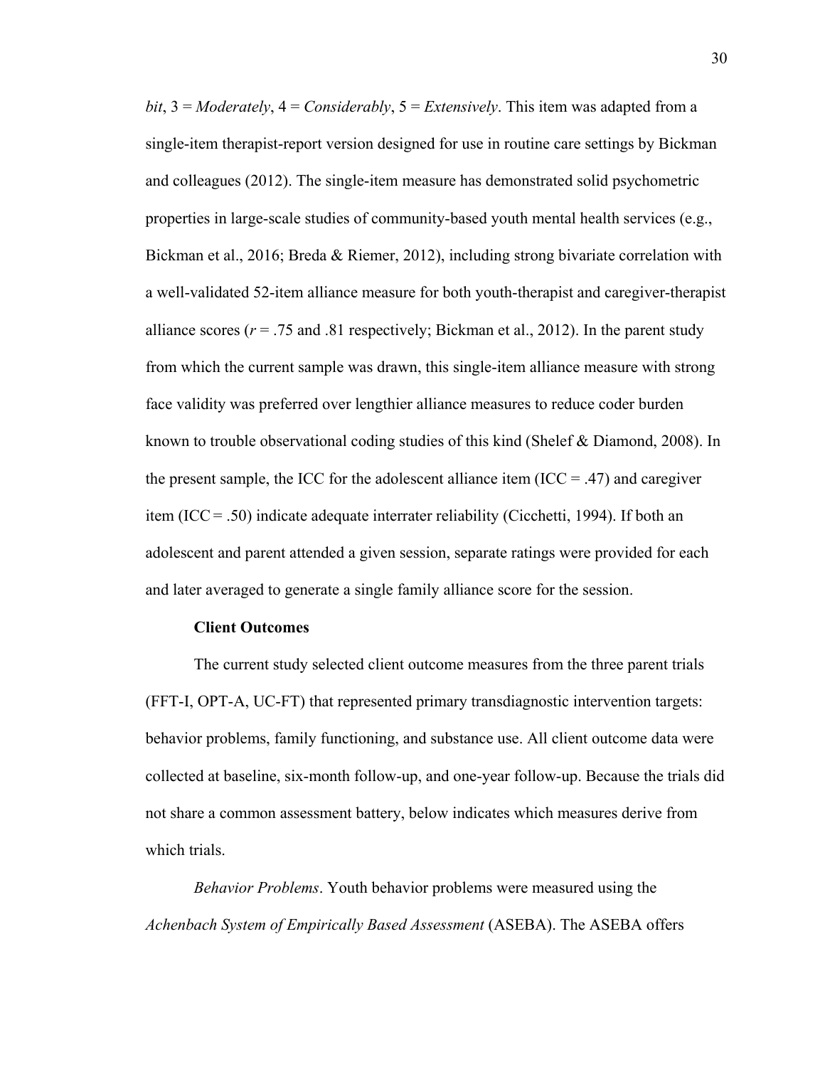*bit*, 3 = *Moderately*, 4 = *Considerably*, 5 = *Extensively*. This item was adapted from a single-item therapist-report version designed for use in routine care settings by Bickman and colleagues (2012). The single-item measure has demonstrated solid psychometric properties in large-scale studies of community-based youth mental health services (e.g., Bickman et al., 2016; Breda & Riemer, 2012), including strong bivariate correlation with a well-validated 52-item alliance measure for both youth-therapist and caregiver-therapist alliance scores ($r$ = .75 and .81 respectively; Bickman et al., 2012). In the parent study from which the current sample was drawn, this single-item alliance measure with strong face validity was preferred over lengthier alliance measures to reduce coder burden known to trouble observational coding studies of this kind (Shelef & Diamond, 2008). In the present sample, the ICC for the adolescent alliance item (ICC = .47) and caregiver item (ICC = .50) indicate adequate interrater reliability (Cicchetti, 1994). If both an adolescent and parent attended a given session, separate ratings were provided for each and later averaged to generate a single family alliance score for the session.

**Client Outcomes**

The current study selected client outcome measures from the three parent trials (FFT-I, OPT-A, UC-FT) that represented primary transdiagnostic intervention targets: behavior problems, family functioning, and substance use. All client outcome data were collected at baseline, six-month follow-up, and one-year follow-up. Because the trials did not share a common assessment battery, below indicates which measures derive from which trials.

*Behavior Problems*. Youth behavior problems were measured using the *Achenbach System of Empirically Based Assessment* (ASEBA). The ASEBA offers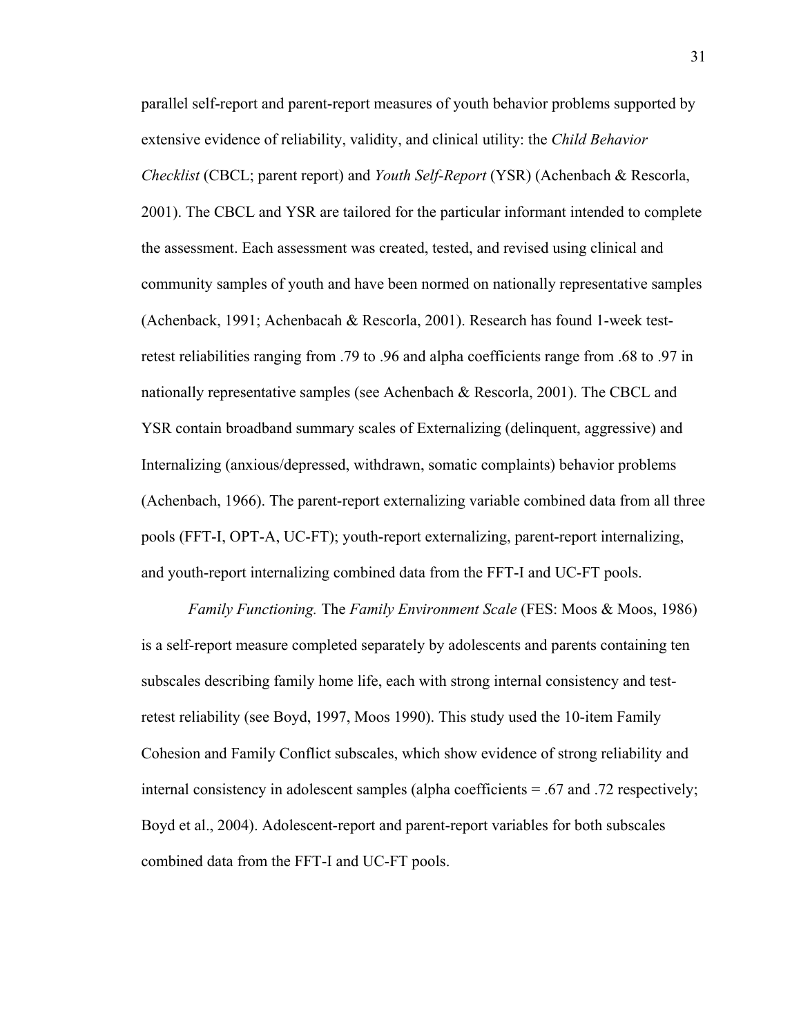parallel self-report and parent-report measures of youth behavior problems supported by extensive evidence of reliability, validity, and clinical utility: the *Child Behavior Checklist* (CBCL; parent report) and *Youth Self-Report* (YSR) (Achenbach & Rescorla, 2001). The CBCL and YSR are tailored for the particular informant intended to complete the assessment. Each assessment was created, tested, and revised using clinical and community samples of youth and have been normed on nationally representative samples (Achenback, 1991; Achenbacah & Rescorla, 2001). Research has found 1-week test-retest reliabilities ranging from .79 to .96 and alpha coefficients range from .68 to .97 in nationally representative samples (see Achenbach & Rescorla, 2001). The CBCL and YSR contain broadband summary scales of Externalizing (delinquent, aggressive) and Internalizing (anxious/depressed, withdrawn, somatic complaints) behavior problems (Achenbach, 1966). The parent-report externalizing variable combined data from all three pools (FFT-I, OPT-A, UC-FT); youth-report externalizing, parent-report internalizing, and youth-report internalizing combined data from the FFT-I and UC-FT pools.

*Family Functioning.* The *Family Environment Scale* (FES: Moos & Moos, 1986) is a self-report measure completed separately by adolescents and parents containing ten subscales describing family home life, each with strong internal consistency and test-retest reliability (see Boyd, 1997, Moos 1990). This study used the 10-item Family Cohesion and Family Conflict subscales, which show evidence of strong reliability and internal consistency in adolescent samples (alpha coefficients = .67 and .72 respectively; Boyd et al., 2004). Adolescent-report and parent-report variables for both subscales combined data from the FFT-I and UC-FT pools.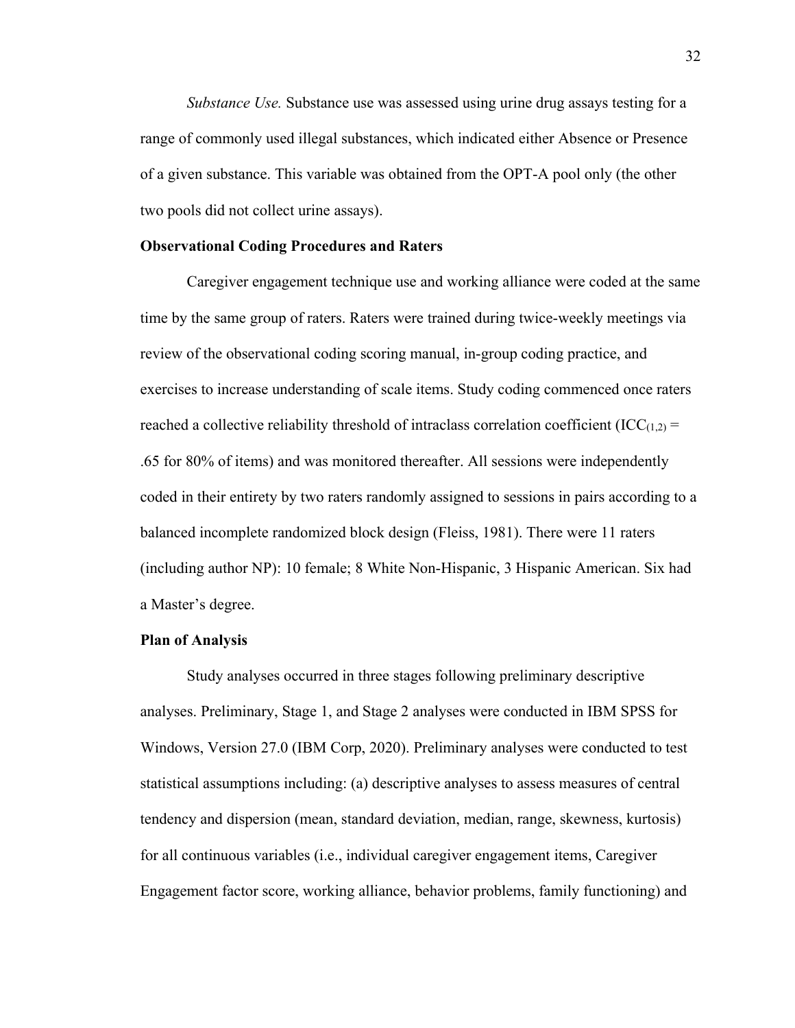*Substance Use.* Substance use was assessed using urine drug assays testing for a range of commonly used illegal substances, which indicated either Absence or Presence of a given substance. This variable was obtained from the OPT-A pool only (the other two pools did not collect urine assays).

**Observational Coding Procedures and Raters**

Caregiver engagement technique use and working alliance were coded at the same time by the same group of raters. Raters were trained during twice-weekly meetings via review of the observational coding scoring manual, in-group coding practice, and exercises to increase understanding of scale items. Study coding commenced once raters reached a collective reliability threshold of intraclass correlation coefficient ($ICC_{(1,2)}$ = .65 for 80% of items) and was monitored thereafter. All sessions were independently coded in their entirety by two raters randomly assigned to sessions in pairs according to a balanced incomplete randomized block design (Fleiss, 1981). There were 11 raters (including author NP): 10 female; 8 White Non-Hispanic, 3 Hispanic American. Six had a Master's degree.

**Plan of Analysis**

Study analyses occurred in three stages following preliminary descriptive analyses. Preliminary, Stage 1, and Stage 2 analyses were conducted in IBM SPSS for Windows, Version 27.0 (IBM Corp, 2020). Preliminary analyses were conducted to test statistical assumptions including: (a) descriptive analyses to assess measures of central tendency and dispersion (mean, standard deviation, median, range, skewness, kurtosis) for all continuous variables (i.e., individual caregiver engagement items, Caregiver Engagement factor score, working alliance, behavior problems, family functioning) and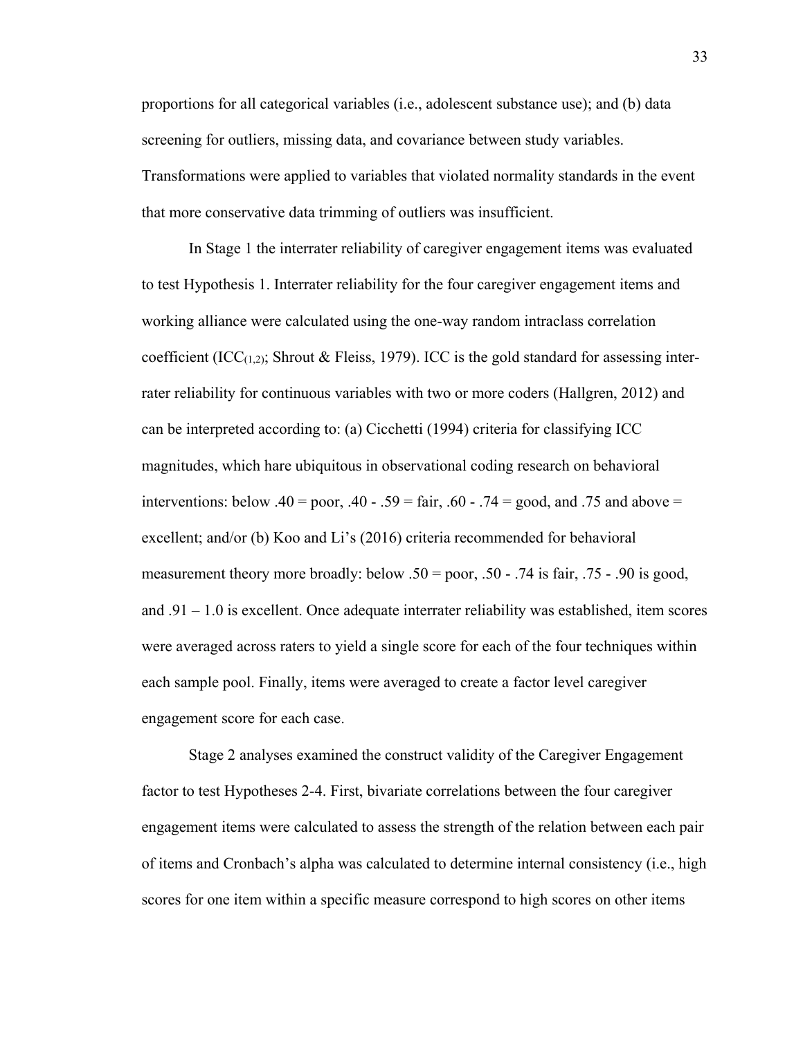proportions for all categorical variables (i.e., adolescent substance use); and (b) data screening for outliers, missing data, and covariance between study variables. Transformations were applied to variables that violated normality standards in the event that more conservative data trimming of outliers was insufficient.

In Stage 1 the interrater reliability of caregiver engagement items was evaluated to test Hypothesis 1. Interrater reliability for the four caregiver engagement items and working alliance were calculated using the one-way random intraclass correlation coefficient ($ICC_{(1,2)}$; Shrout & Fleiss, 1979). ICC is the gold standard for assessing inter-rater reliability for continuous variables with two or more coders (Hallgren, 2012) and can be interpreted according to: (a) Cicchetti (1994) criteria for classifying ICC magnitudes, which hare ubiquitous in observational coding research on behavioral interventions: below .40 = poor, .40 - .59 = fair, .60 - .74 = good, and .75 and above = excellent; and/or (b) Koo and Li's (2016) criteria recommended for behavioral measurement theory more broadly: below .50 = poor, .50 - .74 is fair, .75 - .90 is good, and .91 – 1.0 is excellent. Once adequate interrater reliability was established, item scores were averaged across raters to yield a single score for each of the four techniques within each sample pool. Finally, items were averaged to create a factor level caregiver engagement score for each case.

Stage 2 analyses examined the construct validity of the Caregiver Engagement factor to test Hypotheses 2-4. First, bivariate correlations between the four caregiver engagement items were calculated to assess the strength of the relation between each pair of items and Cronbach's alpha was calculated to determine internal consistency (i.e., high scores for one item within a specific measure correspond to high scores on other items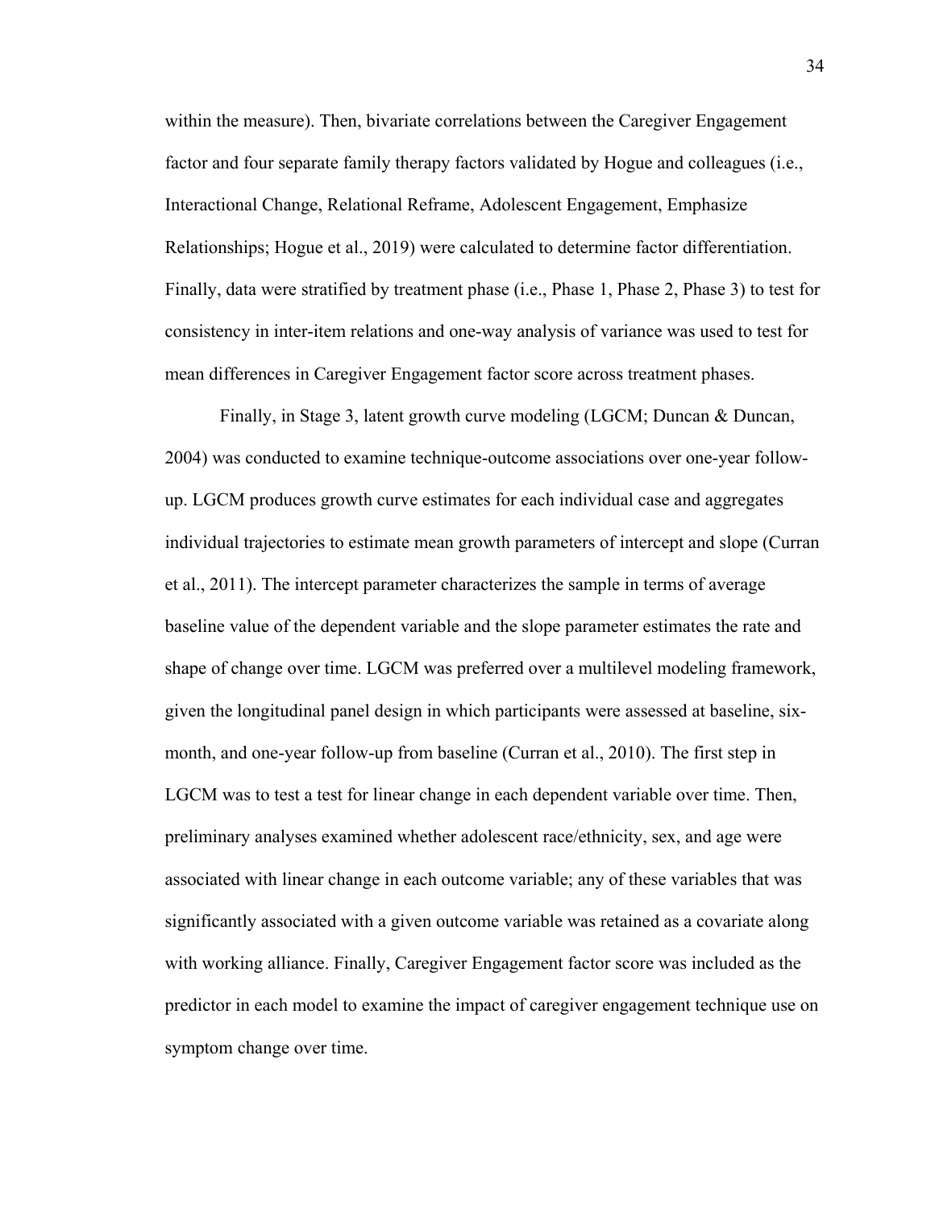within the measure). Then, bivariate correlations between the Caregiver Engagement factor and four separate family therapy factors validated by Hogue and colleagues (i.e., Interactional Change, Relational Reframe, Adolescent Engagement, Emphasize Relationships; Hogue et al., 2019) were calculated to determine factor differentiation. Finally, data were stratified by treatment phase (i.e., Phase 1, Phase 2, Phase 3) to test for consistency in inter-item relations and one-way analysis of variance was used to test for mean differences in Caregiver Engagement factor score across treatment phases.

Finally, in Stage 3, latent growth curve modeling (LGCM; Duncan & Duncan, 2004) was conducted to examine technique-outcome associations over one-year follow-up. LGCM produces growth curve estimates for each individual case and aggregates individual trajectories to estimate mean growth parameters of intercept and slope (Curran et al., 2011). The intercept parameter characterizes the sample in terms of average baseline value of the dependent variable and the slope parameter estimates the rate and shape of change over time. LGCM was preferred over a multilevel modeling framework, given the longitudinal panel design in which participants were assessed at baseline, six-month, and one-year follow-up from baseline (Curran et al., 2010). The first step in LGCM was to test a test for linear change in each dependent variable over time. Then, preliminary analyses examined whether adolescent race/ethnicity, sex, and age were associated with linear change in each outcome variable; any of these variables that was significantly associated with a given outcome variable was retained as a covariate along with working alliance. Finally, Caregiver Engagement factor score was included as the predictor in each model to examine the impact of caregiver engagement technique use on symptom change over time.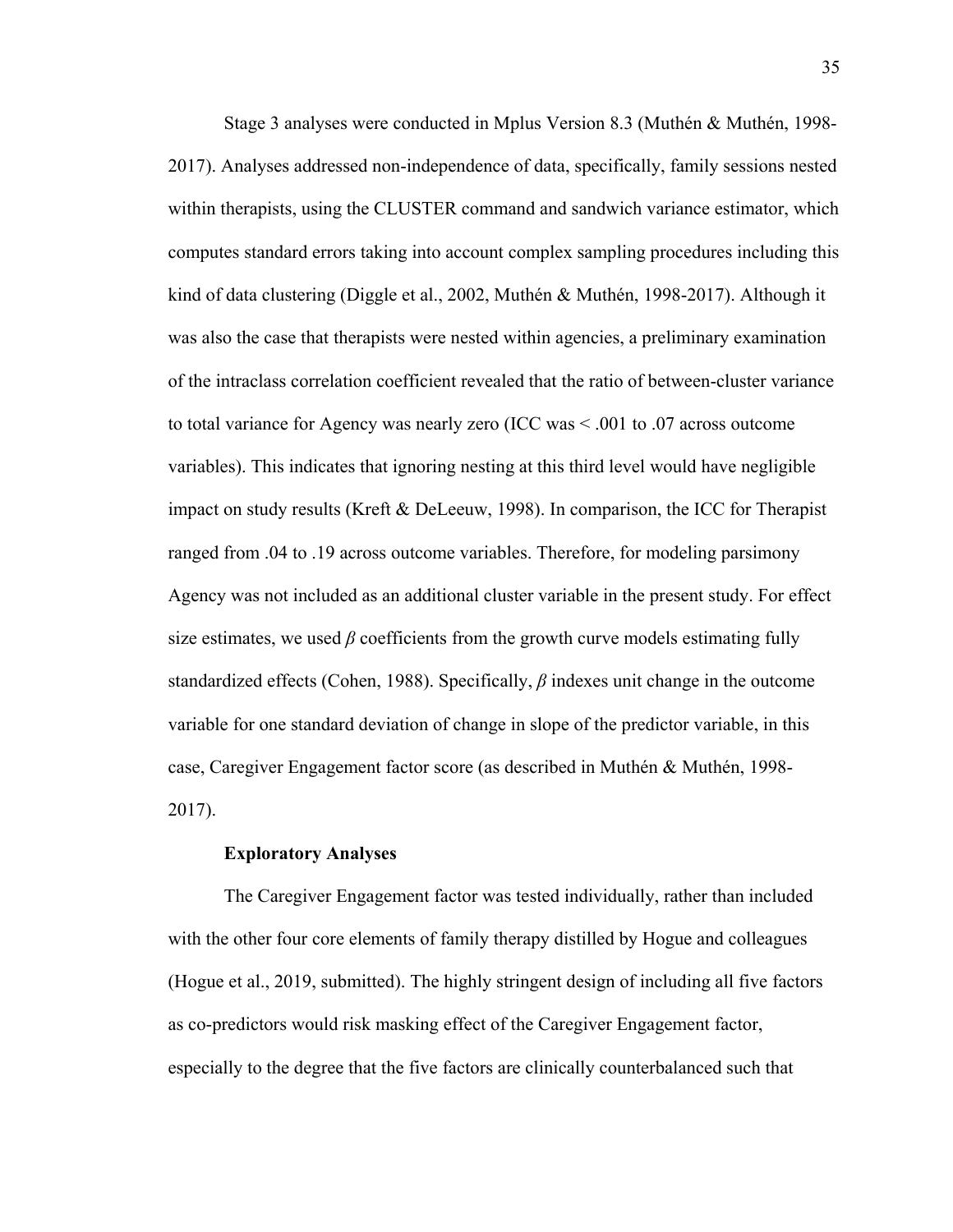Stage 3 analyses were conducted in Mplus Version 8.3 (Muthén & Muthén, 1998-2017). Analyses addressed non-independence of data, specifically, family sessions nested within therapists, using the CLUSTER command and sandwich variance estimator, which computes standard errors taking into account complex sampling procedures including this kind of data clustering (Diggle et al., 2002, Muthén & Muthén, 1998-2017). Although it was also the case that therapists were nested within agencies, a preliminary examination of the intraclass correlation coefficient revealed that the ratio of between-cluster variance to total variance for Agency was nearly zero (ICC was < .001 to .07 across outcome variables). This indicates that ignoring nesting at this third level would have negligible impact on study results (Kreft & DeLeeuw, 1998). In comparison, the ICC for Therapist ranged from .04 to .19 across outcome variables. Therefore, for modeling parsimony Agency was not included as an additional cluster variable in the present study. For effect size estimates, we used $\beta$ coefficients from the growth curve models estimating fully standardized effects (Cohen, 1988). Specifically, $\beta$ indexes unit change in the outcome variable for one standard deviation of change in slope of the predictor variable, in this case, Caregiver Engagement factor score (as described in Muthén & Muthén, 1998-2017).

### Exploratory Analyses

The Caregiver Engagement factor was tested individually, rather than included with the other four core elements of family therapy distilled by Hogue and colleagues (Hogue et al., 2019, submitted). The highly stringent design of including all five factors as co-predictors would risk masking effect of the Caregiver Engagement factor, especially to the degree that the five factors are clinically counterbalanced such that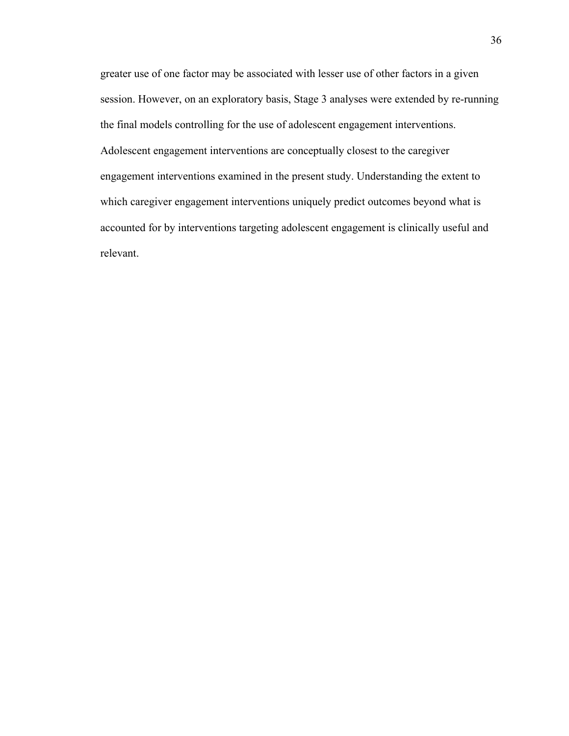greater use of one factor may be associated with lesser use of other factors in a given session. However, on an exploratory basis, Stage 3 analyses were extended by re-running the final models controlling for the use of adolescent engagement interventions. Adolescent engagement interventions are conceptually closest to the caregiver engagement interventions examined in the present study. Understanding the extent to which caregiver engagement interventions uniquely predict outcomes beyond what is accounted for by interventions targeting adolescent engagement is clinically useful and relevant.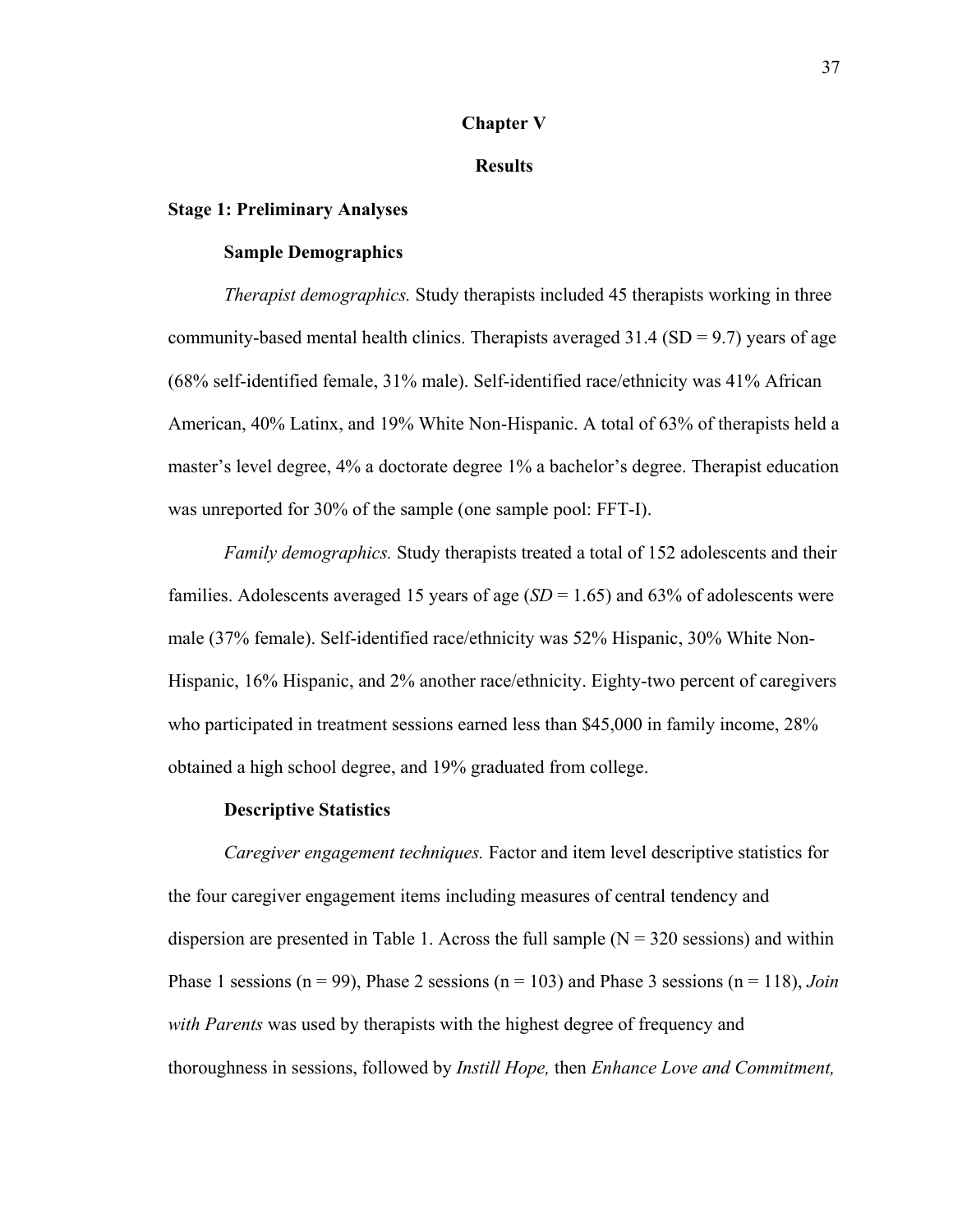# Chapter V

# Results

## Stage 1: Preliminary Analyses

### Sample Demographics

*Therapist demographics.* Study therapists included 45 therapists working in three community-based mental health clinics. Therapists averaged 31.4 (SD = 9.7) years of age (68% self-identified female, 31% male). Self-identified race/ethnicity was 41% African American, 40% Latinx, and 19% White Non-Hispanic. A total of 63% of therapists held a master's level degree, 4% a doctorate degree 1% a bachelor's degree. Therapist education was unreported for 30% of the sample (one sample pool: FFT-I).

*Family demographics.* Study therapists treated a total of 152 adolescents and their families. Adolescents averaged 15 years of age (*SD* = 1.65) and 63% of adolescents were male (37% female). Self-identified race/ethnicity was 52% Hispanic, 30% White Non-Hispanic, 16% Hispanic, and 2% another race/ethnicity. Eighty-two percent of caregivers who participated in treatment sessions earned less than $45,000 in family income, 28% obtained a high school degree, and 19% graduated from college.

### Descriptive Statistics

*Caregiver engagement techniques.* Factor and item level descriptive statistics for the four caregiver engagement items including measures of central tendency and dispersion are presented in Table 1. Across the full sample (N = 320 sessions) and within Phase 1 sessions (n = 99), Phase 2 sessions (n = 103) and Phase 3 sessions (n = 118), *Join with Parents* was used by therapists with the highest degree of frequency and thoroughness in sessions, followed by *Instill Hope,* then *Enhance Love and Commitment,*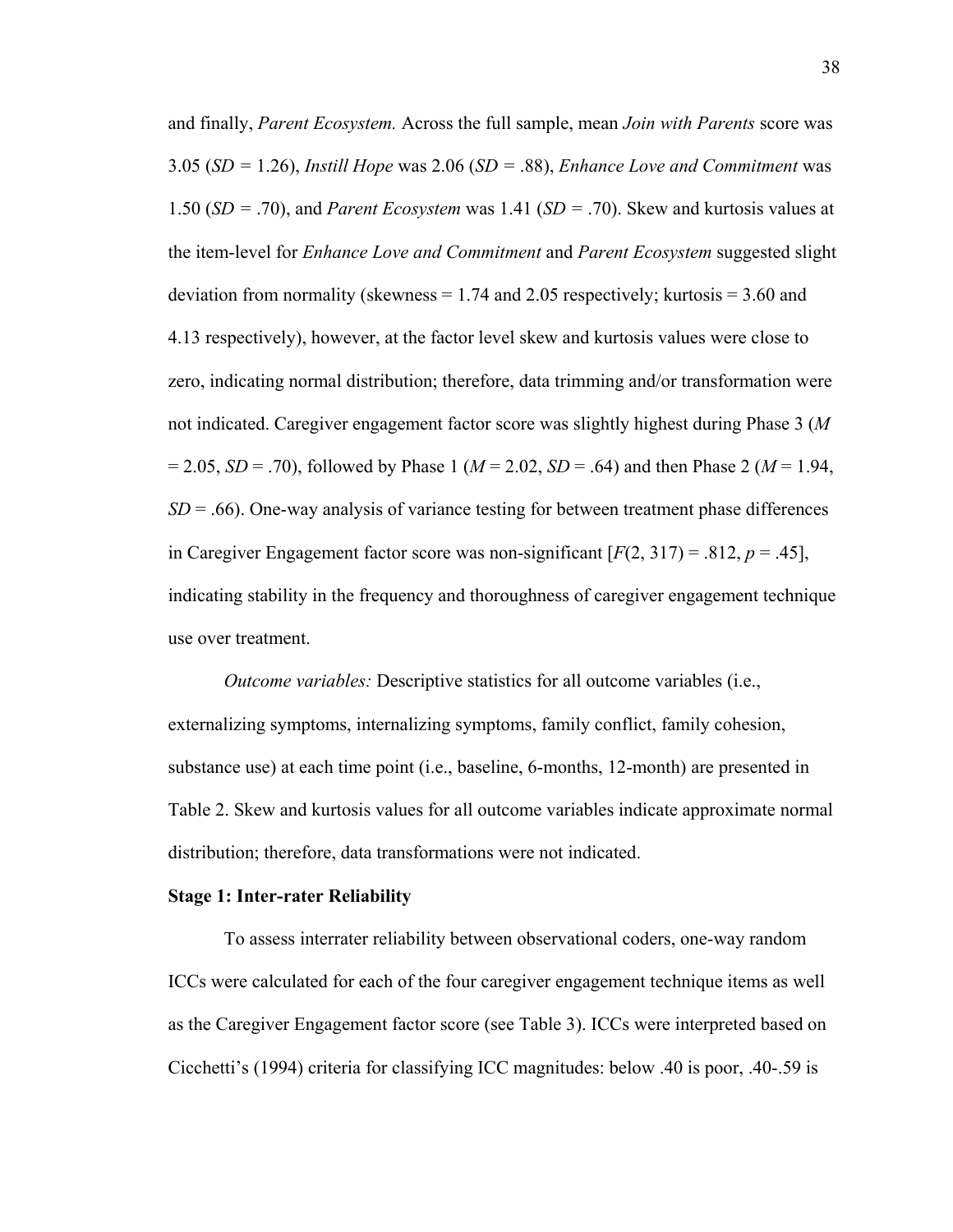and finally, *Parent Ecosystem.* Across the full sample, mean *Join with Parents* score was 3.05 (*SD* = 1.26), *Instill Hope* was 2.06 (*SD* = .88), *Enhance Love and Commitment* was 1.50 (*SD* = .70), and *Parent Ecosystem* was 1.41 (*SD* = .70). Skew and kurtosis values at the item-level for *Enhance Love and Commitment* and *Parent Ecosystem* suggested slight deviation from normality (skewness = 1.74 and 2.05 respectively; kurtosis = 3.60 and 4.13 respectively), however, at the factor level skew and kurtosis values were close to zero, indicating normal distribution; therefore, data trimming and/or transformation were not indicated. Caregiver engagement factor score was slightly highest during Phase 3 (*M* = 2.05, *SD* = .70), followed by Phase 1 (*M* = 2.02, *SD* = .64) and then Phase 2 (*M* = 1.94, *SD* = .66). One-way analysis of variance testing for between treatment phase differences in Caregiver Engagement factor score was non-significant [$F(2, 317) = .812$, $p = .45$], indicating stability in the frequency and thoroughness of caregiver engagement technique use over treatment.

*Outcome variables:* Descriptive statistics for all outcome variables (i.e., externalizing symptoms, internalizing symptoms, family conflict, family cohesion, substance use) at each time point (i.e., baseline, 6-months, 12-month) are presented in Table 2. Skew and kurtosis values for all outcome variables indicate approximate normal distribution; therefore, data transformations were not indicated.

**Stage 1: Inter-rater Reliability**

To assess interrater reliability between observational coders, one-way random ICCs were calculated for each of the four caregiver engagement technique items as well as the Caregiver Engagement factor score (see Table 3). ICCs were interpreted based on Cicchetti's (1994) criteria for classifying ICC magnitudes: below .40 is poor, .40-.59 is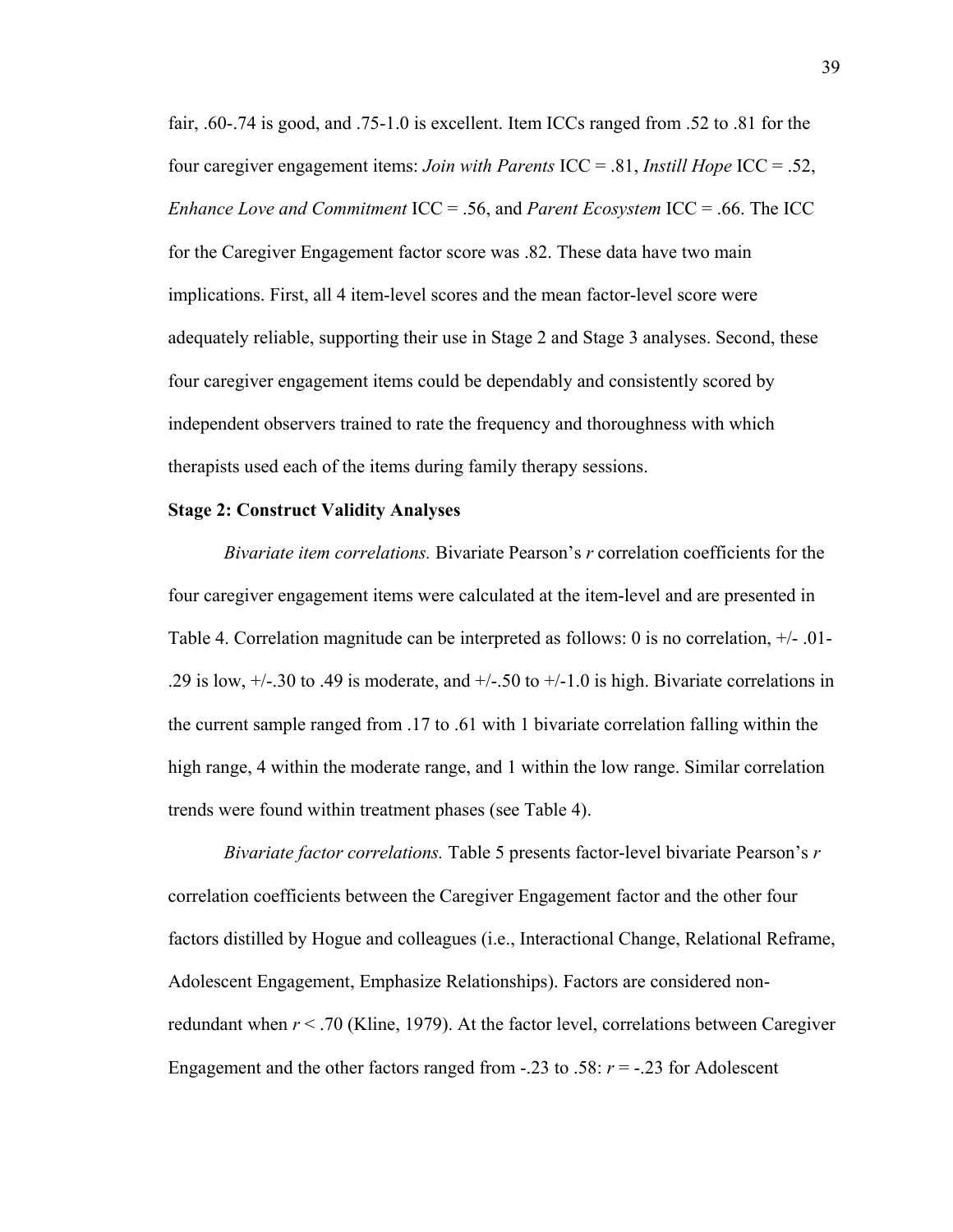fair, .60-.74 is good, and .75-1.0 is excellent. Item ICCs ranged from .52 to .81 for the four caregiver engagement items: *Join with Parents* ICC = .81, *Instill Hope* ICC = .52, *Enhance Love and Commitment* ICC = .56, and *Parent Ecosystem* ICC = .66. The ICC for the Caregiver Engagement factor score was .82. These data have two main implications. First, all 4 item-level scores and the mean factor-level score were adequately reliable, supporting their use in Stage 2 and Stage 3 analyses. Second, these four caregiver engagement items could be dependably and consistently scored by independent observers trained to rate the frequency and thoroughness with which therapists used each of the items during family therapy sessions.

**Stage 2: Construct Validity Analyses**

*Bivariate item correlations.* Bivariate Pearson's $r$ correlation coefficients for the four caregiver engagement items were calculated at the item-level and are presented in Table 4. Correlation magnitude can be interpreted as follows: 0 is no correlation, +/- .01-.29 is low, +/-.30 to .49 is moderate, and +/-.50 to +/-1.0 is high. Bivariate correlations in the current sample ranged from .17 to .61 with 1 bivariate correlation falling within the high range, 4 within the moderate range, and 1 within the low range. Similar correlation trends were found within treatment phases (see Table 4).

*Bivariate factor correlations.* Table 5 presents factor-level bivariate Pearson's $r$ correlation coefficients between the Caregiver Engagement factor and the other four factors distilled by Hogue and colleagues (i.e., Interactional Change, Relational Reframe, Adolescent Engagement, Emphasize Relationships). Factors are considered non-redundant when $r < .70$ (Kline, 1979). At the factor level, correlations between Caregiver Engagement and the other factors ranged from -.23 to .58: $r = -.23$ for Adolescent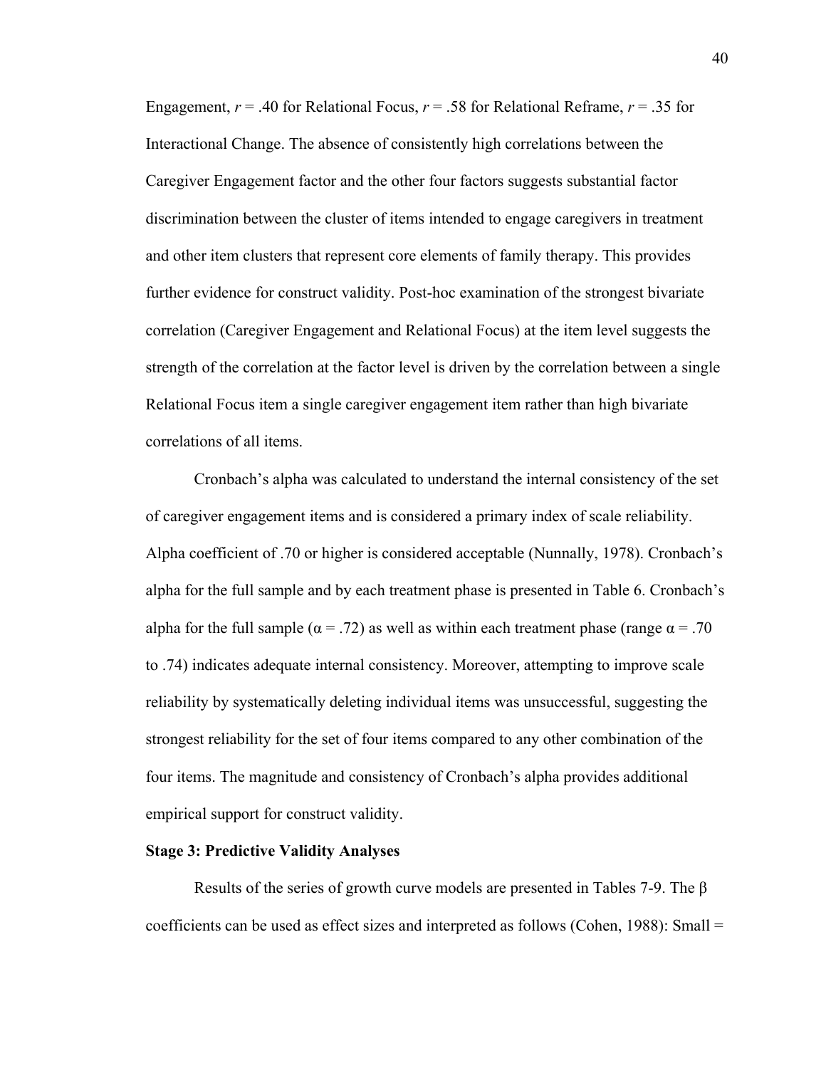Engagement, $r = .40$ for Relational Focus, $r = .58$ for Relational Reframe, $r = .35$ for Interactional Change. The absence of consistently high correlations between the Caregiver Engagement factor and the other four factors suggests substantial factor discrimination between the cluster of items intended to engage caregivers in treatment and other item clusters that represent core elements of family therapy. This provides further evidence for construct validity. Post-hoc examination of the strongest bivariate correlation (Caregiver Engagement and Relational Focus) at the item level suggests the strength of the correlation at the factor level is driven by the correlation between a single Relational Focus item a single caregiver engagement item rather than high bivariate correlations of all items.

Cronbach's alpha was calculated to understand the internal consistency of the set of caregiver engagement items and is considered a primary index of scale reliability. Alpha coefficient of .70 or higher is considered acceptable (Nunnally, 1978). Cronbach's alpha for the full sample and by each treatment phase is presented in Table 6. Cronbach's alpha for the full sample ($\alpha = .72$) as well as within each treatment phase (range $\alpha = .70$ to .74) indicates adequate internal consistency. Moreover, attempting to improve scale reliability by systematically deleting individual items was unsuccessful, suggesting the strongest reliability for the set of four items compared to any other combination of the four items. The magnitude and consistency of Cronbach's alpha provides additional empirical support for construct validity.

**Stage 3: Predictive Validity Analyses**

Results of the series of growth curve models are presented in Tables 7-9. The $\beta$ coefficients can be used as effect sizes and interpreted as follows (Cohen, 1988): Small =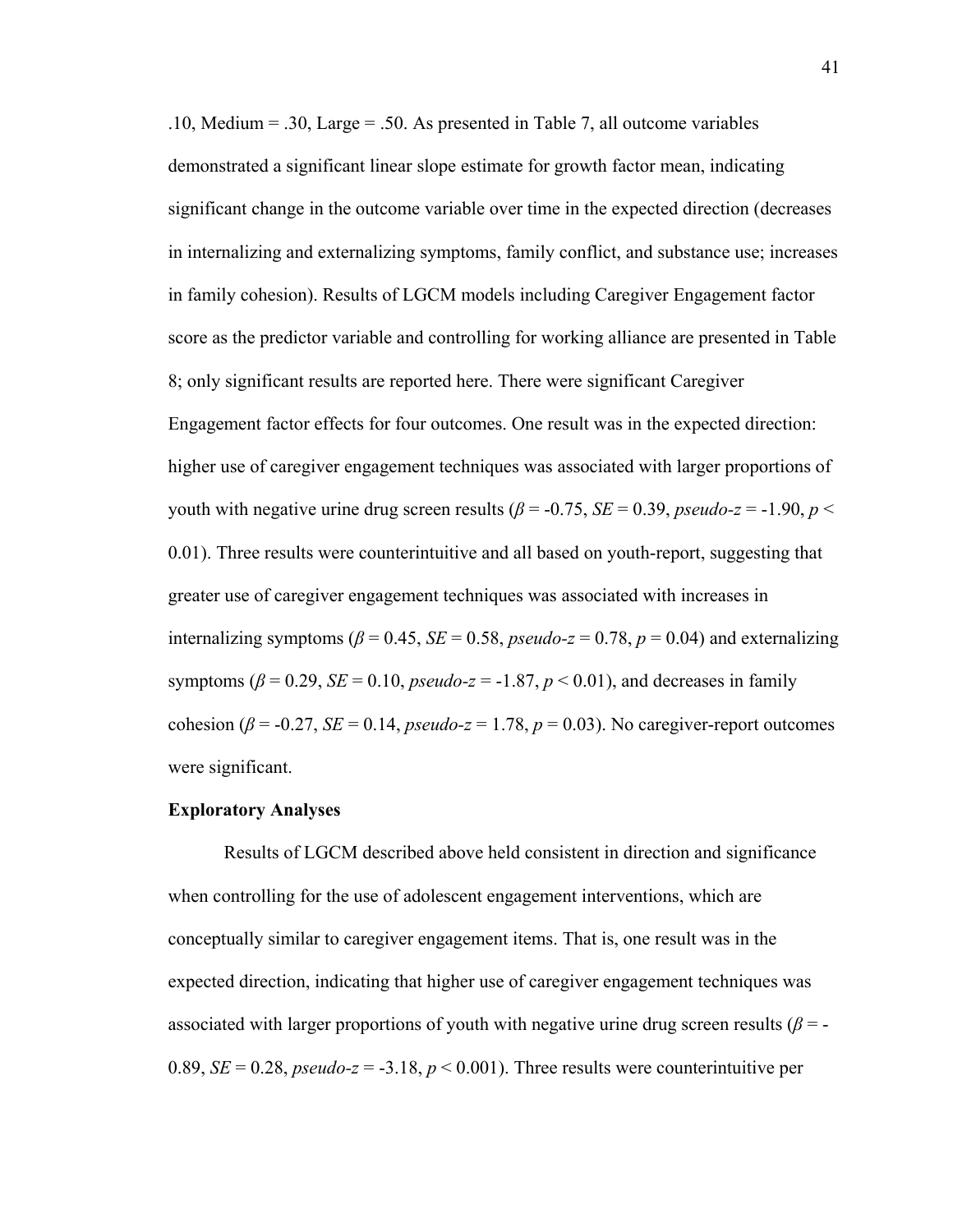.10, Medium = .30, Large = .50. As presented in Table 7, all outcome variables demonstrated a significant linear slope estimate for growth factor mean, indicating significant change in the outcome variable over time in the expected direction (decreases in internalizing and externalizing symptoms, family conflict, and substance use; increases in family cohesion). Results of LGCM models including Caregiver Engagement factor score as the predictor variable and controlling for working alliance are presented in Table 8; only significant results are reported here. There were significant Caregiver Engagement factor effects for four outcomes. One result was in the expected direction: higher use of caregiver engagement techniques was associated with larger proportions of youth with negative urine drug screen results ($\beta$ = -0.75, *SE* = 0.39, *pseudo-z* = -1.90, $p <$ 0.01). Three results were counterintuitive and all based on youth-report, suggesting that greater use of caregiver engagement techniques was associated with increases in internalizing symptoms ($\beta$ = 0.45, *SE* = 0.58, *pseudo-z* = 0.78, $p$ = 0.04) and externalizing symptoms ($\beta$ = 0.29, *SE* = 0.10, *pseudo-z* = -1.87, $p <$ 0.01), and decreases in family cohesion ($\beta$ = -0.27, *SE* = 0.14, *pseudo-z* = 1.78, $p$ = 0.03). No caregiver-report outcomes were significant.

**Exploratory Analyses**

Results of LGCM described above held consistent in direction and significance when controlling for the use of adolescent engagement interventions, which are conceptually similar to caregiver engagement items. That is, one result was in the expected direction, indicating that higher use of caregiver engagement techniques was associated with larger proportions of youth with negative urine drug screen results ($\beta$ = -0.89, *SE* = 0.28, *pseudo-z* = -3.18, $p <$ 0.001). Three results were counterintuitive per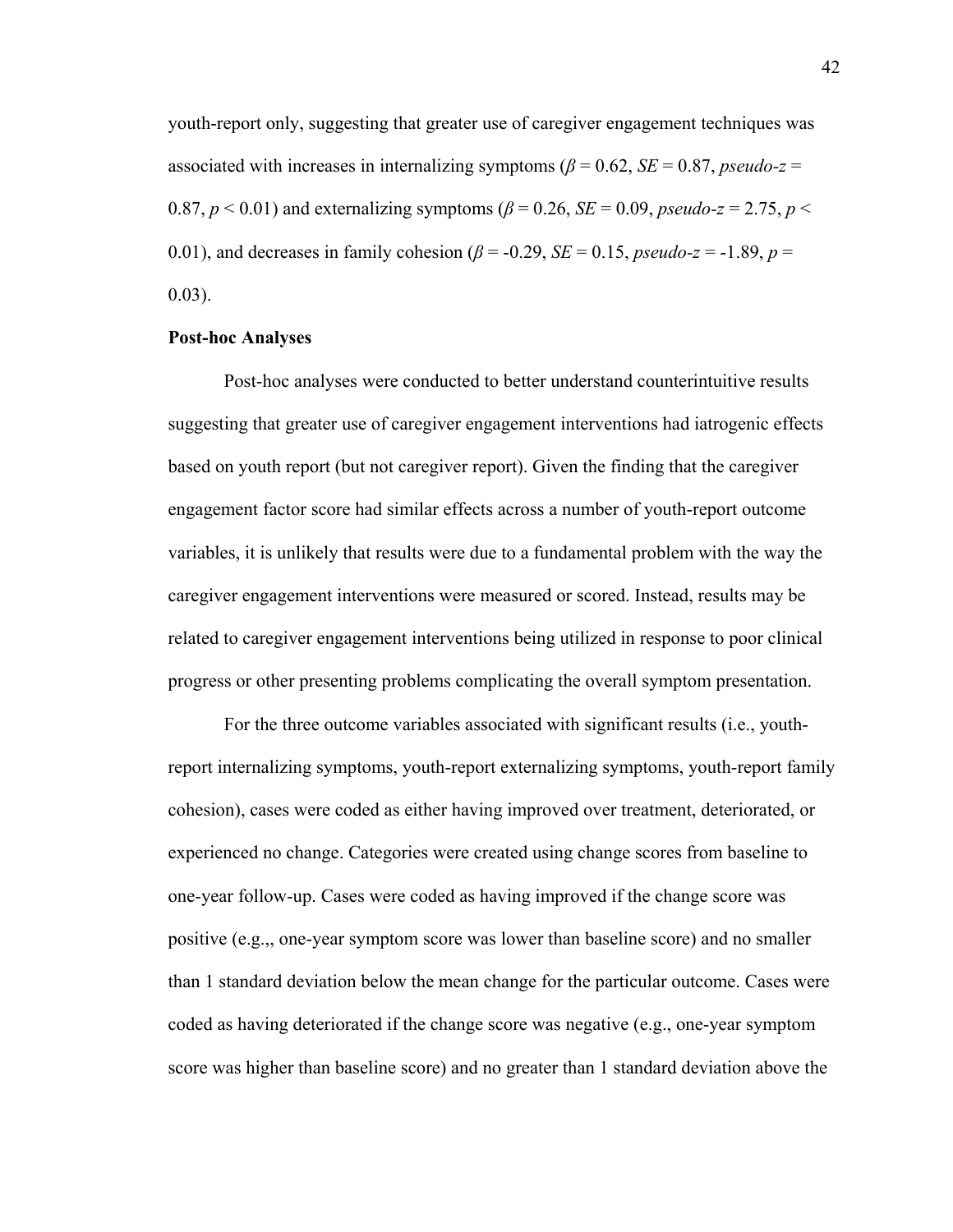youth-report only, suggesting that greater use of caregiver engagement techniques was associated with increases in internalizing symptoms ($\beta = 0.62$, $SE = 0.87$, $pseudo\text{-}z = 0.87$, $p < 0.01$) and externalizing symptoms ($\beta = 0.26$, $SE = 0.09$, $pseudo\text{-}z = 2.75$, $p < 0.01$), and decreases in family cohesion ($\beta = -0.29$, $SE = 0.15$, $pseudo\text{-}z = -1.89$, $p = 0.03$).

**Post-hoc Analyses**

Post-hoc analyses were conducted to better understand counterintuitive results suggesting that greater use of caregiver engagement interventions had iatrogenic effects based on youth report (but not caregiver report). Given the finding that the caregiver engagement factor score had similar effects across a number of youth-report outcome variables, it is unlikely that results were due to a fundamental problem with the way the caregiver engagement interventions were measured or scored. Instead, results may be related to caregiver engagement interventions being utilized in response to poor clinical progress or other presenting problems complicating the overall symptom presentation.

For the three outcome variables associated with significant results (i.e., youth-report internalizing symptoms, youth-report externalizing symptoms, youth-report family cohesion), cases were coded as either having improved over treatment, deteriorated, or experienced no change. Categories were created using change scores from baseline to one-year follow-up. Cases were coded as having improved if the change score was positive (e.g.,, one-year symptom score was lower than baseline score) and no smaller than 1 standard deviation below the mean change for the particular outcome. Cases were coded as having deteriorated if the change score was negative (e.g., one-year symptom score was higher than baseline score) and no greater than 1 standard deviation above the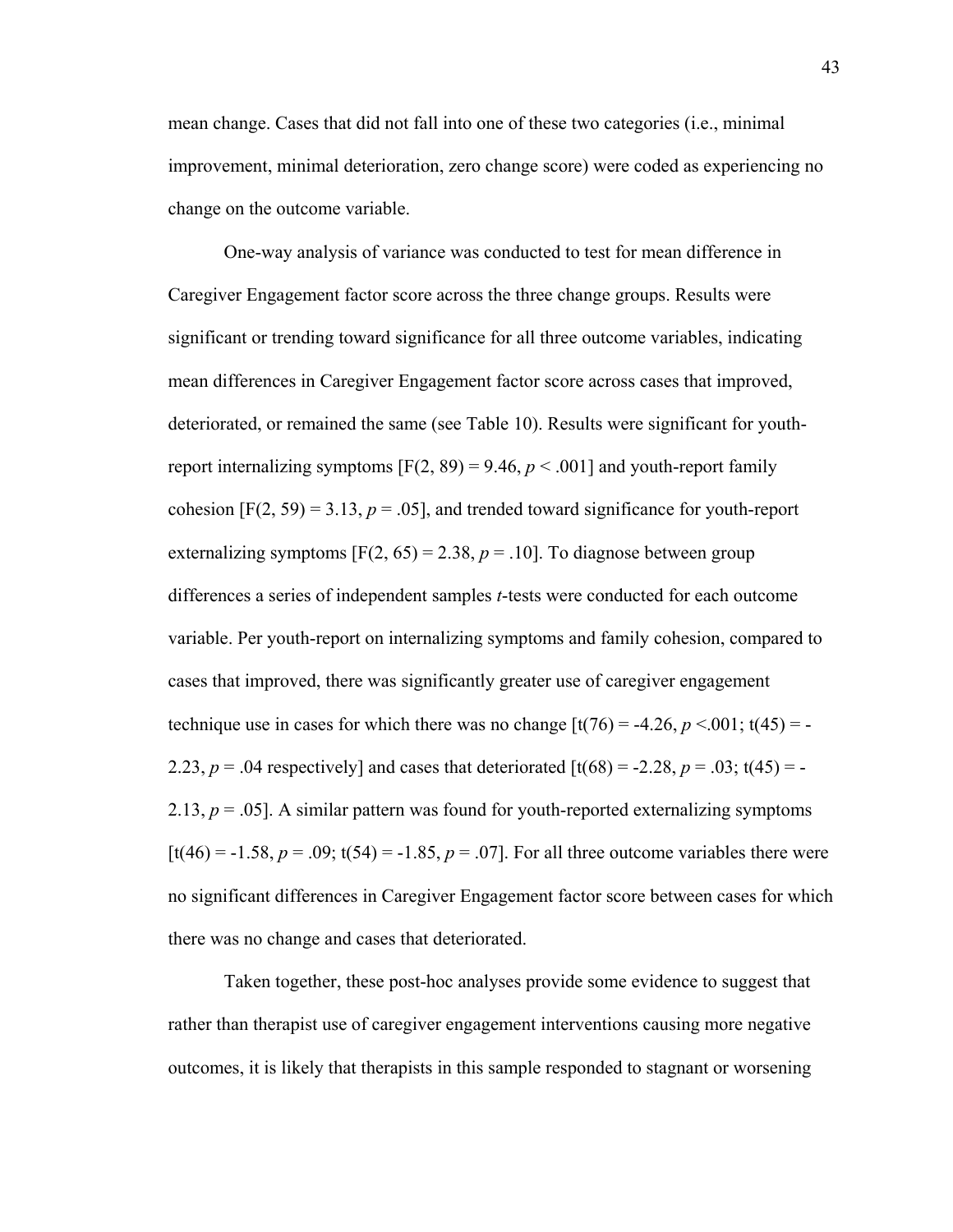mean change. Cases that did not fall into one of these two categories (i.e., minimal improvement, minimal deterioration, zero change score) were coded as experiencing no change on the outcome variable.

One-way analysis of variance was conducted to test for mean difference in Caregiver Engagement factor score across the three change groups. Results were significant or trending toward significance for all three outcome variables, indicating mean differences in Caregiver Engagement factor score across cases that improved, deteriorated, or remained the same (see Table 10). Results were significant for youth-report internalizing symptoms [$F(2, 89) = 9.46$, $p < .001$] and youth-report family cohesion [$F(2, 59) = 3.13$, $p = .05$], and trended toward significance for youth-report externalizing symptoms [$F(2, 65) = 2.38$, $p = .10$]. To diagnose between group differences a series of independent samples *t*-tests were conducted for each outcome variable. Per youth-report on internalizing symptoms and family cohesion, compared to cases that improved, there was significantly greater use of caregiver engagement technique use in cases for which there was no change [$t(76) = -4.26$, $p < .001$; $t(45) = -2.23$, $p = .04$ respectively] and cases that deteriorated [$t(68) = -2.28$, $p = .03$; $t(45) = -2.13$, $p = .05$]. A similar pattern was found for youth-reported externalizing symptoms [$t(46) = -1.58$, $p = .09$; $t(54) = -1.85$, $p = .07$]. For all three outcome variables there were no significant differences in Caregiver Engagement factor score between cases for which there was no change and cases that deteriorated.

Taken together, these post-hoc analyses provide some evidence to suggest that rather than therapist use of caregiver engagement interventions causing more negative outcomes, it is likely that therapists in this sample responded to stagnant or worsening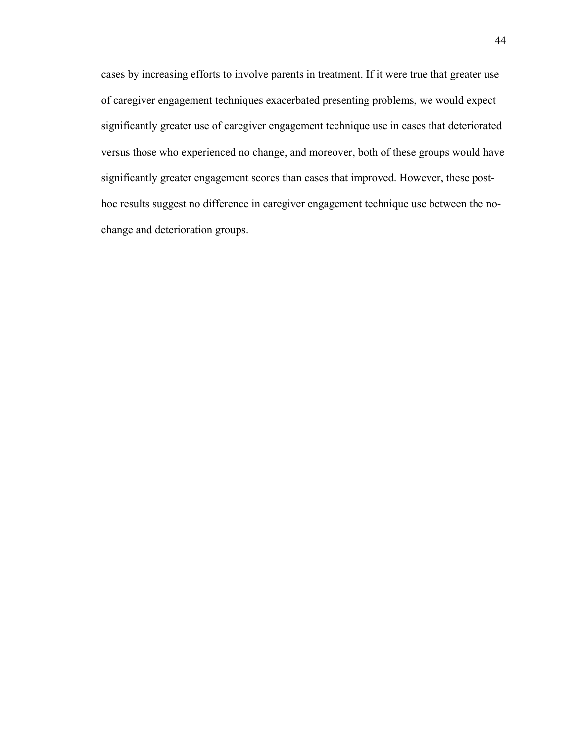cases by increasing efforts to involve parents in treatment. If it were true that greater use of caregiver engagement techniques exacerbated presenting problems, we would expect significantly greater use of caregiver engagement technique use in cases that deteriorated versus those who experienced no change, and moreover, both of these groups would have significantly greater engagement scores than cases that improved. However, these post-hoc results suggest no difference in caregiver engagement technique use between the no-change and deterioration groups.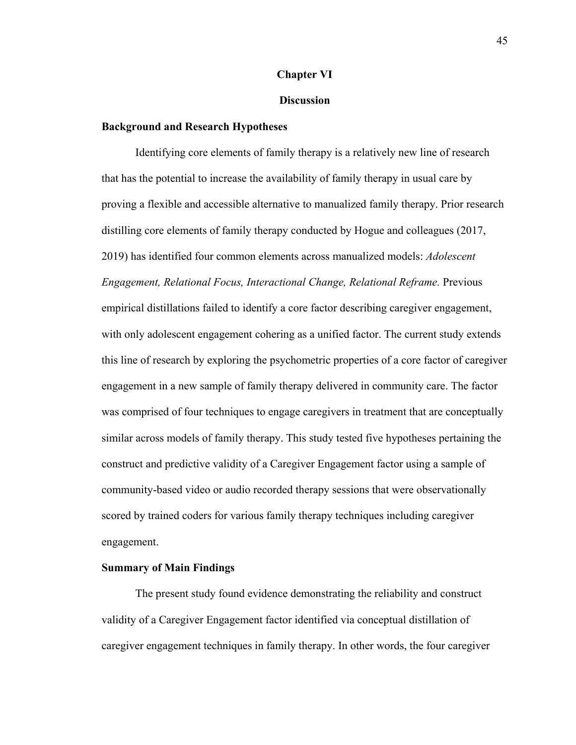# Chapter VI

# Discussion

## Background and Research Hypotheses

Identifying core elements of family therapy is a relatively new line of research that has the potential to increase the availability of family therapy in usual care by proving a flexible and accessible alternative to manualized family therapy. Prior research distilling core elements of family therapy conducted by Hogue and colleagues (2017, 2019) has identified four common elements across manualized models: *Adolescent Engagement, Relational Focus, Interactional Change, Relational Reframe.* Previous empirical distillations failed to identify a core factor describing caregiver engagement, with only adolescent engagement cohering as a unified factor. The current study extends this line of research by exploring the psychometric properties of a core factor of caregiver engagement in a new sample of family therapy delivered in community care. The factor was comprised of four techniques to engage caregivers in treatment that are conceptually similar across models of family therapy. This study tested five hypotheses pertaining the construct and predictive validity of a Caregiver Engagement factor using a sample of community-based video or audio recorded therapy sessions that were observationally scored by trained coders for various family therapy techniques including caregiver engagement.

## Summary of Main Findings

The present study found evidence demonstrating the reliability and construct validity of a Caregiver Engagement factor identified via conceptual distillation of caregiver engagement techniques in family therapy. In other words, the four caregiver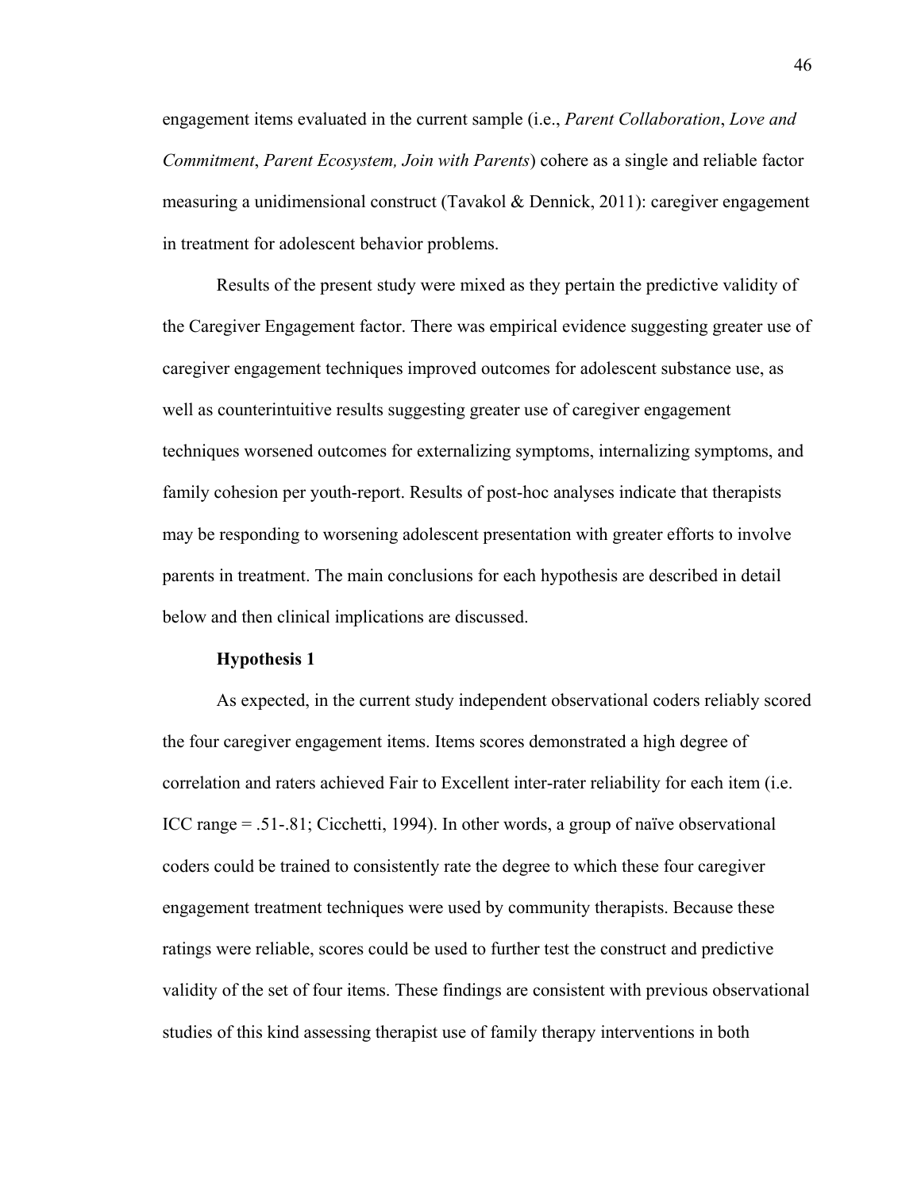engagement items evaluated in the current sample (i.e., *Parent Collaboration*, *Love and Commitment*, *Parent Ecosystem, Join with Parents*) cohere as a single and reliable factor measuring a unidimensional construct (Tavakol & Dennick, 2011): caregiver engagement in treatment for adolescent behavior problems.

Results of the present study were mixed as they pertain the predictive validity of the Caregiver Engagement factor. There was empirical evidence suggesting greater use of caregiver engagement techniques improved outcomes for adolescent substance use, as well as counterintuitive results suggesting greater use of caregiver engagement techniques worsened outcomes for externalizing symptoms, internalizing symptoms, and family cohesion per youth-report. Results of post-hoc analyses indicate that therapists may be responding to worsening adolescent presentation with greater efforts to involve parents in treatment. The main conclusions for each hypothesis are described in detail below and then clinical implications are discussed.

### Hypothesis 1

As expected, in the current study independent observational coders reliably scored the four caregiver engagement items. Items scores demonstrated a high degree of correlation and raters achieved Fair to Excellent inter-rater reliability for each item (i.e. ICC range = .51-.81; Cicchetti, 1994). In other words, a group of naïve observational coders could be trained to consistently rate the degree to which these four caregiver engagement treatment techniques were used by community therapists. Because these ratings were reliable, scores could be used to further test the construct and predictive validity of the set of four items. These findings are consistent with previous observational studies of this kind assessing therapist use of family therapy interventions in both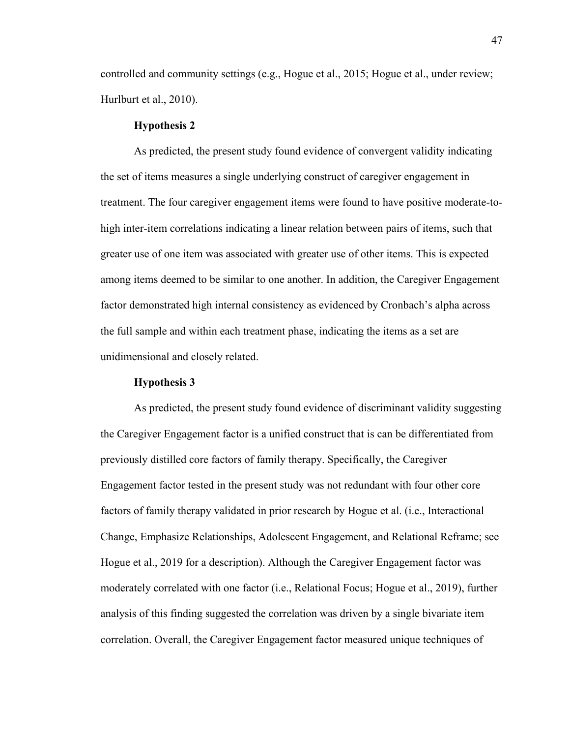controlled and community settings (e.g., Hogue et al., 2015; Hogue et al., under review; Hurlburt et al., 2010).

**Hypothesis 2**

As predicted, the present study found evidence of convergent validity indicating the set of items measures a single underlying construct of caregiver engagement in treatment. The four caregiver engagement items were found to have positive moderate-to-high inter-item correlations indicating a linear relation between pairs of items, such that greater use of one item was associated with greater use of other items. This is expected among items deemed to be similar to one another. In addition, the Caregiver Engagement factor demonstrated high internal consistency as evidenced by Cronbach's alpha across the full sample and within each treatment phase, indicating the items as a set are unidimensional and closely related.

**Hypothesis 3**

As predicted, the present study found evidence of discriminant validity suggesting the Caregiver Engagement factor is a unified construct that is can be differentiated from previously distilled core factors of family therapy. Specifically, the Caregiver Engagement factor tested in the present study was not redundant with four other core factors of family therapy validated in prior research by Hogue et al. (i.e., Interactional Change, Emphasize Relationships, Adolescent Engagement, and Relational Reframe; see Hogue et al., 2019 for a description). Although the Caregiver Engagement factor was moderately correlated with one factor (i.e., Relational Focus; Hogue et al., 2019), further analysis of this finding suggested the correlation was driven by a single bivariate item correlation. Overall, the Caregiver Engagement factor measured unique techniques of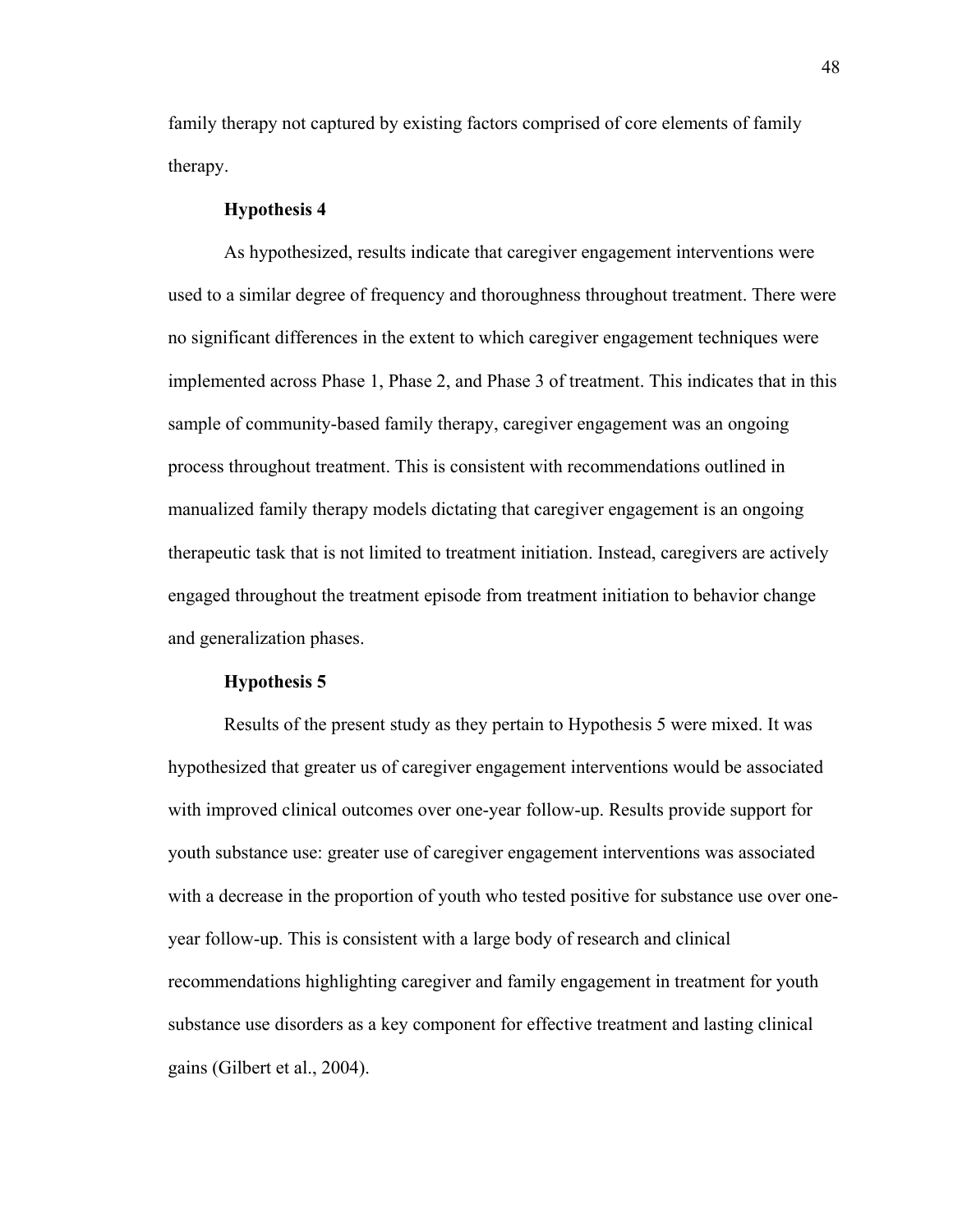family therapy not captured by existing factors comprised of core elements of family therapy.

### Hypothesis 4

As hypothesized, results indicate that caregiver engagement interventions were used to a similar degree of frequency and thoroughness throughout treatment. There were no significant differences in the extent to which caregiver engagement techniques were implemented across Phase 1, Phase 2, and Phase 3 of treatment. This indicates that in this sample of community-based family therapy, caregiver engagement was an ongoing process throughout treatment. This is consistent with recommendations outlined in manualized family therapy models dictating that caregiver engagement is an ongoing therapeutic task that is not limited to treatment initiation. Instead, caregivers are actively engaged throughout the treatment episode from treatment initiation to behavior change and generalization phases.

### Hypothesis 5

Results of the present study as they pertain to Hypothesis 5 were mixed. It was hypothesized that greater us of caregiver engagement interventions would be associated with improved clinical outcomes over one-year follow-up. Results provide support for youth substance use: greater use of caregiver engagement interventions was associated with a decrease in the proportion of youth who tested positive for substance use over one-year follow-up. This is consistent with a large body of research and clinical recommendations highlighting caregiver and family engagement in treatment for youth substance use disorders as a key component for effective treatment and lasting clinical gains (Gilbert et al., 2004).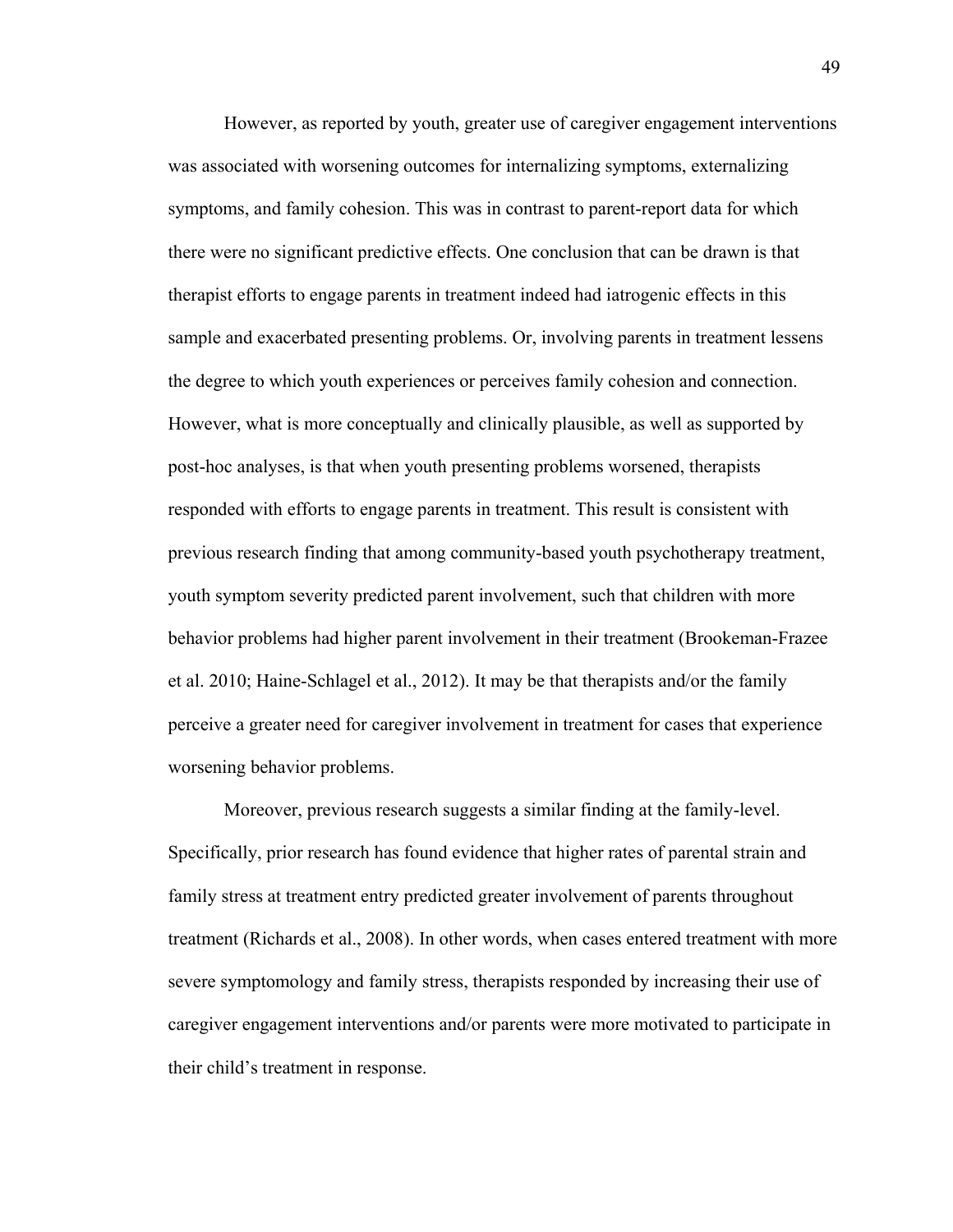However, as reported by youth, greater use of caregiver engagement interventions was associated with worsening outcomes for internalizing symptoms, externalizing symptoms, and family cohesion. This was in contrast to parent-report data for which there were no significant predictive effects. One conclusion that can be drawn is that therapist efforts to engage parents in treatment indeed had iatrogenic effects in this sample and exacerbated presenting problems. Or, involving parents in treatment lessens the degree to which youth experiences or perceives family cohesion and connection. However, what is more conceptually and clinically plausible, as well as supported by post-hoc analyses, is that when youth presenting problems worsened, therapists responded with efforts to engage parents in treatment. This result is consistent with previous research finding that among community-based youth psychotherapy treatment, youth symptom severity predicted parent involvement, such that children with more behavior problems had higher parent involvement in their treatment (Brookeman-Frazee et al. 2010; Haine-Schlagel et al., 2012). It may be that therapists and/or the family perceive a greater need for caregiver involvement in treatment for cases that experience worsening behavior problems.

Moreover, previous research suggests a similar finding at the family-level. Specifically, prior research has found evidence that higher rates of parental strain and family stress at treatment entry predicted greater involvement of parents throughout treatment (Richards et al., 2008). In other words, when cases entered treatment with more severe symptomology and family stress, therapists responded by increasing their use of caregiver engagement interventions and/or parents were more motivated to participate in their child's treatment in response.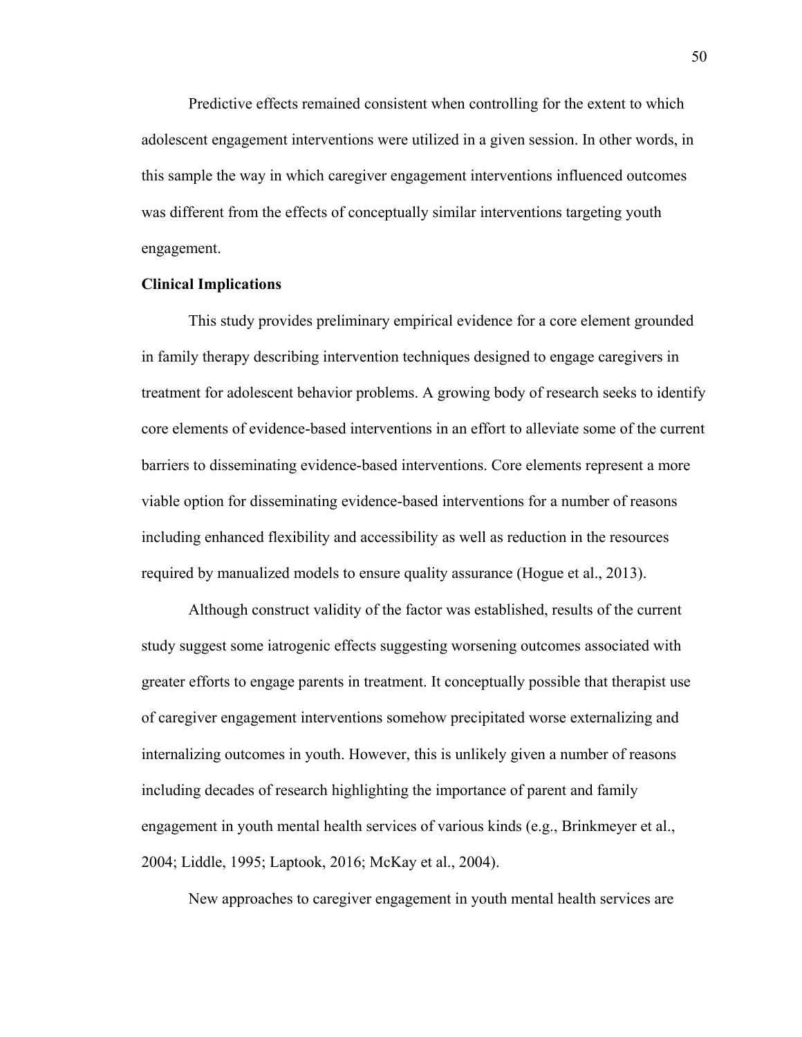Predictive effects remained consistent when controlling for the extent to which adolescent engagement interventions were utilized in a given session. In other words, in this sample the way in which caregiver engagement interventions influenced outcomes was different from the effects of conceptually similar interventions targeting youth engagement.

**Clinical Implications**

This study provides preliminary empirical evidence for a core element grounded in family therapy describing intervention techniques designed to engage caregivers in treatment for adolescent behavior problems. A growing body of research seeks to identify core elements of evidence-based interventions in an effort to alleviate some of the current barriers to disseminating evidence-based interventions. Core elements represent a more viable option for disseminating evidence-based interventions for a number of reasons including enhanced flexibility and accessibility as well as reduction in the resources required by manualized models to ensure quality assurance (Hogue et al., 2013).

Although construct validity of the factor was established, results of the current study suggest some iatrogenic effects suggesting worsening outcomes associated with greater efforts to engage parents in treatment. It conceptually possible that therapist use of caregiver engagement interventions somehow precipitated worse externalizing and internalizing outcomes in youth. However, this is unlikely given a number of reasons including decades of research highlighting the importance of parent and family engagement in youth mental health services of various kinds (e.g., Brinkmeyer et al., 2004; Liddle, 1995; Laptook, 2016; McKay et al., 2004).

New approaches to caregiver engagement in youth mental health services are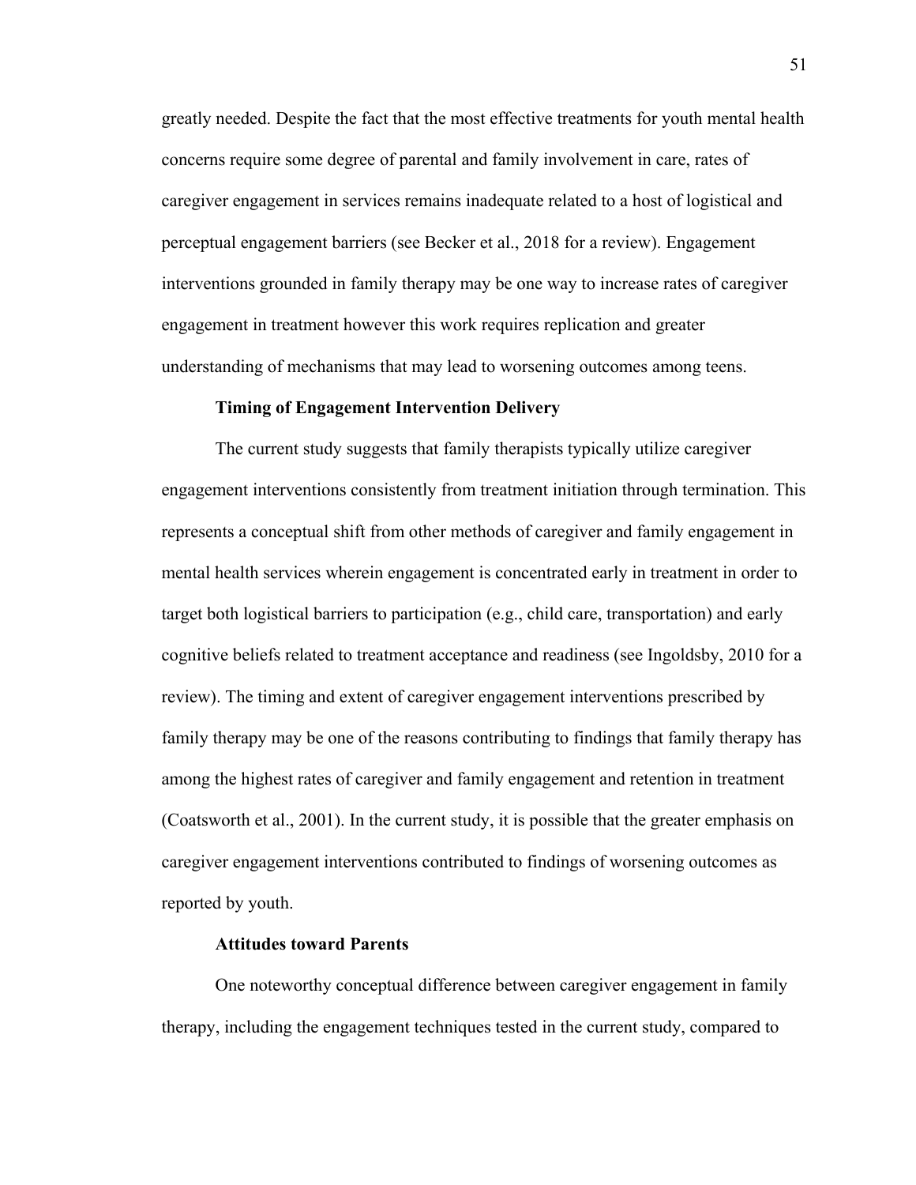greatly needed. Despite the fact that the most effective treatments for youth mental health concerns require some degree of parental and family involvement in care, rates of caregiver engagement in services remains inadequate related to a host of logistical and perceptual engagement barriers (see Becker et al., 2018 for a review). Engagement interventions grounded in family therapy may be one way to increase rates of caregiver engagement in treatment however this work requires replication and greater understanding of mechanisms that may lead to worsening outcomes among teens.

### Timing of Engagement Intervention Delivery

The current study suggests that family therapists typically utilize caregiver engagement interventions consistently from treatment initiation through termination. This represents a conceptual shift from other methods of caregiver and family engagement in mental health services wherein engagement is concentrated early in treatment in order to target both logistical barriers to participation (e.g., child care, transportation) and early cognitive beliefs related to treatment acceptance and readiness (see Ingoldsby, 2010 for a review). The timing and extent of caregiver engagement interventions prescribed by family therapy may be one of the reasons contributing to findings that family therapy has among the highest rates of caregiver and family engagement and retention in treatment (Coatsworth et al., 2001). In the current study, it is possible that the greater emphasis on caregiver engagement interventions contributed to findings of worsening outcomes as reported by youth.

### Attitudes toward Parents

One noteworthy conceptual difference between caregiver engagement in family therapy, including the engagement techniques tested in the current study, compared to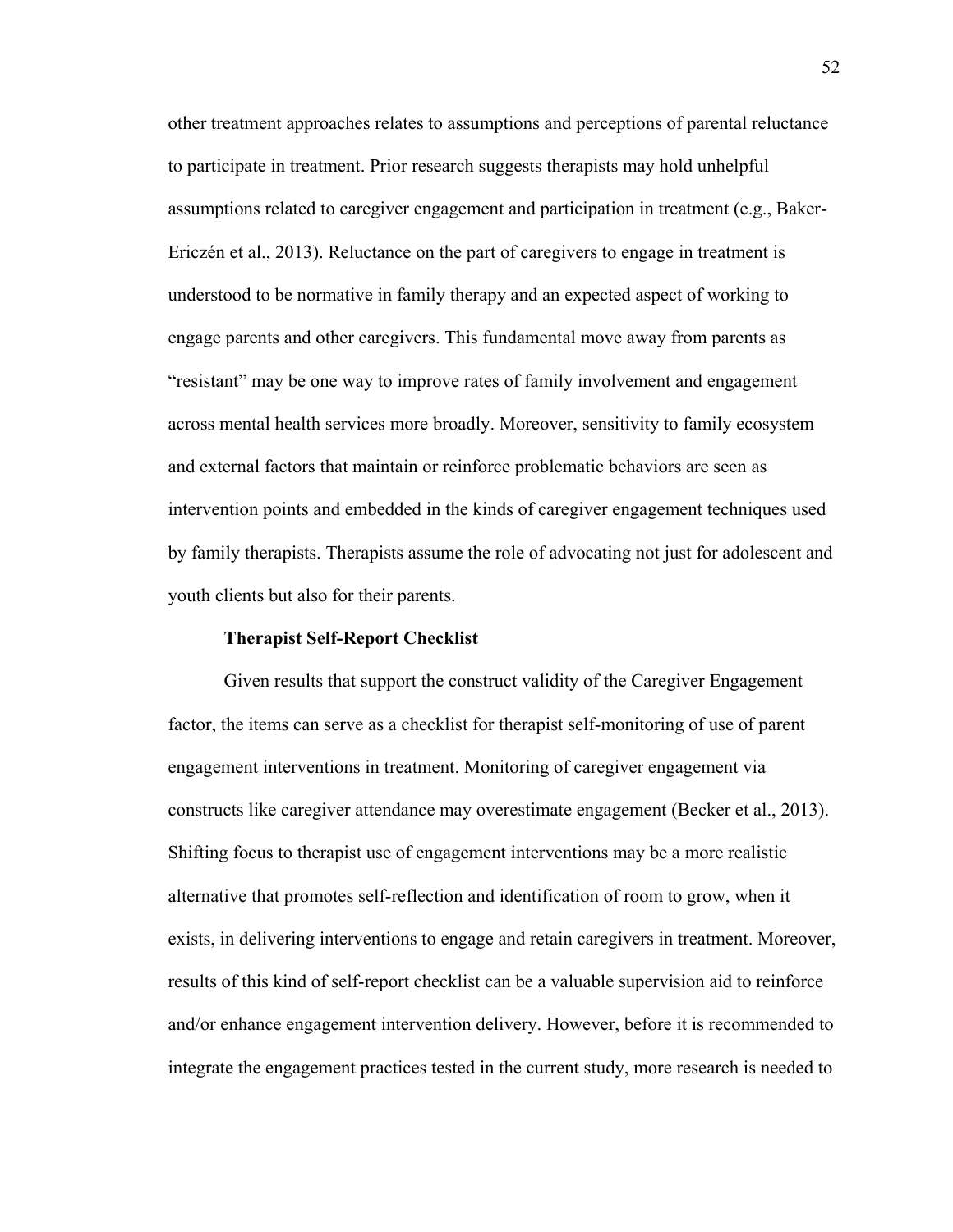other treatment approaches relates to assumptions and perceptions of parental reluctance to participate in treatment. Prior research suggests therapists may hold unhelpful assumptions related to caregiver engagement and participation in treatment (e.g., Baker-Ericzén et al., 2013). Reluctance on the part of caregivers to engage in treatment is understood to be normative in family therapy and an expected aspect of working to engage parents and other caregivers. This fundamental move away from parents as "resistant" may be one way to improve rates of family involvement and engagement across mental health services more broadly. Moreover, sensitivity to family ecosystem and external factors that maintain or reinforce problematic behaviors are seen as intervention points and embedded in the kinds of caregiver engagement techniques used by family therapists. Therapists assume the role of advocating not just for adolescent and youth clients but also for their parents.

### Therapist Self-Report Checklist

Given results that support the construct validity of the Caregiver Engagement factor, the items can serve as a checklist for therapist self-monitoring of use of parent engagement interventions in treatment. Monitoring of caregiver engagement via constructs like caregiver attendance may overestimate engagement (Becker et al., 2013). Shifting focus to therapist use of engagement interventions may be a more realistic alternative that promotes self-reflection and identification of room to grow, when it exists, in delivering interventions to engage and retain caregivers in treatment. Moreover, results of this kind of self-report checklist can be a valuable supervision aid to reinforce and/or enhance engagement intervention delivery. However, before it is recommended to integrate the engagement practices tested in the current study, more research is needed to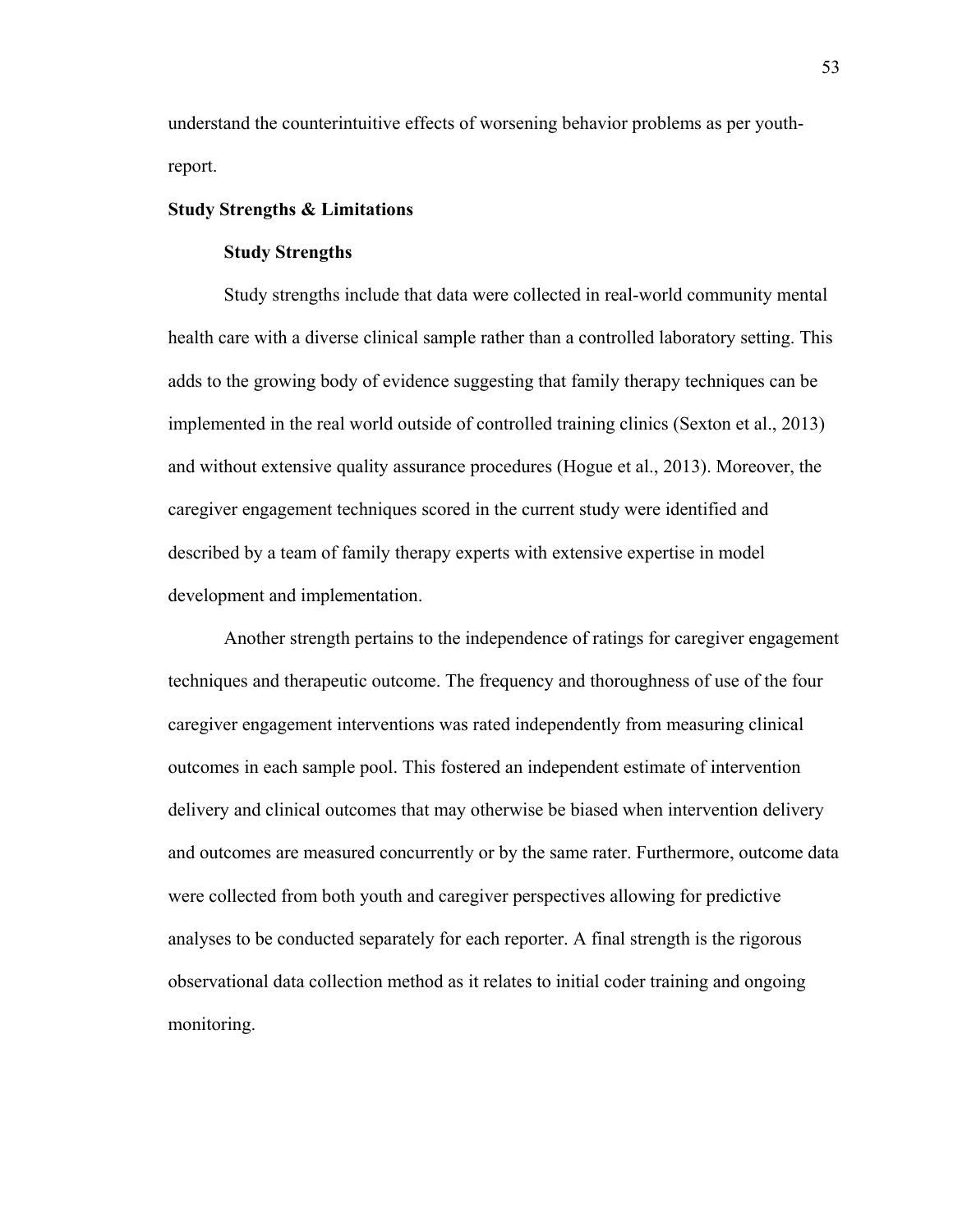understand the counterintuitive effects of worsening behavior problems as per youth-report.

## Study Strengths & Limitations

### Study Strengths

Study strengths include that data were collected in real-world community mental health care with a diverse clinical sample rather than a controlled laboratory setting. This adds to the growing body of evidence suggesting that family therapy techniques can be implemented in the real world outside of controlled training clinics (Sexton et al., 2013) and without extensive quality assurance procedures (Hogue et al., 2013). Moreover, the caregiver engagement techniques scored in the current study were identified and described by a team of family therapy experts with extensive expertise in model development and implementation.

Another strength pertains to the independence of ratings for caregiver engagement techniques and therapeutic outcome. The frequency and thoroughness of use of the four caregiver engagement interventions was rated independently from measuring clinical outcomes in each sample pool. This fostered an independent estimate of intervention delivery and clinical outcomes that may otherwise be biased when intervention delivery and outcomes are measured concurrently or by the same rater. Furthermore, outcome data were collected from both youth and caregiver perspectives allowing for predictive analyses to be conducted separately for each reporter. A final strength is the rigorous observational data collection method as it relates to initial coder training and ongoing monitoring.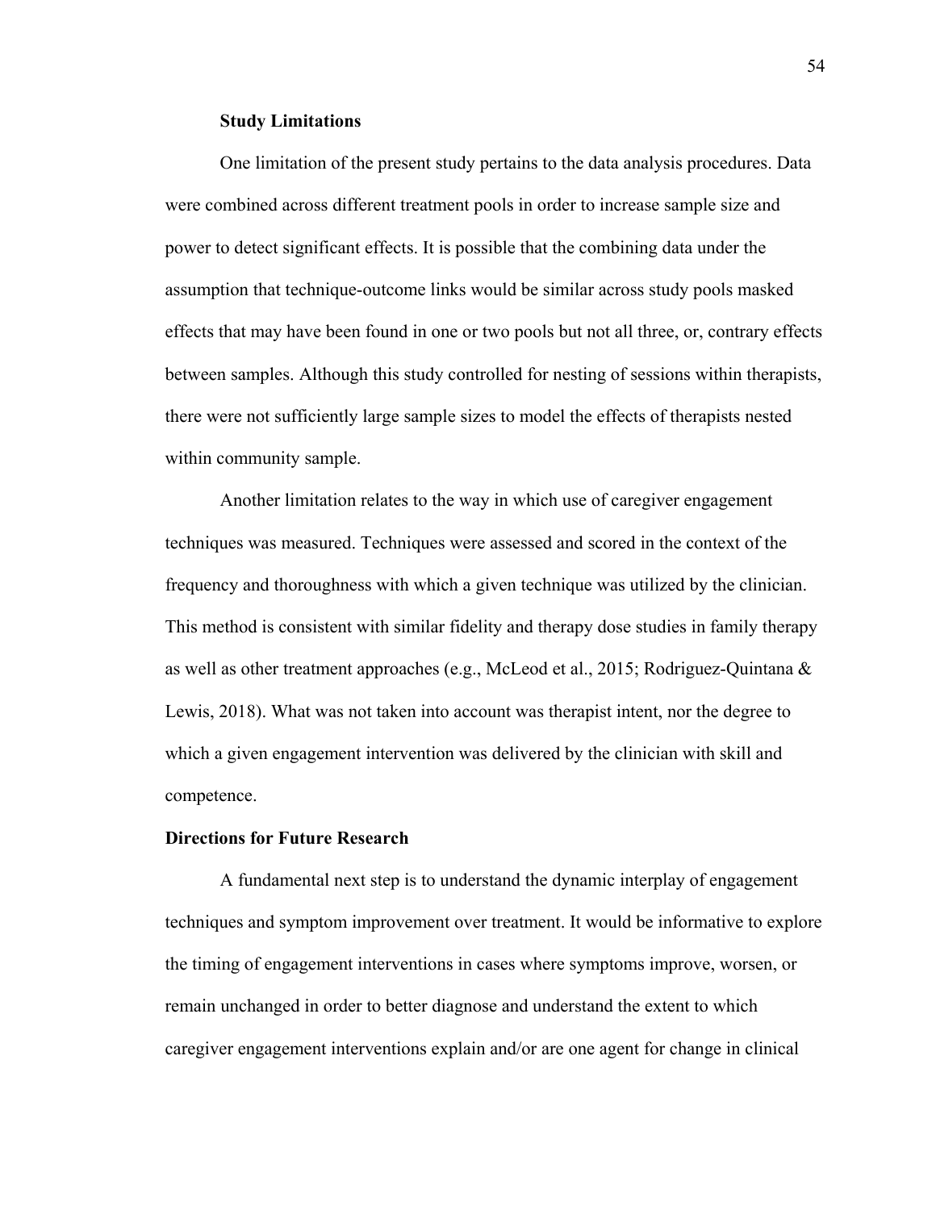### Study Limitations

One limitation of the present study pertains to the data analysis procedures. Data were combined across different treatment pools in order to increase sample size and power to detect significant effects. It is possible that the combining data under the assumption that technique-outcome links would be similar across study pools masked effects that may have been found in one or two pools but not all three, or, contrary effects between samples. Although this study controlled for nesting of sessions within therapists, there were not sufficiently large sample sizes to model the effects of therapists nested within community sample.

Another limitation relates to the way in which use of caregiver engagement techniques was measured. Techniques were assessed and scored in the context of the frequency and thoroughness with which a given technique was utilized by the clinician. This method is consistent with similar fidelity and therapy dose studies in family therapy as well as other treatment approaches (e.g., McLeod et al., 2015; Rodriguez-Quintana & Lewis, 2018). What was not taken into account was therapist intent, nor the degree to which a given engagement intervention was delivered by the clinician with skill and competence.

## Directions for Future Research

A fundamental next step is to understand the dynamic interplay of engagement techniques and symptom improvement over treatment. It would be informative to explore the timing of engagement interventions in cases where symptoms improve, worsen, or remain unchanged in order to better diagnose and understand the extent to which caregiver engagement interventions explain and/or are one agent for change in clinical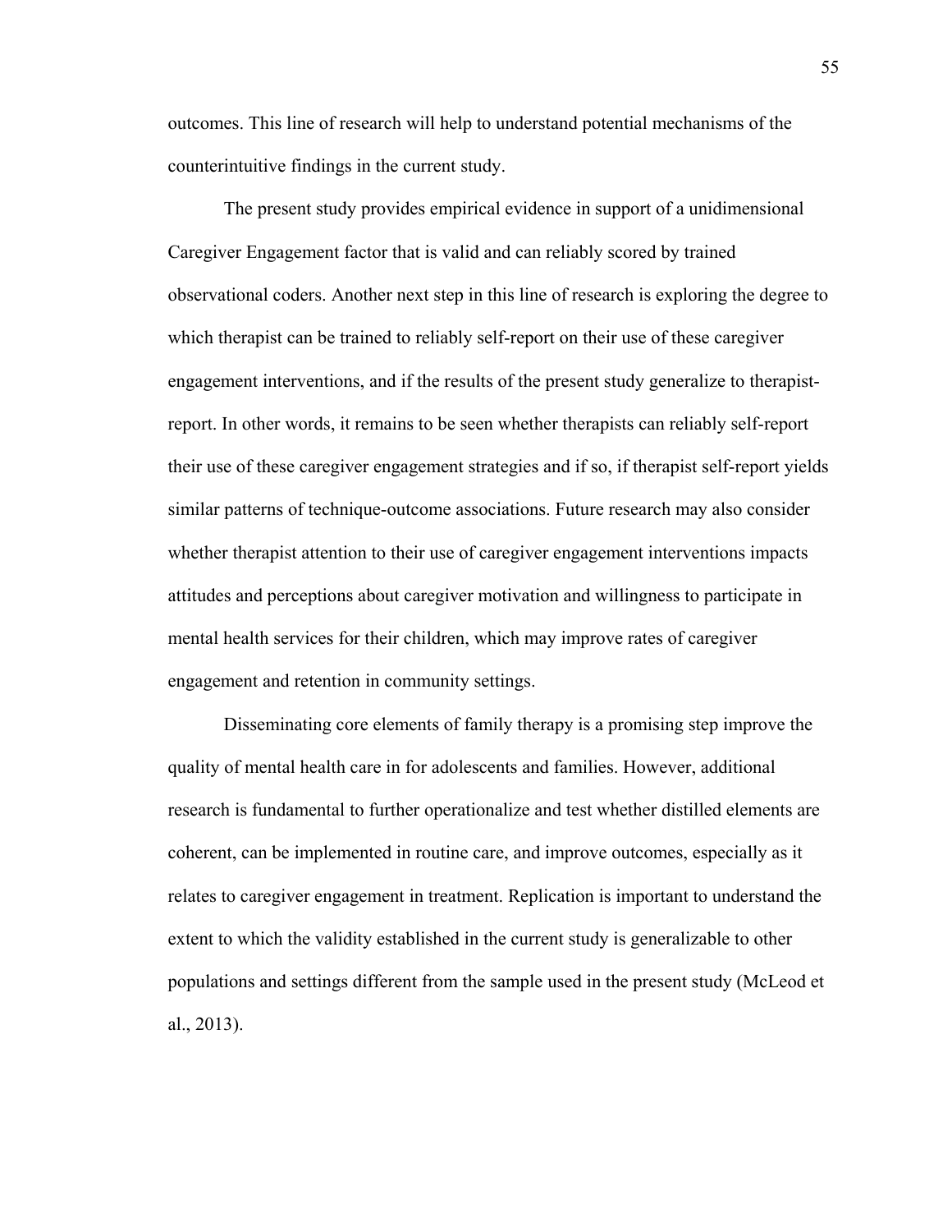outcomes. This line of research will help to understand potential mechanisms of the counterintuitive findings in the current study.

The present study provides empirical evidence in support of a unidimensional Caregiver Engagement factor that is valid and can reliably scored by trained observational coders. Another next step in this line of research is exploring the degree to which therapist can be trained to reliably self-report on their use of these caregiver engagement interventions, and if the results of the present study generalize to therapist-report. In other words, it remains to be seen whether therapists can reliably self-report their use of these caregiver engagement strategies and if so, if therapist self-report yields similar patterns of technique-outcome associations. Future research may also consider whether therapist attention to their use of caregiver engagement interventions impacts attitudes and perceptions about caregiver motivation and willingness to participate in mental health services for their children, which may improve rates of caregiver engagement and retention in community settings.

Disseminating core elements of family therapy is a promising step improve the quality of mental health care in for adolescents and families. However, additional research is fundamental to further operationalize and test whether distilled elements are coherent, can be implemented in routine care, and improve outcomes, especially as it relates to caregiver engagement in treatment. Replication is important to understand the extent to which the validity established in the current study is generalizable to other populations and settings different from the sample used in the present study (McLeod et al., 2013).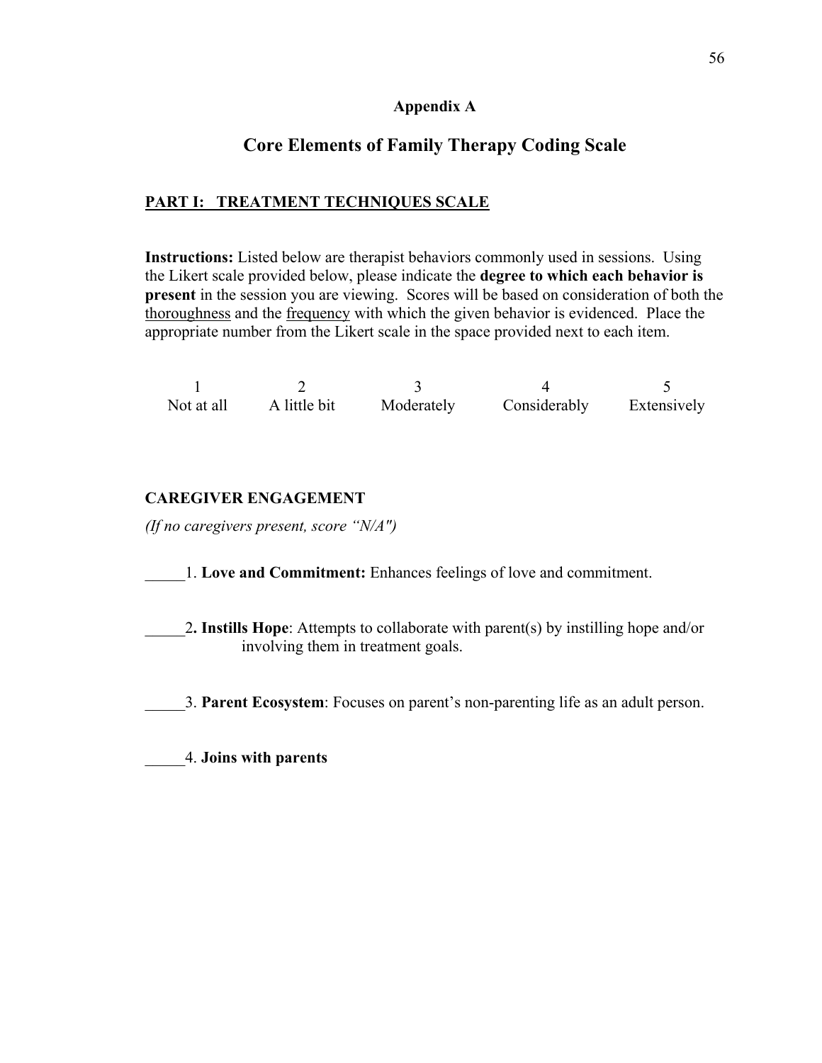## Appendix A

# Core Elements of Family Therapy Coding Scale

### PART I: TREATMENT TECHNIQUES SCALE

**Instructions:** Listed below are therapist behaviors commonly used in sessions. Using the Likert scale provided below, please indicate the **degree to which each behavior is present** in the session you are viewing. Scores will be based on consideration of both the thoroughness and the frequency with which the given behavior is evidenced. Place the appropriate number from the Likert scale in the space provided next to each item.

| 1 | 2 | 3 | 4 | 5 |
|---|---|---|---|---|
| Not at all | A little bit | Moderately | Considerably | Extensively |

**CAREGIVER ENGAGEMENT**

*(If no caregivers present, score "N/A")*

_____1. **Love and Commitment:** Enhances feelings of love and commitment.

_____2**. Instills Hope**: Attempts to collaborate with parent(s) by instilling hope and/or involving them in treatment goals.

_____3. **Parent Ecosystem**: Focuses on parent's non-parenting life as an adult person.

_____4. **Joins with parents**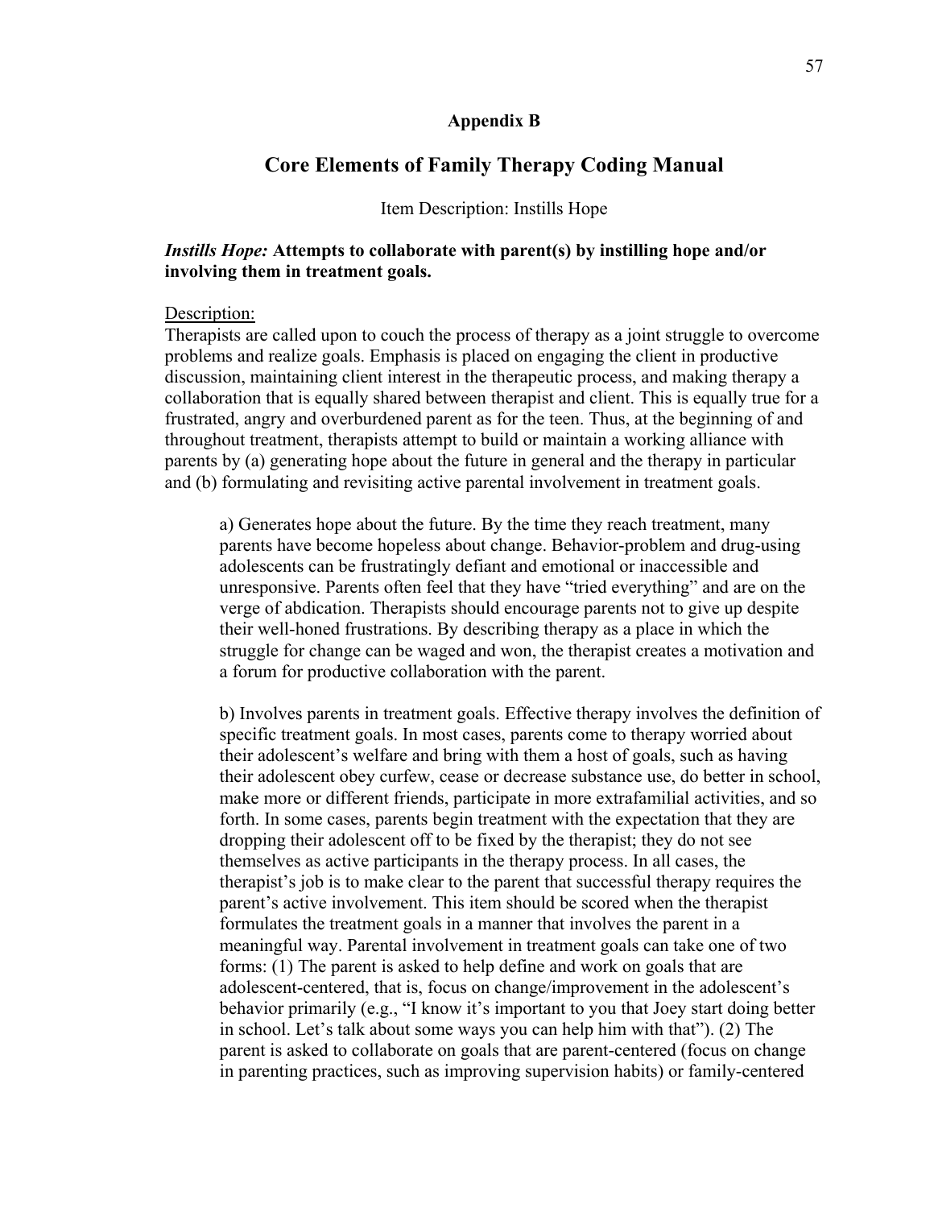## Appendix B

# Core Elements of Family Therapy Coding Manual

Item Description: Instills Hope

***Instills Hope:*** **Attempts to collaborate with parent(s) by instilling hope and/or involving them in treatment goals.**

Description:

Therapists are called upon to couch the process of therapy as a joint struggle to overcome problems and realize goals. Emphasis is placed on engaging the client in productive discussion, maintaining client interest in the therapeutic process, and making therapy a collaboration that is equally shared between therapist and client. This is equally true for a frustrated, angry and overburdened parent as for the teen. Thus, at the beginning of and throughout treatment, therapists attempt to build or maintain a working alliance with parents by (a) generating hope about the future in general and the therapy in particular and (b) formulating and revisiting active parental involvement in treatment goals.

> a) Generates hope about the future. By the time they reach treatment, many parents have become hopeless about change. Behavior-problem and drug-using adolescents can be frustratingly defiant and emotional or inaccessible and unresponsive. Parents often feel that they have "tried everything" and are on the verge of abdication. Therapists should encourage parents not to give up despite their well-honed frustrations. By describing therapy as a place in which the struggle for change can be waged and won, the therapist creates a motivation and a forum for productive collaboration with the parent.
>
> b) Involves parents in treatment goals. Effective therapy involves the definition of specific treatment goals. In most cases, parents come to therapy worried about their adolescent's welfare and bring with them a host of goals, such as having their adolescent obey curfew, cease or decrease substance use, do better in school, make more or different friends, participate in more extrafamilial activities, and so forth. In some cases, parents begin treatment with the expectation that they are dropping their adolescent off to be fixed by the therapist; they do not see themselves as active participants in the therapy process. In all cases, the therapist's job is to make clear to the parent that successful therapy requires the parent's active involvement. This item should be scored when the therapist formulates the treatment goals in a manner that involves the parent in a meaningful way. Parental involvement in treatment goals can take one of two forms: (1) The parent is asked to help define and work on goals that are adolescent-centered, that is, focus on change/improvement in the adolescent's behavior primarily (e.g., "I know it's important to you that Joey start doing better in school. Let's talk about some ways you can help him with that"). (2) The parent is asked to collaborate on goals that are parent-centered (focus on change in parenting practices, such as improving supervision habits) or family-centered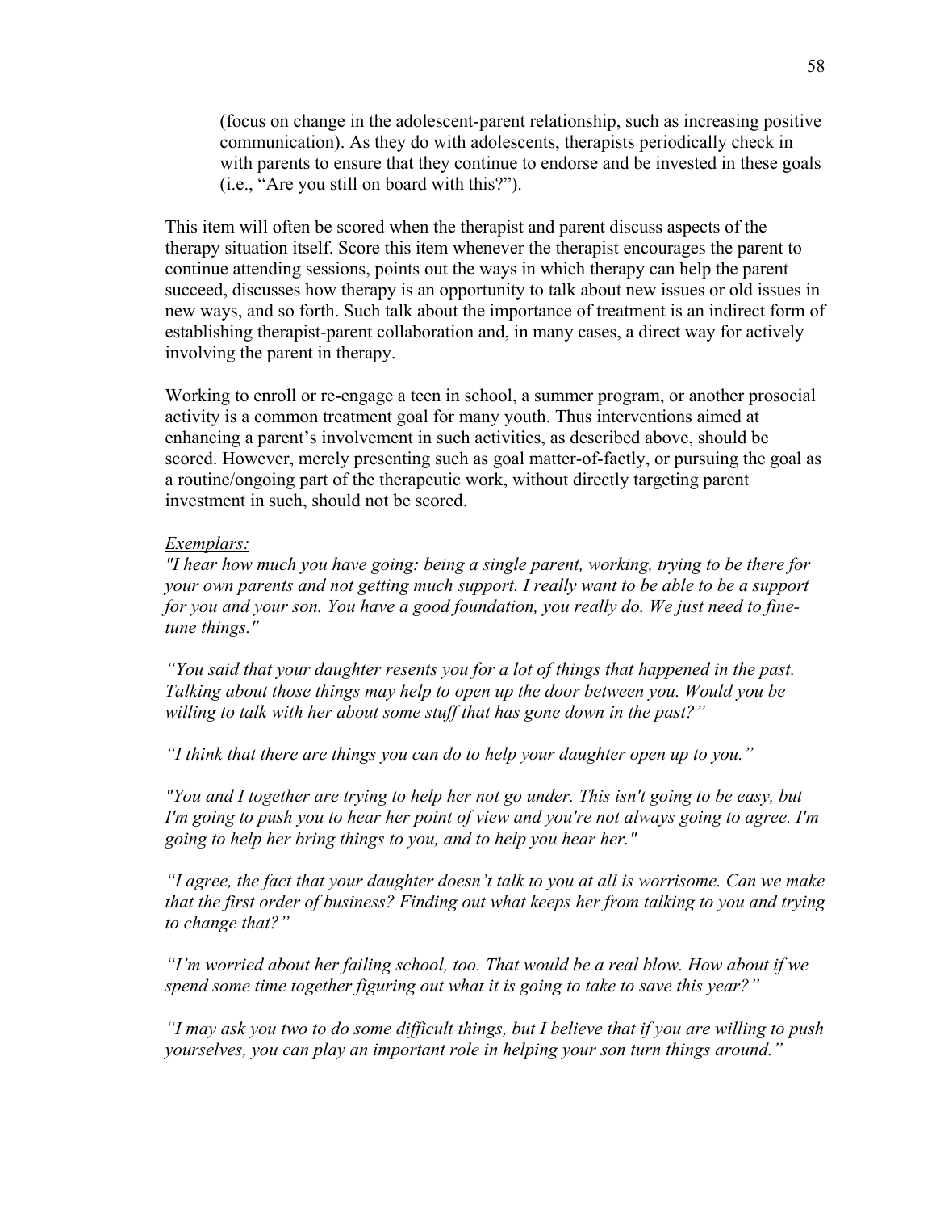(focus on change in the adolescent-parent relationship, such as increasing positive communication). As they do with adolescents, therapists periodically check in with parents to ensure that they continue to endorse and be invested in these goals (i.e., "Are you still on board with this?").

This item will often be scored when the therapist and parent discuss aspects of the therapy situation itself. Score this item whenever the therapist encourages the parent to continue attending sessions, points out the ways in which therapy can help the parent succeed, discusses how therapy is an opportunity to talk about new issues or old issues in new ways, and so forth. Such talk about the importance of treatment is an indirect form of establishing therapist-parent collaboration and, in many cases, a direct way for actively involving the parent in therapy.

Working to enroll or re-engage a teen in school, a summer program, or another prosocial activity is a common treatment goal for many youth. Thus interventions aimed at enhancing a parent's involvement in such activities, as described above, should be scored. However, merely presenting such as goal matter-of-factly, or pursuing the goal as a routine/ongoing part of the therapeutic work, without directly targeting parent investment in such, should not be scored.

<u>*Exemplars:*</u>

*"I hear how much you have going: being a single parent, working, trying to be there for your own parents and not getting much support. I really want to be able to be a support for you and your son. You have a good foundation, you really do. We just need to fine-tune things."*

*"You said that your daughter resents you for a lot of things that happened in the past. Talking about those things may help to open up the door between you. Would you be willing to talk with her about some stuff that has gone down in the past?"*

*"I think that there are things you can do to help your daughter open up to you."*

*"You and I together are trying to help her not go under. This isn't going to be easy, but I'm going to push you to hear her point of view and you're not always going to agree. I'm going to help her bring things to you, and to help you hear her."*

*"I agree, the fact that your daughter doesn't talk to you at all is worrisome. Can we make that the first order of business? Finding out what keeps her from talking to you and trying to change that?"*

*"I'm worried about her failing school, too. That would be a real blow. How about if we spend some time together figuring out what it is going to take to save this year?"*

*"I may ask you two to do some difficult things, but I believe that if you are willing to push yourselves, you can play an important role in helping your son turn things around."*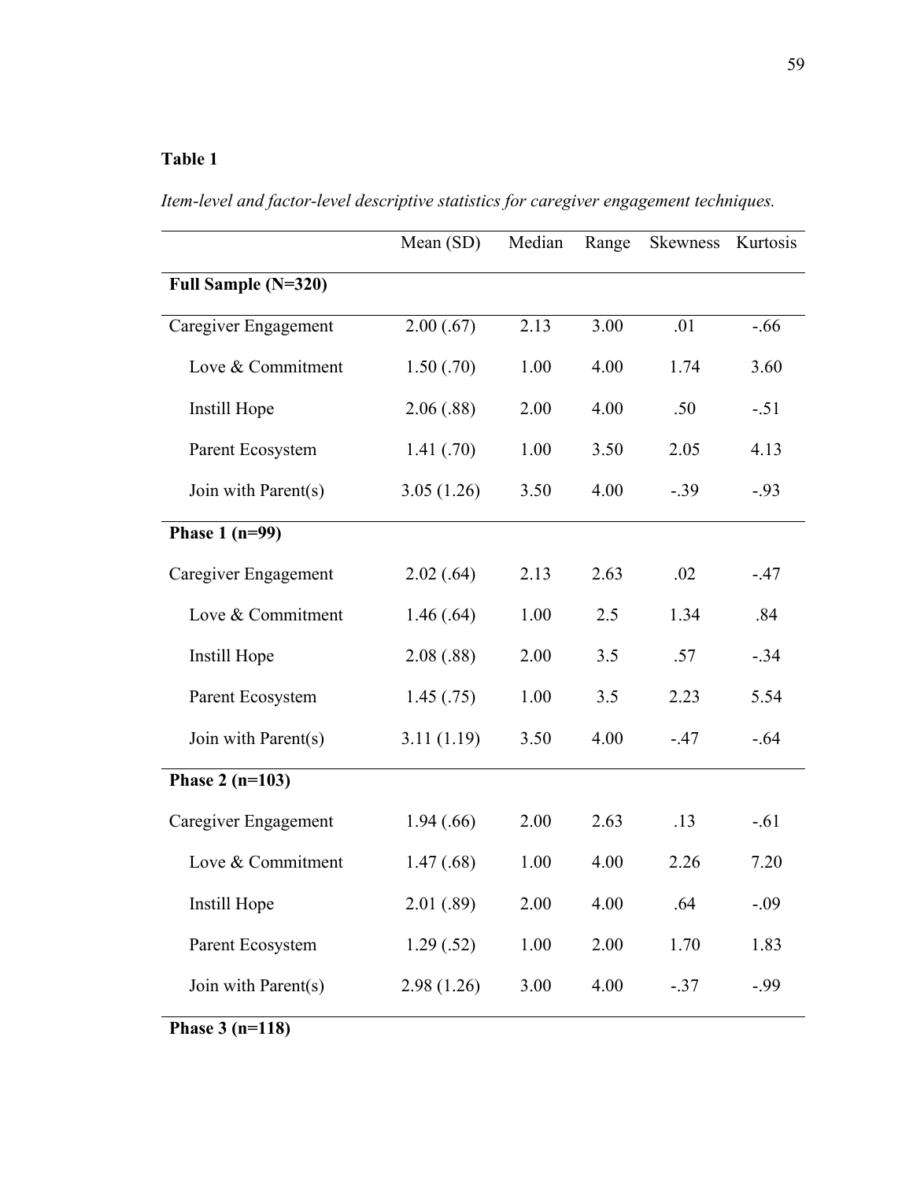**Table 1**

*Item-level and factor-level descriptive statistics for caregiver engagement techniques.*

| | Mean (SD) | Median | Range | Skewness | Kurtosis |
|---|---|---|---|---|---|
| **Full Sample (N=320)** | | | | | |
| Caregiver Engagement | 2.00 (.67) | 2.13 | 3.00 | .01 | -.66 |
| Love & Commitment | 1.50 (.70) | 1.00 | 4.00 | 1.74 | 3.60 |
| Instill Hope | 2.06 (.88) | 2.00 | 4.00 | .50 | -.51 |
| Parent Ecosystem | 1.41 (.70) | 1.00 | 3.50 | 2.05 | 4.13 |
| Join with Parent(s) | 3.05 (1.26) | 3.50 | 4.00 | -.39 | -.93 |
| **Phase 1 (n=99)** | | | | | |
| Caregiver Engagement | 2.02 (.64) | 2.13 | 2.63 | .02 | -.47 |
| Love & Commitment | 1.46 (.64) | 1.00 | 2.5 | 1.34 | .84 |
| Instill Hope | 2.08 (.88) | 2.00 | 3.5 | .57 | -.34 |
| Parent Ecosystem | 1.45 (.75) | 1.00 | 3.5 | 2.23 | 5.54 |
| Join with Parent(s) | 3.11 (1.19) | 3.50 | 4.00 | -.47 | -.64 |
| **Phase 2 (n=103)** | | | | | |
| Caregiver Engagement | 1.94 (.66) | 2.00 | 2.63 | .13 | -.61 |
| Love & Commitment | 1.47 (.68) | 1.00 | 4.00 | 2.26 | 7.20 |
| Instill Hope | 2.01 (.89) | 2.00 | 4.00 | .64 | -.09 |
| Parent Ecosystem | 1.29 (.52) | 1.00 | 2.00 | 1.70 | 1.83 |
| Join with Parent(s) | 2.98 (1.26) | 3.00 | 4.00 | -.37 | -.99 |
| **Phase 3 (n=118)** | | | | | |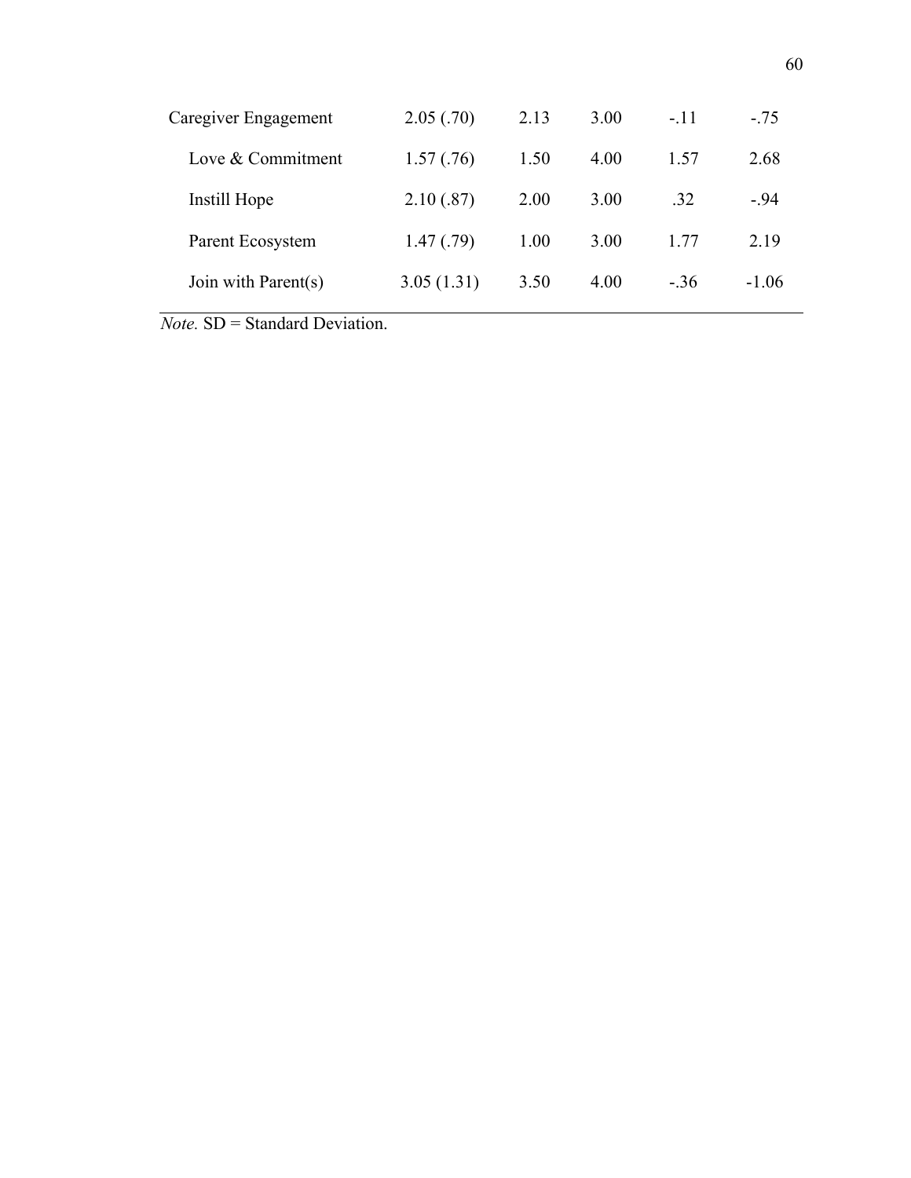| | | | | | |
|---|---|---|---|---|---|
| Caregiver Engagement | 2.05 (.70) | 2.13 | 3.00 | -.11 | -.75 |
| Love & Commitment | 1.57 (.76) | 1.50 | 4.00 | 1.57 | 2.68 |
| Instill Hope | 2.10 (.87) | 2.00 | 3.00 | .32 | -.94 |
| Parent Ecosystem | 1.47 (.79) | 1.00 | 3.00 | 1.77 | 2.19 |
| Join with Parent(s) | 3.05 (1.31) | 3.50 | 4.00 | -.36 | -1.06 |

*Note.* SD = Standard Deviation.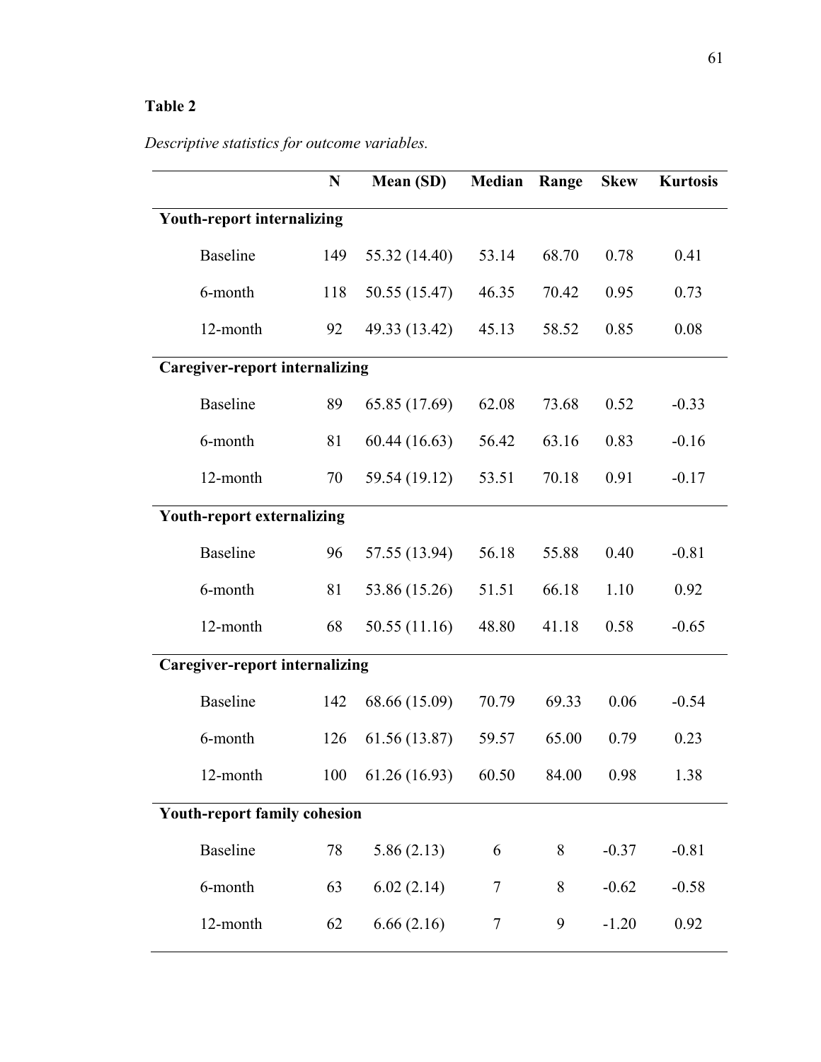**Table 2**

*Descriptive statistics for outcome variables.*

| | N | Mean (SD) | Median | Range | Skew | Kurtosis |
|---|---|---|---|---|---|---|
| **Youth-report internalizing** | | | | | | |
| Baseline | 149 | 55.32 (14.40) | 53.14 | 68.70 | 0.78 | 0.41 |
| 6-month | 118 | 50.55 (15.47) | 46.35 | 70.42 | 0.95 | 0.73 |
| 12-month | 92 | 49.33 (13.42) | 45.13 | 58.52 | 0.85 | 0.08 |
| **Caregiver-report internalizing** | | | | | | |
| Baseline | 89 | 65.85 (17.69) | 62.08 | 73.68 | 0.52 | -0.33 |
| 6-month | 81 | 60.44 (16.63) | 56.42 | 63.16 | 0.83 | -0.16 |
| 12-month | 70 | 59.54 (19.12) | 53.51 | 70.18 | 0.91 | -0.17 |
| **Youth-report externalizing** | | | | | | |
| Baseline | 96 | 57.55 (13.94) | 56.18 | 55.88 | 0.40 | -0.81 |
| 6-month | 81 | 53.86 (15.26) | 51.51 | 66.18 | 1.10 | 0.92 |
| 12-month | 68 | 50.55 (11.16) | 48.80 | 41.18 | 0.58 | -0.65 |
| **Caregiver-report internalizing** | | | | | | |
| Baseline | 142 | 68.66 (15.09) | 70.79 | 69.33 | 0.06 | -0.54 |
| 6-month | 126 | 61.56 (13.87) | 59.57 | 65.00 | 0.79 | 0.23 |
| 12-month | 100 | 61.26 (16.93) | 60.50 | 84.00 | 0.98 | 1.38 |
| **Youth-report family cohesion** | | | | | | |
| Baseline | 78 | 5.86 (2.13) | 6 | 8 | -0.37 | -0.81 |
| 6-month | 63 | 6.02 (2.14) | 7 | 8 | -0.62 | -0.58 |
| 12-month | 62 | 6.66 (2.16) | 7 | 9 | -1.20 | 0.92 |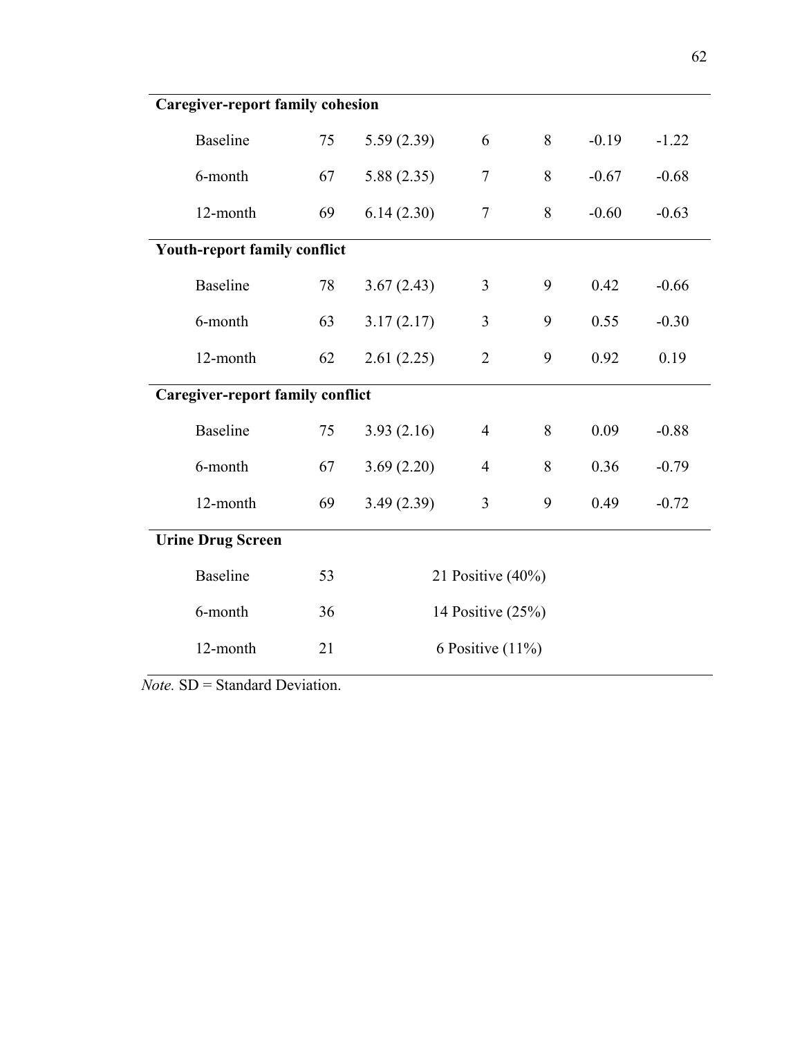| | | | | | | |
|---|---|---|---|---|---|---|
| **Caregiver-report family cohesion** | | | | | | |
| Baseline | 75 | 5.59 (2.39) | 6 | 8 | -0.19 | -1.22 |
| 6-month | 67 | 5.88 (2.35) | 7 | 8 | -0.67 | -0.68 |
| 12-month | 69 | 6.14 (2.30) | 7 | 8 | -0.60 | -0.63 |
| **Youth-report family conflict** | | | | | | |
| Baseline | 78 | 3.67 (2.43) | 3 | 9 | 0.42 | -0.66 |
| 6-month | 63 | 3.17 (2.17) | 3 | 9 | 0.55 | -0.30 |
| 12-month | 62 | 2.61 (2.25) | 2 | 9 | 0.92 | 0.19 |
| **Caregiver-report family conflict** | | | | | | |
| Baseline | 75 | 3.93 (2.16) | 4 | 8 | 0.09 | -0.88 |
| 6-month | 67 | 3.69 (2.20) | 4 | 8 | 0.36 | -0.79 |
| 12-month | 69 | 3.49 (2.39) | 3 | 9 | 0.49 | -0.72 |
| **Urine Drug Screen** | | | | | | |
| Baseline | 53 | 21 Positive (40%) | | | | |
| 6-month | 36 | 14 Positive (25%) | | | | |
| 12-month | 21 | 6 Positive (11%) | | | | |

*Note.* SD = Standard Deviation.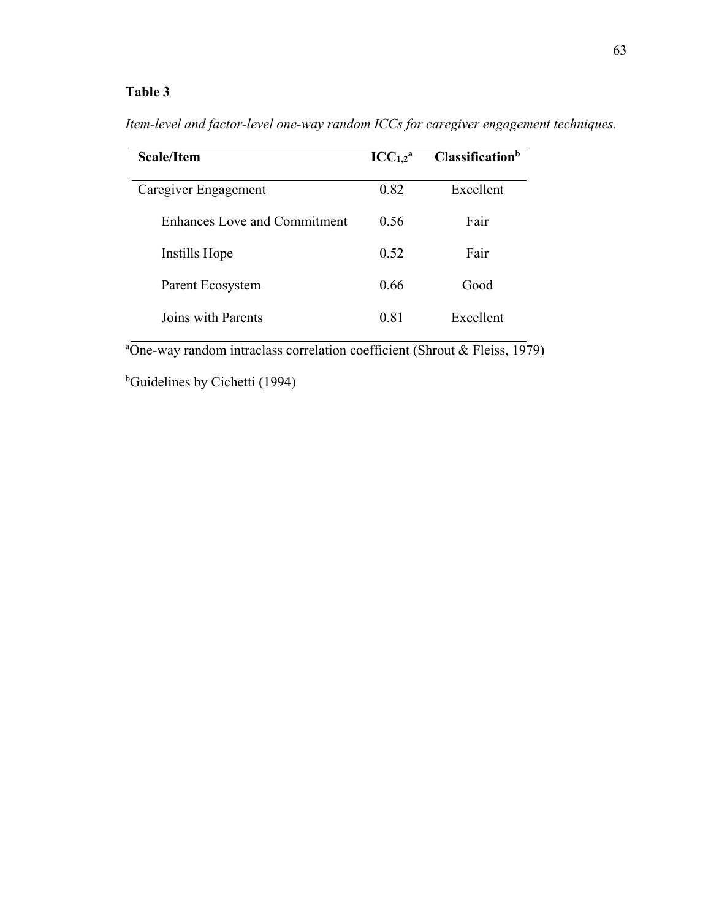**Table 3**

*Item-level and factor-level one-way random ICCs for caregiver engagement techniques.*

| Scale/Item | $ICC_{1,2}$[a] | Classification[b] |
|---|---|---|
| Caregiver Engagement | 0.82 | Excellent |
| Enhances Love and Commitment | 0.56 | Fair |
| Instills Hope | 0.52 | Fair |
| Parent Ecosystem | 0.66 | Good |
| Joins with Parents | 0.81 | Excellent |

[a]One-way random intraclass correlation coefficient (Shrout & Fleiss, 1979)

[b]Guidelines by Cichetti (1994)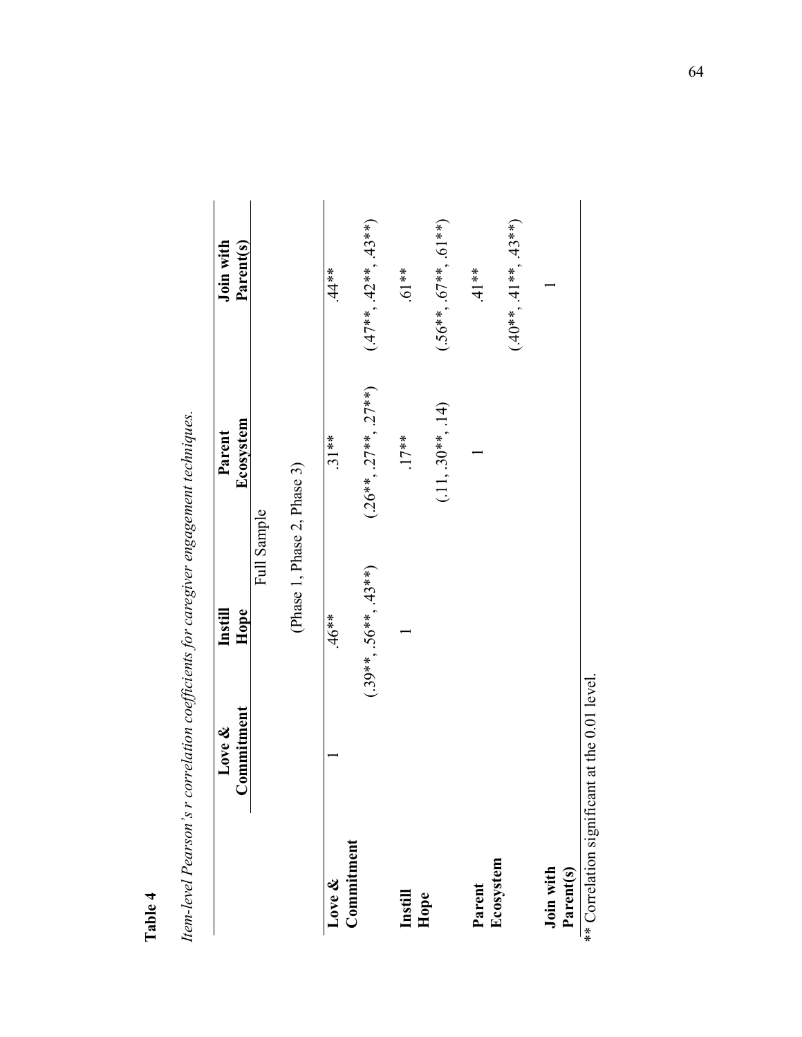**Table 4**

*Item-level Pearson's r correlation coefficients for caregiver engagement techniques.*

| | Love & Commitment | Instill Hope | Parent Ecosystem | Join with Parent(s) |
|---|---|---|---|---|
| | | Full Sample (Phase 1, Phase 2, Phase 3) | | |
| **Love & Commitment** | 1 | .46** (.39**, .56**, .43**) | .31** (.26**, .27**, .27**) | .44** (.47**, .42**, .43**) |
| **Instill Hope** | | 1 | .17** (.11, .30**, .14) | .61** (.56**, .67**, .61**) |
| **Parent Ecosystem** | | | 1 | .41** (.40**, .41**, .43**) |
| **Join with Parent(s)** | | | | 1 |

** Correlation significant at the 0.01 level.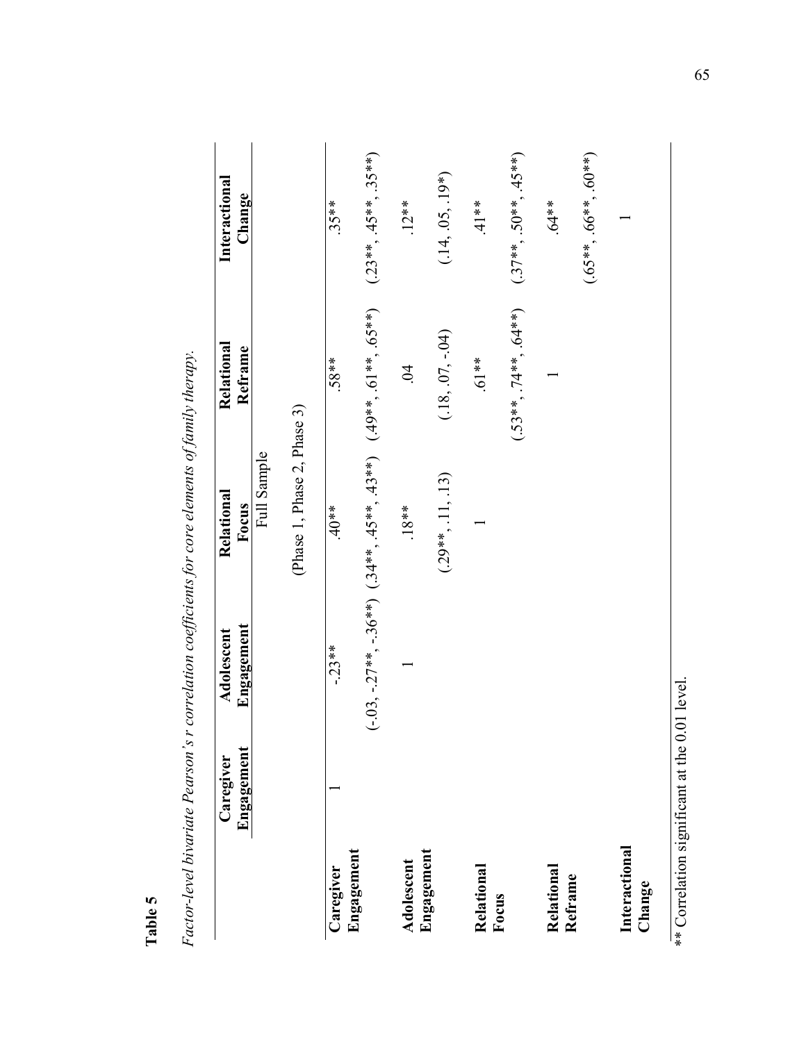**Table 5**

*Factor-level bivariate Pearson's r correlation coefficients for core elements of family therapy.*

| | Caregiver Engagement | Adolescent Engagement | Relational Focus | Relational Reframe | Interactional Change |
|---|---|---|---|---|---|
| | | | Full Sample | | |
| | | | (Phase 1, Phase 2, Phase 3) | | |
| **Caregiver Engagement** | 1 | -.23** | .40** | .58** | .35** |
| | | (-.03, -.27**, -.36**) | (.34**, .45**, .43**) | (.49**, .61**, .65**) | (.23**, .45**, .35**) |
| **Adolescent Engagement** | | 1 | .18** | .04 | .12** |
| | | | (.29**, .11, .13) | (.18, .07, -.04) | (.14, .05, .19*) |
| **Relational Focus** | | | 1 | .61** | .41** |
| | | | | (.53**, .74**, .64**) | (.37**, .50**, .45**) |
| **Relational Reframe** | | | | 1 | .64** |
| | | | | | (.65**, .66**, .60**) |
| **Interactional Change** | | | | | 1 |

** Correlation significant at the 0.01 level.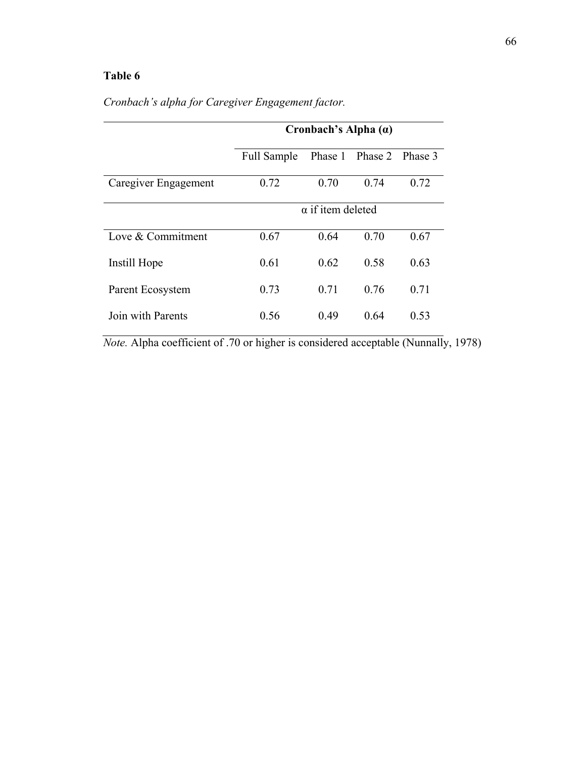**Table 6**

*Cronbach's alpha for Caregiver Engagement factor.*

| | Cronbach's Alpha (α) | | | |
|---|---|---|---|---|
| | Full Sample | Phase 1 | Phase 2 | Phase 3 |
| Caregiver Engagement | 0.72 | 0.70 | 0.74 | 0.72 |
| | α if item deleted | | | |
| Love & Commitment | 0.67 | 0.64 | 0.70 | 0.67 |
| Instill Hope | 0.61 | 0.62 | 0.58 | 0.63 |
| Parent Ecosystem | 0.73 | 0.71 | 0.76 | 0.71 |
| Join with Parents | 0.56 | 0.49 | 0.64 | 0.53 |

*Note.* Alpha coefficient of .70 or higher is considered acceptable (Nunnally, 1978)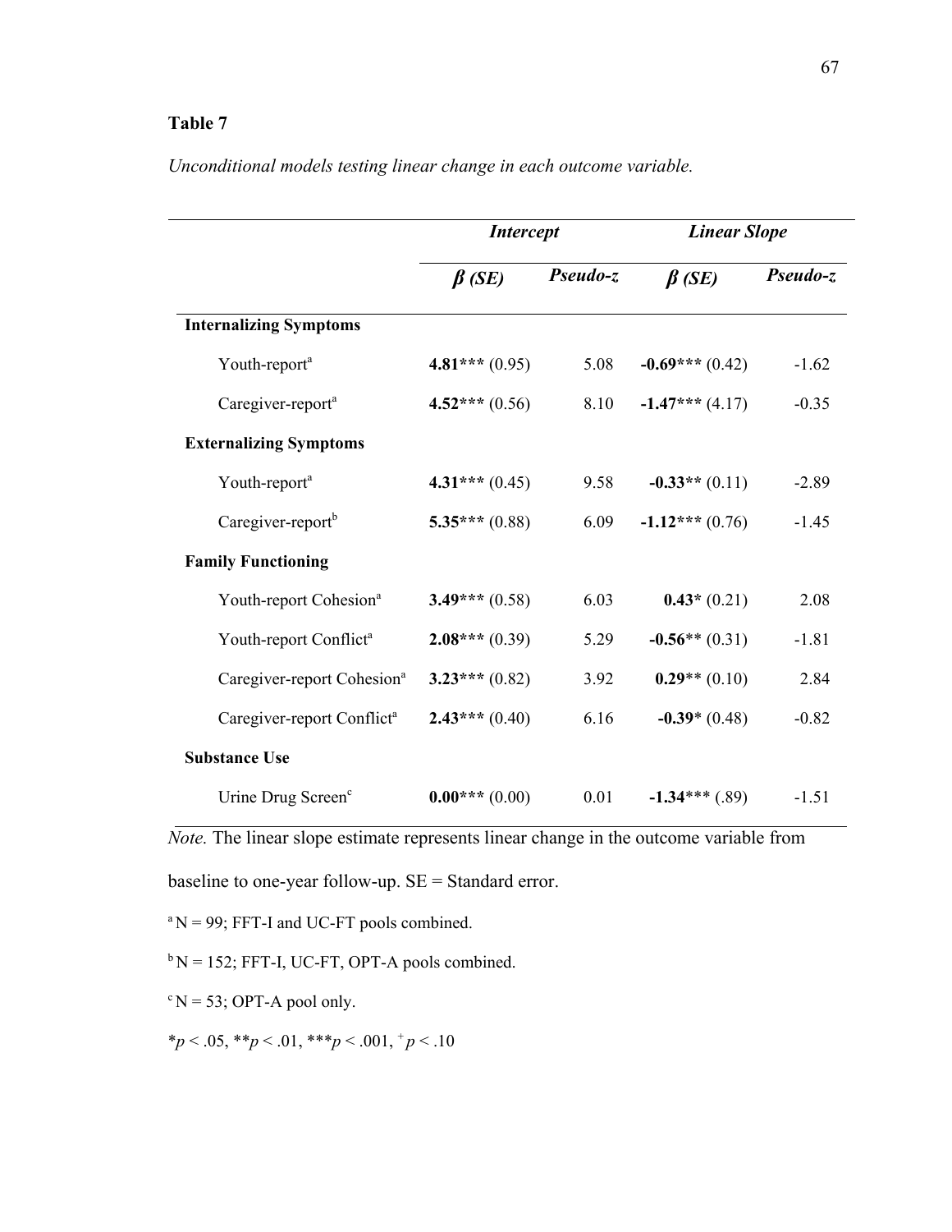**Table 7**

*Unconditional models testing linear change in each outcome variable.*

| | *Intercept* | | *Linear Slope* | |
|---|---|---|---|---|
| | ***β (SE)*** | ***Pseudo-z*** | ***β (SE)*** | ***Pseudo-z*** |
| **Internalizing Symptoms** | | | | |
| Youth-report[a] | **4.81***\*** (0.95) | 5.08 | **-0.69***\*** (0.42) | -1.62 |
| Caregiver-report[a] | **4.52***\*** (0.56) | 8.10 | **-1.47***\*** (4.17) | -0.35 |
| **Externalizing Symptoms** | | | | |
| Youth-report[a] | **4.31***\*** (0.45) | 9.58 | **-0.33**\*** (0.11) | -2.89 |
| Caregiver-report[b] | **5.35***\*** (0.88) | 6.09 | **-1.12***\*** (0.76) | -1.45 |
| **Family Functioning** | | | | |
| Youth-report Cohesion[a] | **3.49***\*** (0.58) | 6.03 | **0.43*** (0.21) | 2.08 |
| Youth-report Conflict[a] | **2.08***\*** (0.39) | 5.29 | **-0.56***\* (0.31) | -1.81 |
| Caregiver-report Cohesion[a] | **3.23***\*** (0.82) | 3.92 | **0.29***\* (0.10) | 2.84 |
| Caregiver-report Conflict[a] | **2.43***\*** (0.40) | 6.16 | **-0.39*** (0.48) | -0.82 |
| **Substance Use** | | | | |
| Urine Drug Screen[c] | **0.00***\*** (0.00) | 0.01 | **-1.34*****\* (.89) | -1.51 |

*Note.* The linear slope estimate represents linear change in the outcome variable from baseline to one-year follow-up. SE = Standard error.

[a] N = 99; FFT-I and UC-FT pools combined.

[b] N = 152; FFT-I, UC-FT, OPT-A pools combined.

[c] N = 53; OPT-A pool only.

\**p* < .05, \*\**p* < .01, \*\*\**p* < .001, [+]*p* < .10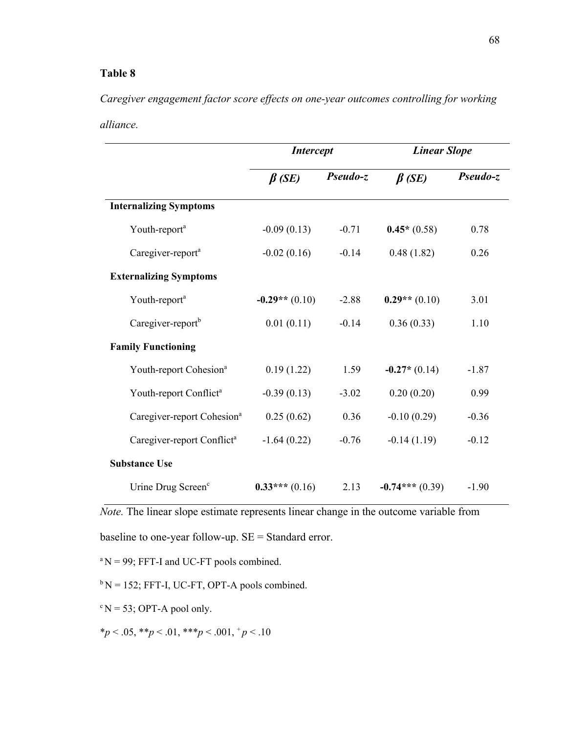**Table 8**

*Caregiver engagement factor score effects on one-year outcomes controlling for working alliance.*

| | ***Intercept*** | | ***Linear Slope*** | |
|---|---|---|---|---|
| | ***β (SE)*** | ***Pseudo-z*** | ***β (SE)*** | ***Pseudo-z*** |
| **Internalizing Symptoms** | | | | |
| Youth-report[a] | -0.09 (0.13) | -0.71 | **0.45*** (0.58) | 0.78 |
| Caregiver-report[a] | -0.02 (0.16) | -0.14 | 0.48 (1.82) | 0.26 |
| **Externalizing Symptoms** | | | | |
| Youth-report[a] | **-0.29**** (0.10) | -2.88 | **0.29**** (0.10) | 3.01 |
| Caregiver-report[b] | 0.01 (0.11) | -0.14 | 0.36 (0.33) | 1.10 |
| **Family Functioning** | | | | |
| Youth-report Cohesion[a] | 0.19 (1.22) | 1.59 | **-0.27*** (0.14) | -1.87 |
| Youth-report Conflict[a] | -0.39 (0.13) | -3.02 | 0.20 (0.20) | 0.99 |
| Caregiver-report Cohesion[a] | 0.25 (0.62) | 0.36 | -0.10 (0.29) | -0.36 |
| Caregiver-report Conflict[a] | -1.64 (0.22) | -0.76 | -0.14 (1.19) | -0.12 |
| **Substance Use** | | | | |
| Urine Drug Screen[c] | **0.33***** (0.16) | 2.13 | **-0.74***** (0.39) | -1.90 |

*Note.* The linear slope estimate represents linear change in the outcome variable from baseline to one-year follow-up. SE = Standard error.

[a] N = 99; FFT-I and UC-FT pools combined.

[b] N = 152; FFT-I, UC-FT, OPT-A pools combined.

[c] N = 53; OPT-A pool only.

*$p < .05$, **$p < .01$, ***$p < .001$, $^{+}p < .10$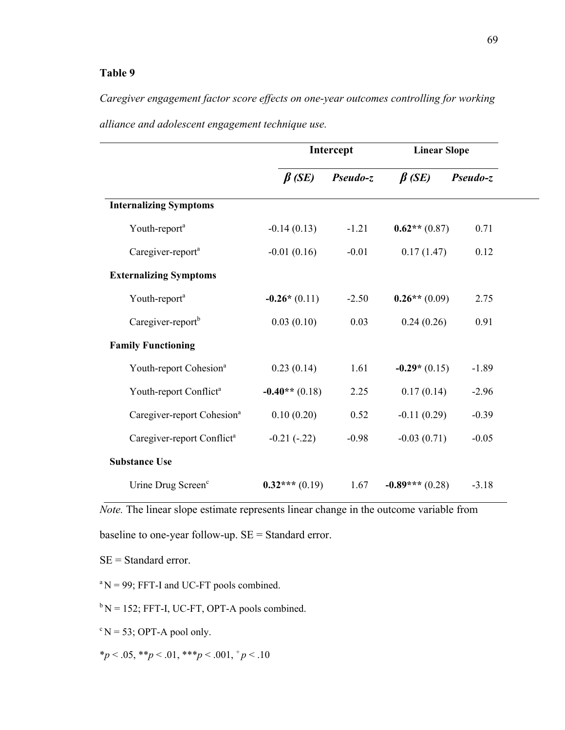**Table 9**

*Caregiver engagement factor score effects on one-year outcomes controlling for working alliance and adolescent engagement technique use.*

| | Intercept | | Linear Slope | |
|---|---|---|---|---|
| | ***β (SE)*** | ***Pseudo-z*** | ***β (SE)*** | ***Pseudo-z*** |
| **Internalizing Symptoms** | | | | |
| Youth-report[a] | -0.14 (0.13) | -1.21 | **0.62**** (0.87) | 0.71 |
| Caregiver-report[a] | -0.01 (0.16) | -0.01 | 0.17 (1.47) | 0.12 |
| **Externalizing Symptoms** | | | | |
| Youth-report[a] | **-0.26*** (0.11) | -2.50 | **0.26**** (0.09) | 2.75 |
| Caregiver-report[b] | 0.03 (0.10) | 0.03 | 0.24 (0.26) | 0.91 |
| **Family Functioning** | | | | |
| Youth-report Cohesion[a] | 0.23 (0.14) | 1.61 | **-0.29*** (0.15) | -1.89 |
| Youth-report Conflict[a] | **-0.40**** (0.18) | 2.25 | 0.17 (0.14) | -2.96 |
| Caregiver-report Cohesion[a] | 0.10 (0.20) | 0.52 | -0.11 (0.29) | -0.39 |
| Caregiver-report Conflict[a] | -0.21 (-.22) | -0.98 | -0.03 (0.71) | -0.05 |
| **Substance Use** | | | | |
| Urine Drug Screen[c] | **0.32***** (0.19) | 1.67 | **-0.89***** (0.28) | -3.18 |

*Note.* The linear slope estimate represents linear change in the outcome variable from baseline to one-year follow-up. SE = Standard error.

SE = Standard error.

[a] N = 99; FFT-I and UC-FT pools combined.

[b] N = 152; FFT-I, UC-FT, OPT-A pools combined.

[c] N = 53; OPT-A pool only.

*$p < .05$, **$p < .01$, ***$p < .001$, $^{+}p < .10$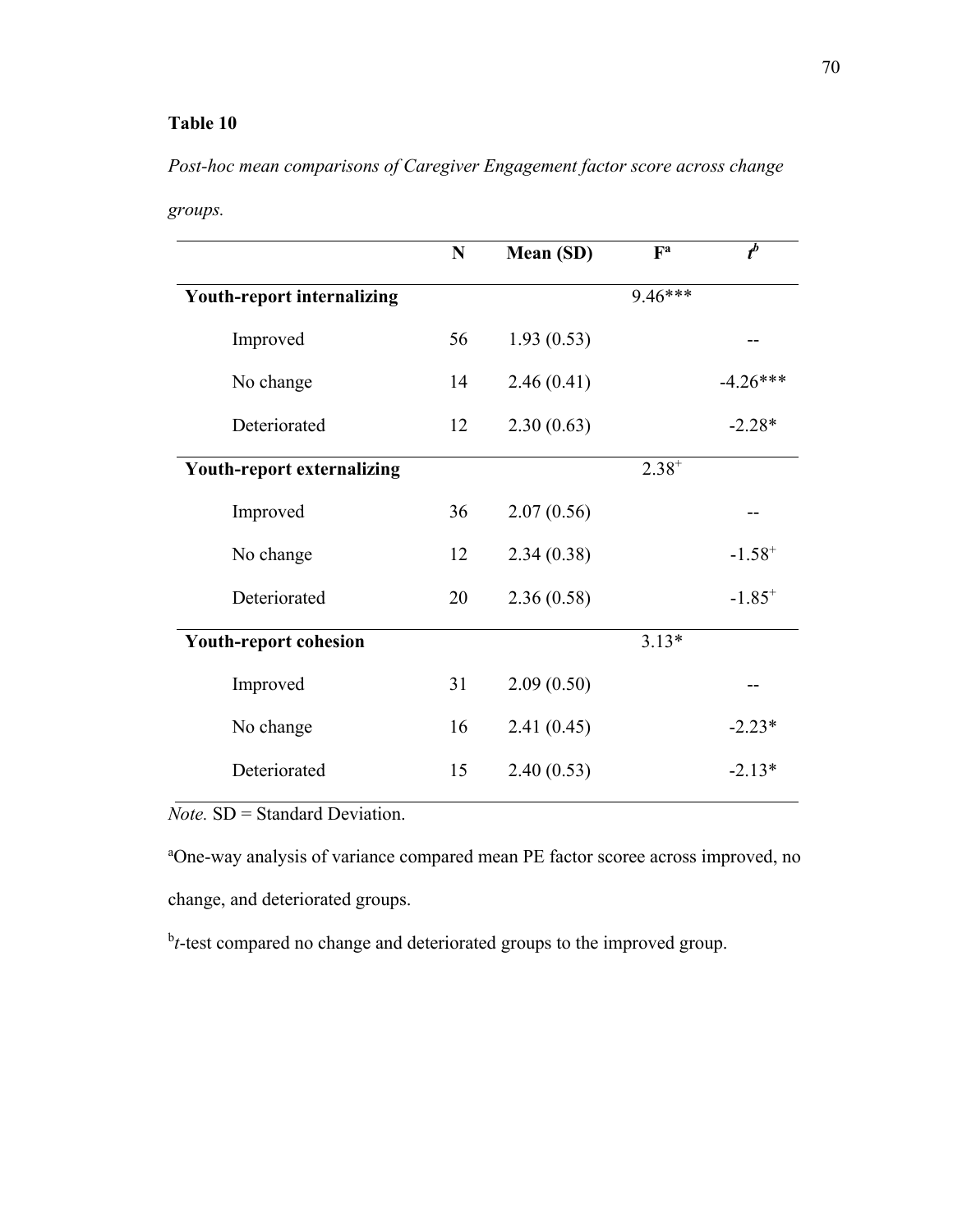**Table 10**

*Post-hoc mean comparisons of Caregiver Engagement factor score across change groups.*

| | N | Mean (SD) | F[a] | *t*[b] |
|---|---|---|---|---|
| **Youth-report internalizing** | | | 9.46*** | |
| Improved | 56 | 1.93 (0.53) | | -- |
| No change | 14 | 2.46 (0.41) | | -4.26*** |
| Deteriorated | 12 | 2.30 (0.63) | | -2.28* |
| **Youth-report externalizing** | | | $2.38^{+}$ | |
| Improved | 36 | 2.07 (0.56) | | -- |
| No change | 12 | 2.34 (0.38) | | $-1.58^{+}$ |
| Deteriorated | 20 | 2.36 (0.58) | | $-1.85^{+}$ |
| **Youth-report cohesion** | | | 3.13* | |
| Improved | 31 | 2.09 (0.50) | | -- |
| No change | 16 | 2.41 (0.45) | | -2.23* |
| Deteriorated | 15 | 2.40 (0.53) | | -2.13* |

*Note.* SD = Standard Deviation.

[a]One-way analysis of variance compared mean PE factor scoree across improved, no change, and deteriorated groups.

[b]*t*-test compared no change and deteriorated groups to the improved group.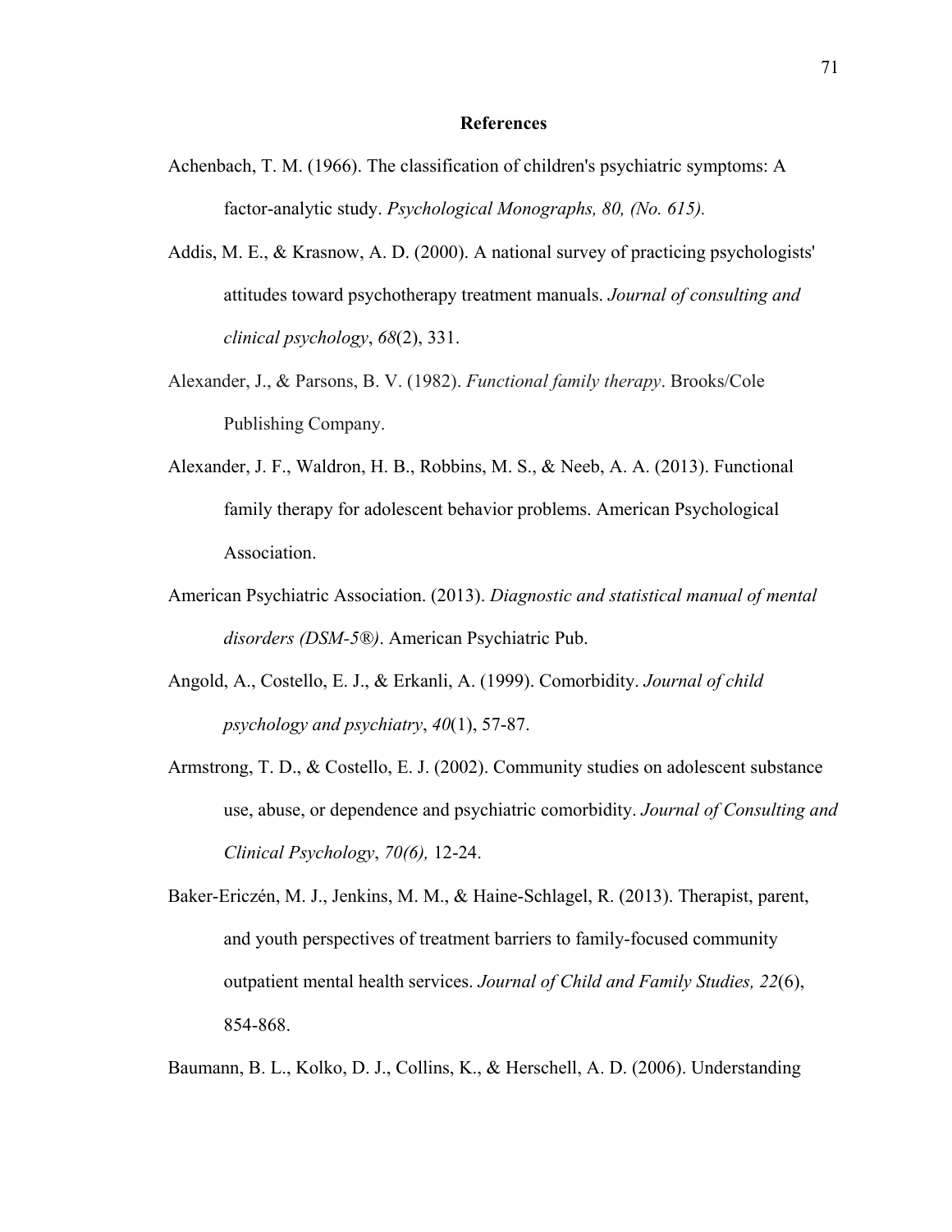# References

Achenbach, T. M. (1966). The classification of children's psychiatric symptoms: A factor-analytic study. *Psychological Monographs, 80, (No. 615).*

Addis, M. E., & Krasnow, A. D. (2000). A national survey of practicing psychologists' attitudes toward psychotherapy treatment manuals. *Journal of consulting and clinical psychology*, *68*(2), 331.

Alexander, J., & Parsons, B. V. (1982). *Functional family therapy*. Brooks/Cole Publishing Company.

Alexander, J. F., Waldron, H. B., Robbins, M. S., & Neeb, A. A. (2013). Functional family therapy for adolescent behavior problems. American Psychological Association.

American Psychiatric Association. (2013). *Diagnostic and statistical manual of mental disorders (DSM-5®)*. American Psychiatric Pub.

Angold, A., Costello, E. J., & Erkanli, A. (1999). Comorbidity. *Journal of child psychology and psychiatry*, *40*(1), 57-87.

Armstrong, T. D., & Costello, E. J. (2002). Community studies on adolescent substance use, abuse, or dependence and psychiatric comorbidity. *Journal of Consulting and Clinical Psychology*, *70(6),* 12-24.

Baker-Ericzén, M. J., Jenkins, M. M., & Haine-Schlagel, R. (2013). Therapist, parent, and youth perspectives of treatment barriers to family-focused community outpatient mental health services. *Journal of Child and Family Studies, 22*(6), 854-868.

Baumann, B. L., Kolko, D. J., Collins, K., & Herschell, A. D. (2006). Understanding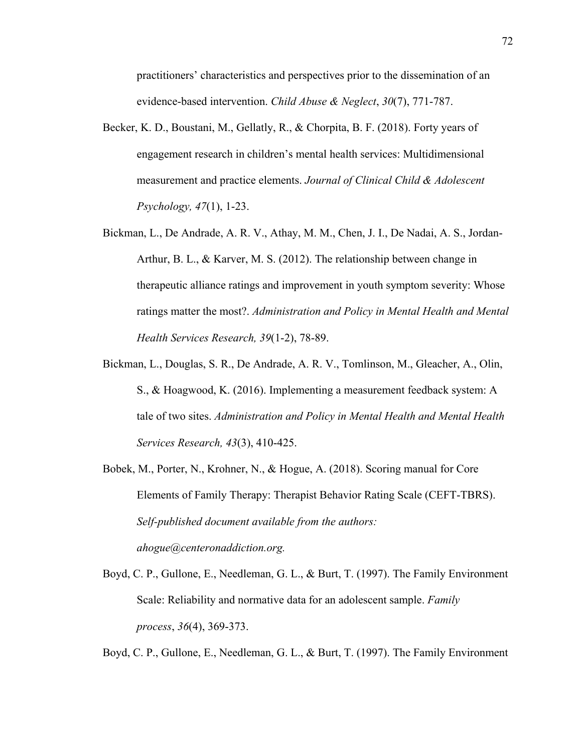practitioners' characteristics and perspectives prior to the dissemination of an evidence-based intervention. *Child Abuse & Neglect*, *30*(7), 771-787.

Becker, K. D., Boustani, M., Gellatly, R., & Chorpita, B. F. (2018). Forty years of engagement research in children's mental health services: Multidimensional measurement and practice elements. *Journal of Clinical Child & Adolescent Psychology, 47*(1), 1-23.

Bickman, L., De Andrade, A. R. V., Athay, M. M., Chen, J. I., De Nadai, A. S., Jordan-Arthur, B. L., & Karver, M. S. (2012). The relationship between change in therapeutic alliance ratings and improvement in youth symptom severity: Whose ratings matter the most?. *Administration and Policy in Mental Health and Mental Health Services Research, 39*(1-2), 78-89.

Bickman, L., Douglas, S. R., De Andrade, A. R. V., Tomlinson, M., Gleacher, A., Olin, S., & Hoagwood, K. (2016). Implementing a measurement feedback system: A tale of two sites. *Administration and Policy in Mental Health and Mental Health Services Research, 43*(3), 410-425.

Bobek, M., Porter, N., Krohner, N., & Hogue, A. (2018). Scoring manual for Core Elements of Family Therapy: Therapist Behavior Rating Scale (CEFT-TBRS). *Self-published document available from the authors: ahogue@centeronaddiction.org.*

Boyd, C. P., Gullone, E., Needleman, G. L., & Burt, T. (1997). The Family Environment Scale: Reliability and normative data for an adolescent sample. *Family process*, *36*(4), 369-373.

Boyd, C. P., Gullone, E., Needleman, G. L., & Burt, T. (1997). The Family Environment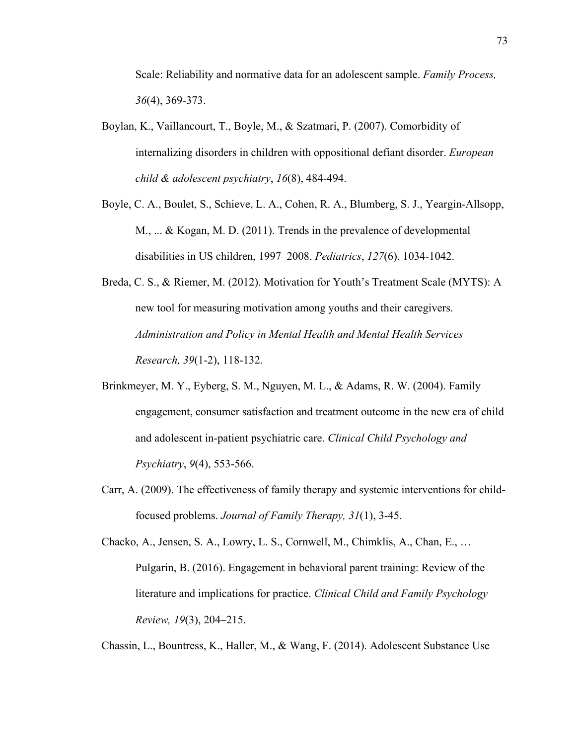Scale: Reliability and normative data for an adolescent sample. *Family Process, 36*(4), 369-373.

Boylan, K., Vaillancourt, T., Boyle, M., & Szatmari, P. (2007). Comorbidity of internalizing disorders in children with oppositional defiant disorder. *European child & adolescent psychiatry*, *16*(8), 484-494.

Boyle, C. A., Boulet, S., Schieve, L. A., Cohen, R. A., Blumberg, S. J., Yeargin-Allsopp, M., ... & Kogan, M. D. (2011). Trends in the prevalence of developmental disabilities in US children, 1997–2008. *Pediatrics*, *127*(6), 1034-1042.

Breda, C. S., & Riemer, M. (2012). Motivation for Youth's Treatment Scale (MYTS): A new tool for measuring motivation among youths and their caregivers. *Administration and Policy in Mental Health and Mental Health Services Research, 39*(1-2), 118-132.

Brinkmeyer, M. Y., Eyberg, S. M., Nguyen, M. L., & Adams, R. W. (2004). Family engagement, consumer satisfaction and treatment outcome in the new era of child and adolescent in-patient psychiatric care. *Clinical Child Psychology and Psychiatry*, *9*(4), 553-566.

Carr, A. (2009). The effectiveness of family therapy and systemic interventions for child-focused problems. *Journal of Family Therapy, 31*(1), 3-45.

Chacko, A., Jensen, S. A., Lowry, L. S., Cornwell, M., Chimklis, A., Chan, E., … Pulgarin, B. (2016). Engagement in behavioral parent training: Review of the literature and implications for practice. *Clinical Child and Family Psychology Review, 19*(3), 204–215.

Chassin, L., Bountress, K., Haller, M., & Wang, F. (2014). Adolescent Substance Use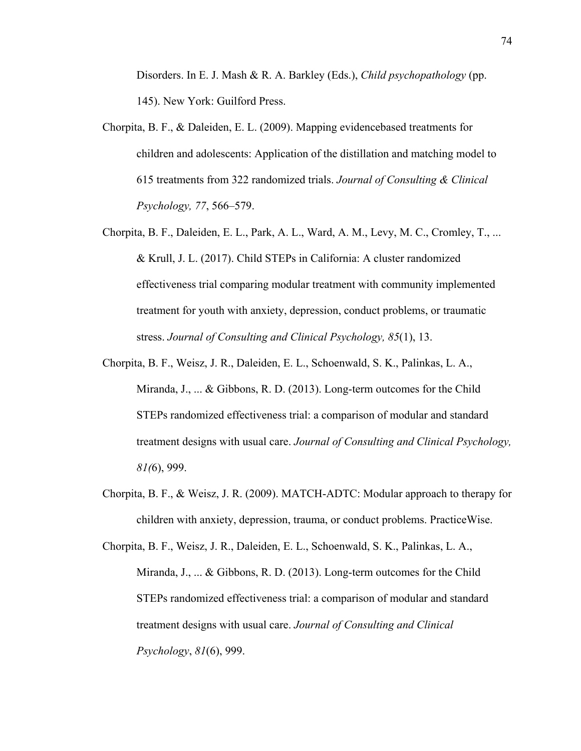Disorders. In E. J. Mash & R. A. Barkley (Eds.), *Child psychopathology* (pp. 145). New York: Guilford Press.

Chorpita, B. F., & Daleiden, E. L. (2009). Mapping evidencebased treatments for children and adolescents: Application of the distillation and matching model to 615 treatments from 322 randomized trials. *Journal of Consulting & Clinical Psychology, 77*, 566–579.

Chorpita, B. F., Daleiden, E. L., Park, A. L., Ward, A. M., Levy, M. C., Cromley, T., ... & Krull, J. L. (2017). Child STEPs in California: A cluster randomized effectiveness trial comparing modular treatment with community implemented treatment for youth with anxiety, depression, conduct problems, or traumatic stress. *Journal of Consulting and Clinical Psychology, 85*(1), 13.

Chorpita, B. F., Weisz, J. R., Daleiden, E. L., Schoenwald, S. K., Palinkas, L. A., Miranda, J., ... & Gibbons, R. D. (2013). Long-term outcomes for the Child STEPs randomized effectiveness trial: a comparison of modular and standard treatment designs with usual care. *Journal of Consulting and Clinical Psychology, 81(*6), 999.

Chorpita, B. F., & Weisz, J. R. (2009). MATCH-ADTC: Modular approach to therapy for children with anxiety, depression, trauma, or conduct problems. PracticeWise.

Chorpita, B. F., Weisz, J. R., Daleiden, E. L., Schoenwald, S. K., Palinkas, L. A., Miranda, J., ... & Gibbons, R. D. (2013). Long-term outcomes for the Child STEPs randomized effectiveness trial: a comparison of modular and standard treatment designs with usual care. *Journal of Consulting and Clinical Psychology*, *81*(6), 999.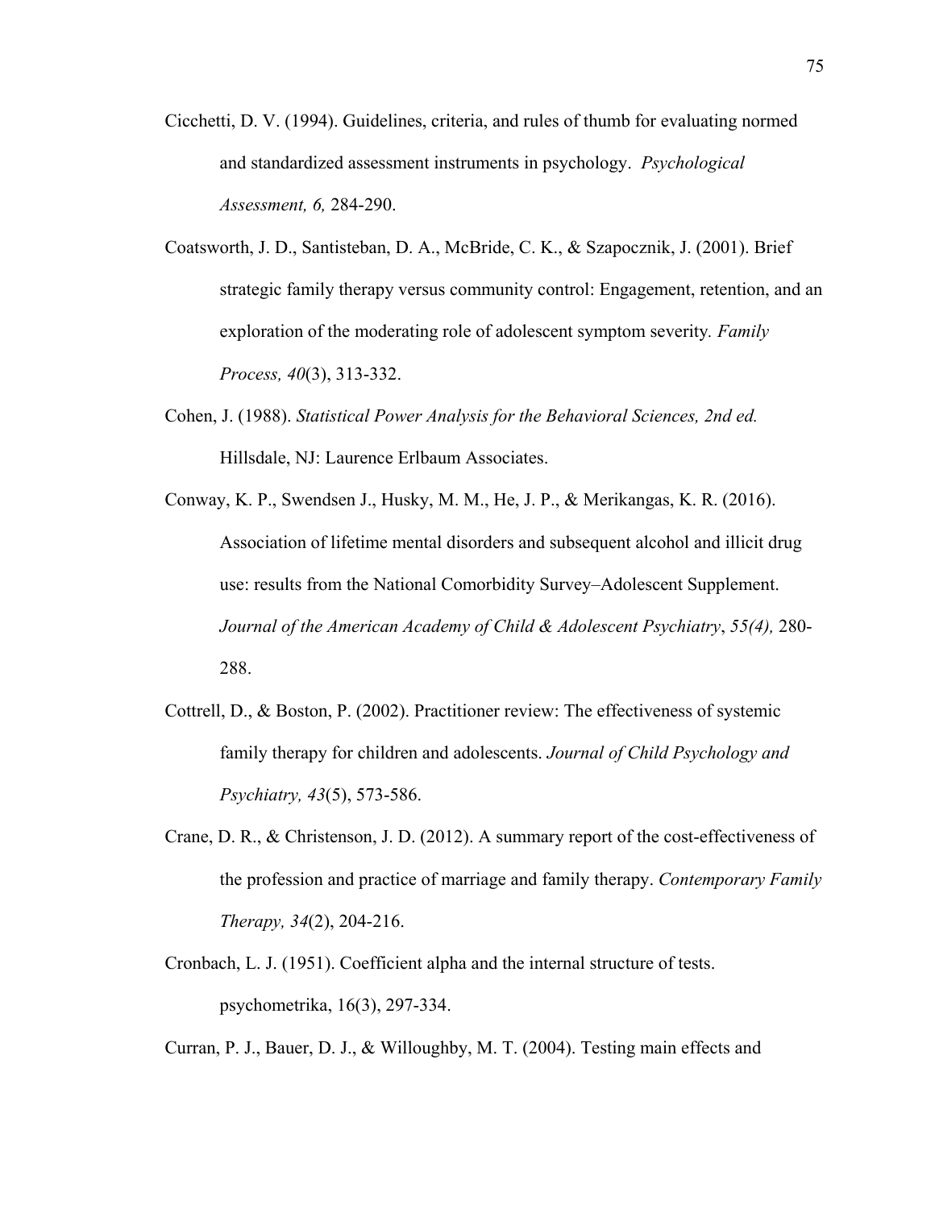Cicchetti, D. V. (1994). Guidelines, criteria, and rules of thumb for evaluating normed and standardized assessment instruments in psychology. *Psychological Assessment, 6,* 284-290.

Coatsworth, J. D., Santisteban, D. A., McBride, C. K., & Szapocznik, J. (2001). Brief strategic family therapy versus community control: Engagement, retention, and an exploration of the moderating role of adolescent symptom severity. *Family Process, 40*(3), 313-332.

Cohen, J. (1988). *Statistical Power Analysis for the Behavioral Sciences, 2nd ed.* Hillsdale, NJ: Laurence Erlbaum Associates.

Conway, K. P., Swendsen J., Husky, M. M., He, J. P., & Merikangas, K. R. (2016). Association of lifetime mental disorders and subsequent alcohol and illicit drug use: results from the National Comorbidity Survey–Adolescent Supplement. *Journal of the American Academy of Child & Adolescent Psychiatry*, *55(4),* 280-288.

Cottrell, D., & Boston, P. (2002). Practitioner review: The effectiveness of systemic family therapy for children and adolescents. *Journal of Child Psychology and Psychiatry, 43*(5), 573-586.

Crane, D. R., & Christenson, J. D. (2012). A summary report of the cost-effectiveness of the profession and practice of marriage and family therapy. *Contemporary Family Therapy, 34*(2), 204-216.

Cronbach, L. J. (1951). Coefficient alpha and the internal structure of tests. psychometrika, 16(3), 297-334.

Curran, P. J., Bauer, D. J., & Willoughby, M. T. (2004). Testing main effects and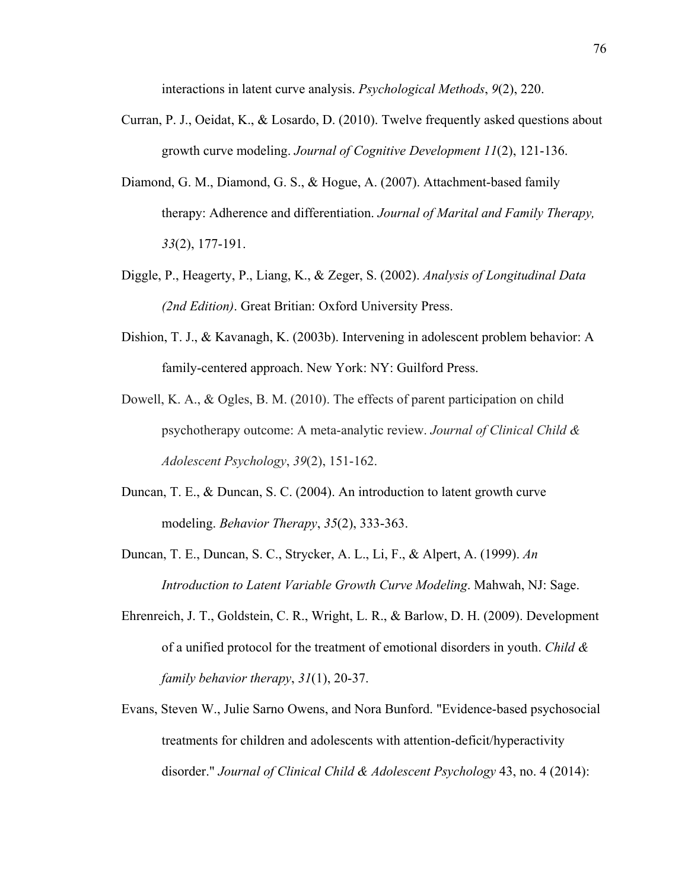interactions in latent curve analysis. *Psychological Methods*, *9*(2), 220.

Curran, P. J., Oeidat, K., & Losardo, D. (2010). Twelve frequently asked questions about growth curve modeling. *Journal of Cognitive Development 11*(2), 121-136.

Diamond, G. M., Diamond, G. S., & Hogue, A. (2007). Attachment-based family therapy: Adherence and differentiation. *Journal of Marital and Family Therapy, 33*(2), 177-191.

Diggle, P., Heagerty, P., Liang, K., & Zeger, S. (2002). *Analysis of Longitudinal Data (2nd Edition)*. Great Britian: Oxford University Press.

Dishion, T. J., & Kavanagh, K. (2003b). Intervening in adolescent problem behavior: A family-centered approach. New York: NY: Guilford Press.

Dowell, K. A., & Ogles, B. M. (2010). The effects of parent participation on child psychotherapy outcome: A meta-analytic review. *Journal of Clinical Child & Adolescent Psychology*, *39*(2), 151-162.

Duncan, T. E., & Duncan, S. C. (2004). An introduction to latent growth curve modeling. *Behavior Therapy*, *35*(2), 333-363.

Duncan, T. E., Duncan, S. C., Strycker, A. L., Li, F., & Alpert, A. (1999). *An Introduction to Latent Variable Growth Curve Modeling*. Mahwah, NJ: Sage.

Ehrenreich, J. T., Goldstein, C. R., Wright, L. R., & Barlow, D. H. (2009). Development of a unified protocol for the treatment of emotional disorders in youth. *Child & family behavior therapy*, *31*(1), 20-37.

Evans, Steven W., Julie Sarno Owens, and Nora Bunford. "Evidence-based psychosocial treatments for children and adolescents with attention-deficit/hyperactivity disorder." *Journal of Clinical Child & Adolescent Psychology* 43, no. 4 (2014):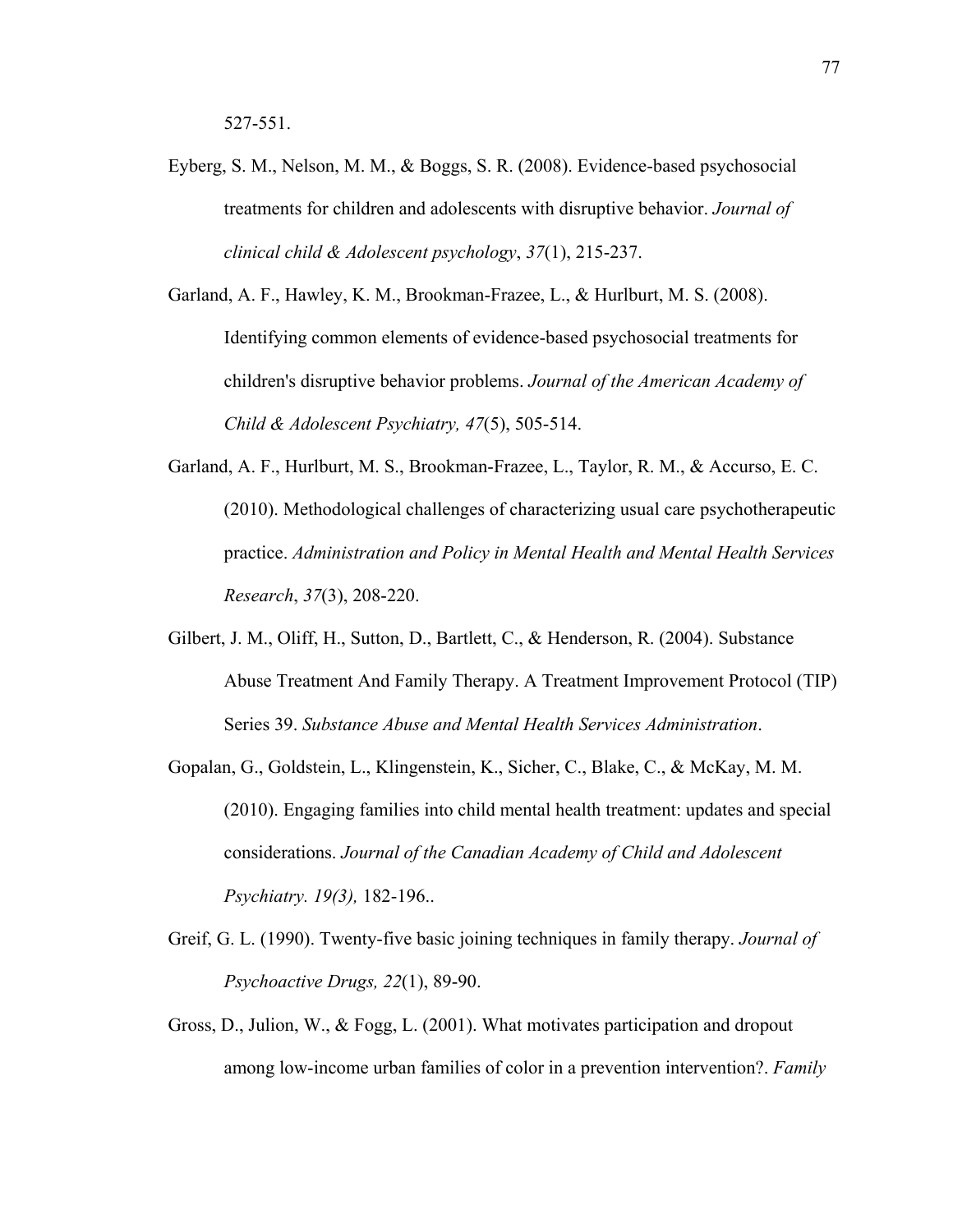527-551.

Eyberg, S. M., Nelson, M. M., & Boggs, S. R. (2008). Evidence-based psychosocial treatments for children and adolescents with disruptive behavior. *Journal of clinical child & Adolescent psychology*, *37*(1), 215-237.

Garland, A. F., Hawley, K. M., Brookman-Frazee, L., & Hurlburt, M. S. (2008). Identifying common elements of evidence-based psychosocial treatments for children's disruptive behavior problems. *Journal of the American Academy of Child & Adolescent Psychiatry, 47*(5), 505-514.

Garland, A. F., Hurlburt, M. S., Brookman-Frazee, L., Taylor, R. M., & Accurso, E. C. (2010). Methodological challenges of characterizing usual care psychotherapeutic practice. *Administration and Policy in Mental Health and Mental Health Services Research*, *37*(3), 208-220.

Gilbert, J. M., Oliff, H., Sutton, D., Bartlett, C., & Henderson, R. (2004). Substance Abuse Treatment And Family Therapy. A Treatment Improvement Protocol (TIP) Series 39. *Substance Abuse and Mental Health Services Administration*.

Gopalan, G., Goldstein, L., Klingenstein, K., Sicher, C., Blake, C., & McKay, M. M. (2010). Engaging families into child mental health treatment: updates and special considerations. *Journal of the Canadian Academy of Child and Adolescent Psychiatry. 19(3),* 182-196..

Greif, G. L. (1990). Twenty-five basic joining techniques in family therapy. *Journal of Psychoactive Drugs, 22*(1), 89-90.

Gross, D., Julion, W., & Fogg, L. (2001). What motivates participation and dropout among low-income urban families of color in a prevention intervention?. *Family*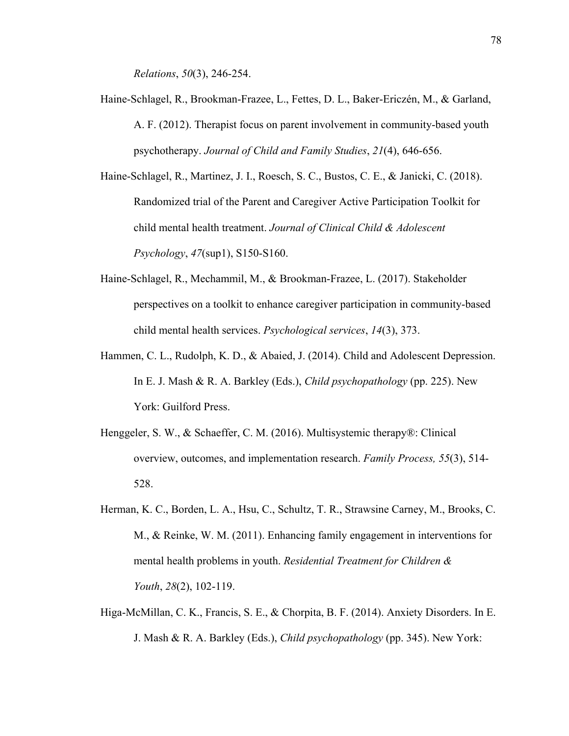*Relations*, *50*(3), 246-254.

Haine-Schlagel, R., Brookman-Frazee, L., Fettes, D. L., Baker-Ericzén, M., & Garland, A. F. (2012). Therapist focus on parent involvement in community-based youth psychotherapy. *Journal of Child and Family Studies*, *21*(4), 646-656.

Haine-Schlagel, R., Martinez, J. I., Roesch, S. C., Bustos, C. E., & Janicki, C. (2018). Randomized trial of the Parent and Caregiver Active Participation Toolkit for child mental health treatment. *Journal of Clinical Child & Adolescent Psychology*, *47*(sup1), S150-S160.

Haine-Schlagel, R., Mechammil, M., & Brookman-Frazee, L. (2017). Stakeholder perspectives on a toolkit to enhance caregiver participation in community-based child mental health services. *Psychological services*, *14*(3), 373.

Hammen, C. L., Rudolph, K. D., & Abaied, J. (2014). Child and Adolescent Depression. In E. J. Mash & R. A. Barkley (Eds.), *Child psychopathology* (pp. 225). New York: Guilford Press.

Henggeler, S. W., & Schaeffer, C. M. (2016). Multisystemic therapy®: Clinical overview, outcomes, and implementation research. *Family Process, 55*(3), 514-528.

Herman, K. C., Borden, L. A., Hsu, C., Schultz, T. R., Strawsine Carney, M., Brooks, C. M., & Reinke, W. M. (2011). Enhancing family engagement in interventions for mental health problems in youth. *Residential Treatment for Children & Youth*, *28*(2), 102-119.

Higa-McMillan, C. K., Francis, S. E., & Chorpita, B. F. (2014). Anxiety Disorders. In E. J. Mash & R. A. Barkley (Eds.), *Child psychopathology* (pp. 345). New York: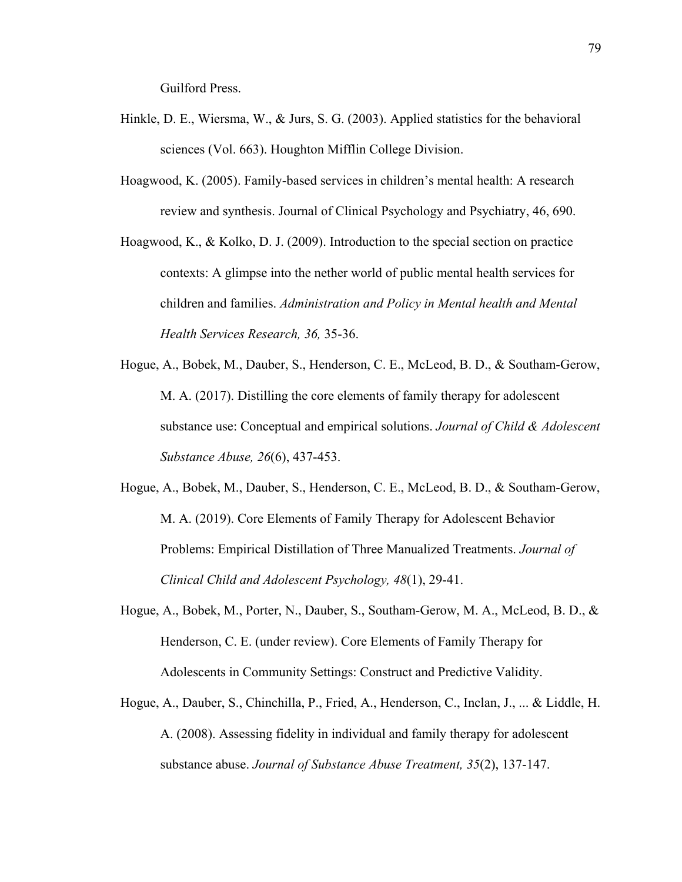Guilford Press.

Hinkle, D. E., Wiersma, W., & Jurs, S. G. (2003). Applied statistics for the behavioral sciences (Vol. 663). Houghton Mifflin College Division.

Hoagwood, K. (2005). Family-based services in children's mental health: A research review and synthesis. Journal of Clinical Psychology and Psychiatry, 46, 690.

Hoagwood, K., & Kolko, D. J. (2009). Introduction to the special section on practice contexts: A glimpse into the nether world of public mental health services for children and families. *Administration and Policy in Mental health and Mental Health Services Research, 36,* 35-36.

Hogue, A., Bobek, M., Dauber, S., Henderson, C. E., McLeod, B. D., & Southam-Gerow, M. A. (2017). Distilling the core elements of family therapy for adolescent substance use: Conceptual and empirical solutions. *Journal of Child & Adolescent Substance Abuse, 26*(6), 437-453.

Hogue, A., Bobek, M., Dauber, S., Henderson, C. E., McLeod, B. D., & Southam-Gerow, M. A. (2019). Core Elements of Family Therapy for Adolescent Behavior Problems: Empirical Distillation of Three Manualized Treatments. *Journal of Clinical Child and Adolescent Psychology, 48*(1), 29-41.

Hogue, A., Bobek, M., Porter, N., Dauber, S., Southam-Gerow, M. A., McLeod, B. D., & Henderson, C. E. (under review). Core Elements of Family Therapy for Adolescents in Community Settings: Construct and Predictive Validity.

Hogue, A., Dauber, S., Chinchilla, P., Fried, A., Henderson, C., Inclan, J., ... & Liddle, H. A. (2008). Assessing fidelity in individual and family therapy for adolescent substance abuse. *Journal of Substance Abuse Treatment, 35*(2), 137-147.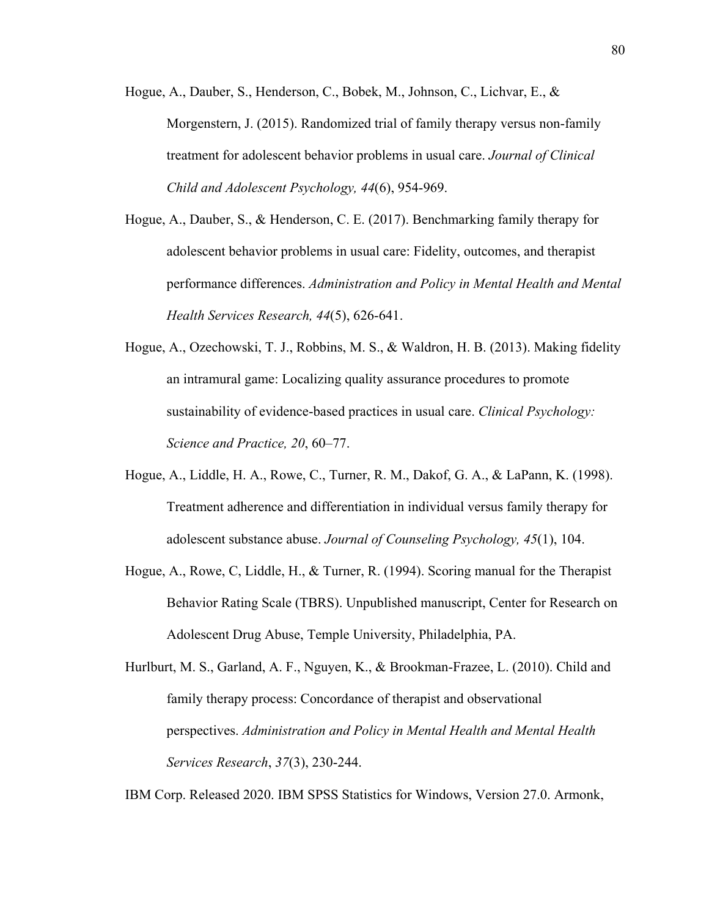Hogue, A., Dauber, S., Henderson, C., Bobek, M., Johnson, C., Lichvar, E., & Morgenstern, J. (2015). Randomized trial of family therapy versus non-family treatment for adolescent behavior problems in usual care. *Journal of Clinical Child and Adolescent Psychology, 44*(6), 954-969.

Hogue, A., Dauber, S., & Henderson, C. E. (2017). Benchmarking family therapy for adolescent behavior problems in usual care: Fidelity, outcomes, and therapist performance differences. *Administration and Policy in Mental Health and Mental Health Services Research, 44*(5), 626-641.

Hogue, A., Ozechowski, T. J., Robbins, M. S., & Waldron, H. B. (2013). Making fidelity an intramural game: Localizing quality assurance procedures to promote sustainability of evidence-based practices in usual care. *Clinical Psychology: Science and Practice, 20*, 60–77.

Hogue, A., Liddle, H. A., Rowe, C., Turner, R. M., Dakof, G. A., & LaPann, K. (1998). Treatment adherence and differentiation in individual versus family therapy for adolescent substance abuse. *Journal of Counseling Psychology, 45*(1), 104.

Hogue, A., Rowe, C, Liddle, H., & Turner, R. (1994). Scoring manual for the Therapist Behavior Rating Scale (TBRS). Unpublished manuscript, Center for Research on Adolescent Drug Abuse, Temple University, Philadelphia, PA.

Hurlburt, M. S., Garland, A. F., Nguyen, K., & Brookman-Frazee, L. (2010). Child and family therapy process: Concordance of therapist and observational perspectives. *Administration and Policy in Mental Health and Mental Health Services Research*, *37*(3), 230-244.

IBM Corp. Released 2020. IBM SPSS Statistics for Windows, Version 27.0. Armonk,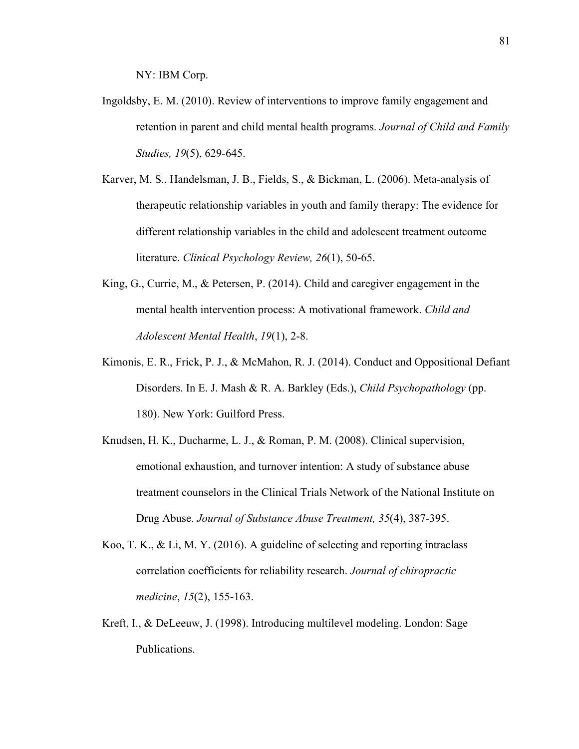NY: IBM Corp.

Ingoldsby, E. M. (2010). Review of interventions to improve family engagement and retention in parent and child mental health programs. *Journal of Child and Family Studies, 19*(5), 629-645.

Karver, M. S., Handelsman, J. B., Fields, S., & Bickman, L. (2006). Meta-analysis of therapeutic relationship variables in youth and family therapy: The evidence for different relationship variables in the child and adolescent treatment outcome literature. *Clinical Psychology Review, 26*(1), 50-65.

King, G., Currie, M., & Petersen, P. (2014). Child and caregiver engagement in the mental health intervention process: A motivational framework. *Child and Adolescent Mental Health*, *19*(1), 2-8.

Kimonis, E. R., Frick, P. J., & McMahon, R. J. (2014). Conduct and Oppositional Defiant Disorders. In E. J. Mash & R. A. Barkley (Eds.), *Child Psychopathology* (pp. 180). New York: Guilford Press.

Knudsen, H. K., Ducharme, L. J., & Roman, P. M. (2008). Clinical supervision, emotional exhaustion, and turnover intention: A study of substance abuse treatment counselors in the Clinical Trials Network of the National Institute on Drug Abuse. *Journal of Substance Abuse Treatment, 35*(4), 387-395.

Koo, T. K., & Li, M. Y. (2016). A guideline of selecting and reporting intraclass correlation coefficients for reliability research. *Journal of chiropractic medicine*, *15*(2), 155-163.

Kreft, I., & DeLeeuw, J. (1998). Introducing multilevel modeling. London: Sage Publications.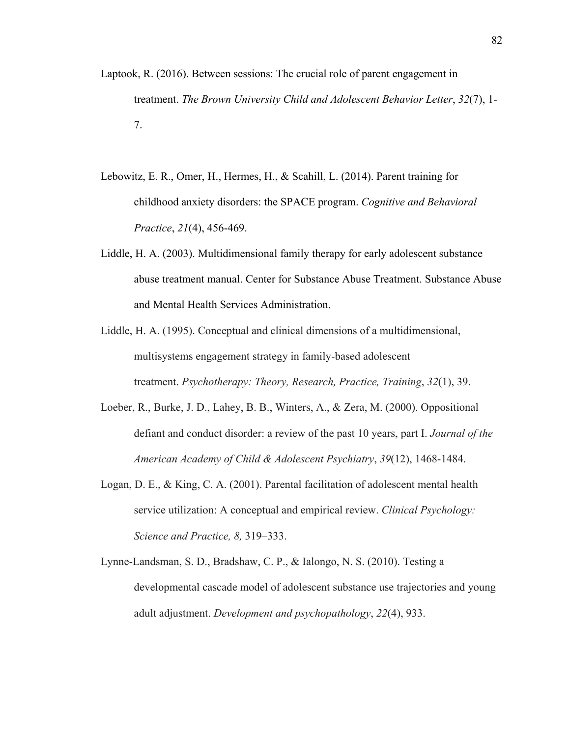Laptook, R. (2016). Between sessions: The crucial role of parent engagement in treatment. *The Brown University Child and Adolescent Behavior Letter*, *32*(7), 1-7.

Lebowitz, E. R., Omer, H., Hermes, H., & Scahill, L. (2014). Parent training for childhood anxiety disorders: the SPACE program. *Cognitive and Behavioral Practice*, *21*(4), 456-469.

Liddle, H. A. (2003). Multidimensional family therapy for early adolescent substance abuse treatment manual. Center for Substance Abuse Treatment. Substance Abuse and Mental Health Services Administration.

Liddle, H. A. (1995). Conceptual and clinical dimensions of a multidimensional, multisystems engagement strategy in family-based adolescent treatment. *Psychotherapy: Theory, Research, Practice, Training*, *32*(1), 39.

Loeber, R., Burke, J. D., Lahey, B. B., Winters, A., & Zera, M. (2000). Oppositional defiant and conduct disorder: a review of the past 10 years, part I. *Journal of the American Academy of Child & Adolescent Psychiatry*, *39*(12), 1468-1484.

Logan, D. E., & King, C. A. (2001). Parental facilitation of adolescent mental health service utilization: A conceptual and empirical review. *Clinical Psychology: Science and Practice, 8,* 319–333.

Lynne-Landsman, S. D., Bradshaw, C. P., & Ialongo, N. S. (2010). Testing a developmental cascade model of adolescent substance use trajectories and young adult adjustment. *Development and psychopathology*, *22*(4), 933.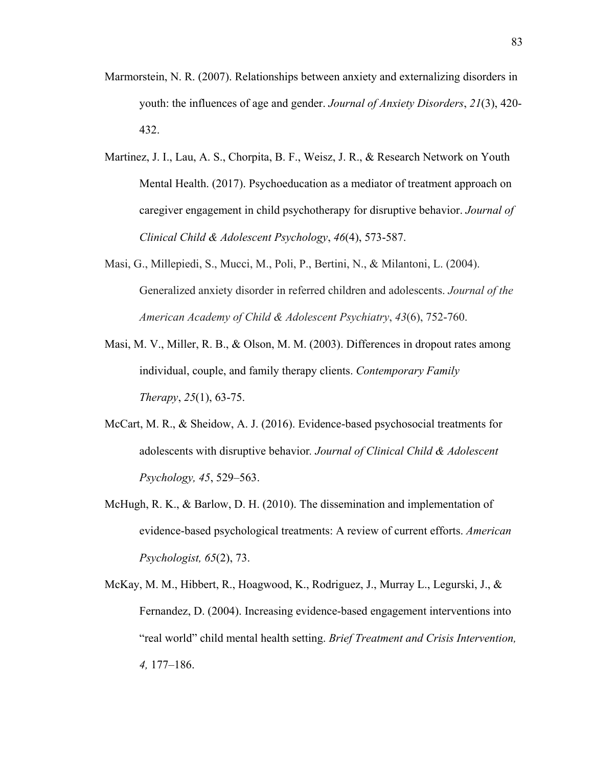Marmorstein, N. R. (2007). Relationships between anxiety and externalizing disorders in youth: the influences of age and gender. *Journal of Anxiety Disorders*, *21*(3), 420-432.

Martinez, J. I., Lau, A. S., Chorpita, B. F., Weisz, J. R., & Research Network on Youth Mental Health. (2017). Psychoeducation as a mediator of treatment approach on caregiver engagement in child psychotherapy for disruptive behavior. *Journal of Clinical Child & Adolescent Psychology*, *46*(4), 573-587.

Masi, G., Millepiedi, S., Mucci, M., Poli, P., Bertini, N., & Milantoni, L. (2004). Generalized anxiety disorder in referred children and adolescents. *Journal of the American Academy of Child & Adolescent Psychiatry*, *43*(6), 752-760.

Masi, M. V., Miller, R. B., & Olson, M. M. (2003). Differences in dropout rates among individual, couple, and family therapy clients. *Contemporary Family Therapy*, *25*(1), 63-75.

McCart, M. R., & Sheidow, A. J. (2016). Evidence-based psychosocial treatments for adolescents with disruptive behavior. *Journal of Clinical Child & Adolescent Psychology, 45*, 529–563.

McHugh, R. K., & Barlow, D. H. (2010). The dissemination and implementation of evidence-based psychological treatments: A review of current efforts. *American Psychologist, 65*(2), 73.

McKay, M. M., Hibbert, R., Hoagwood, K., Rodriguez, J., Murray L., Legurski, J., & Fernandez, D. (2004). Increasing evidence-based engagement interventions into "real world" child mental health setting. *Brief Treatment and Crisis Intervention, 4,* 177–186.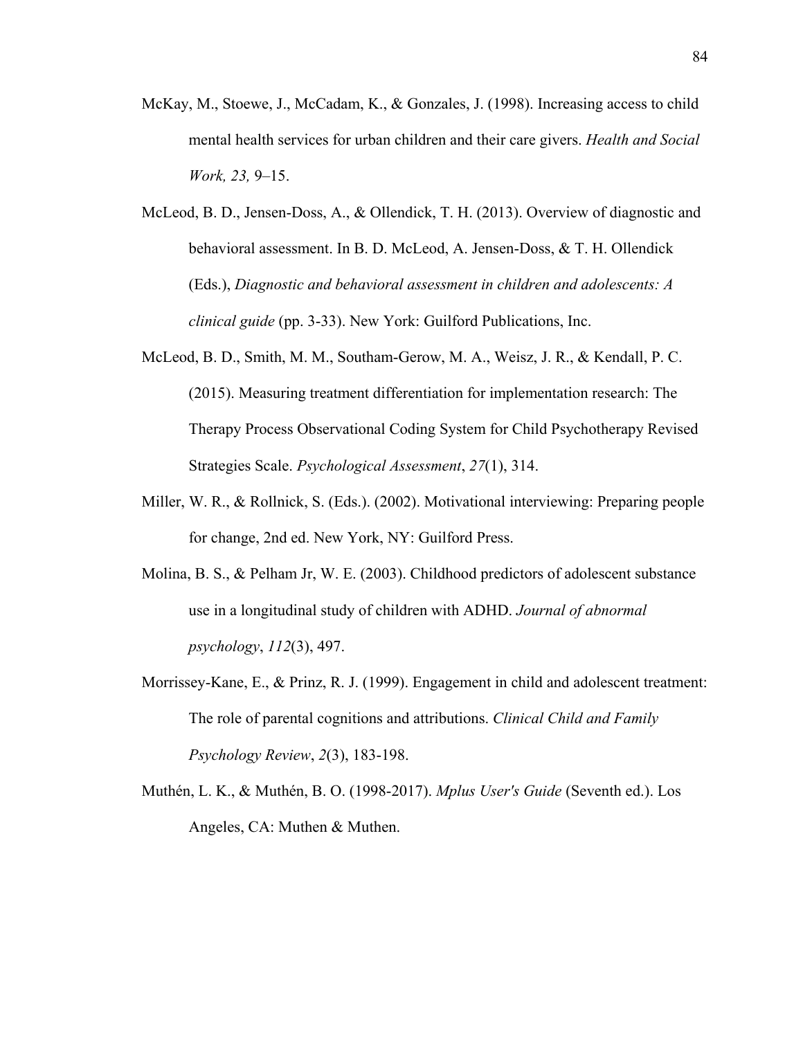McKay, M., Stoewe, J., McCadam, K., & Gonzales, J. (1998). Increasing access to child mental health services for urban children and their care givers. *Health and Social Work, 23,* 9–15.

McLeod, B. D., Jensen-Doss, A., & Ollendick, T. H. (2013). Overview of diagnostic and behavioral assessment. In B. D. McLeod, A. Jensen-Doss, & T. H. Ollendick (Eds.), *Diagnostic and behavioral assessment in children and adolescents: A clinical guide* (pp. 3-33). New York: Guilford Publications, Inc.

McLeod, B. D., Smith, M. M., Southam-Gerow, M. A., Weisz, J. R., & Kendall, P. C. (2015). Measuring treatment differentiation for implementation research: The Therapy Process Observational Coding System for Child Psychotherapy Revised Strategies Scale. *Psychological Assessment*, *27*(1), 314.

Miller, W. R., & Rollnick, S. (Eds.). (2002). Motivational interviewing: Preparing people for change, 2nd ed. New York, NY: Guilford Press.

Molina, B. S., & Pelham Jr, W. E. (2003). Childhood predictors of adolescent substance use in a longitudinal study of children with ADHD. *Journal of abnormal psychology*, *112*(3), 497.

Morrissey-Kane, E., & Prinz, R. J. (1999). Engagement in child and adolescent treatment: The role of parental cognitions and attributions. *Clinical Child and Family Psychology Review*, *2*(3), 183-198.

Muthén, L. K., & Muthén, B. O. (1998-2017). *Mplus User's Guide* (Seventh ed.). Los Angeles, CA: Muthen & Muthen.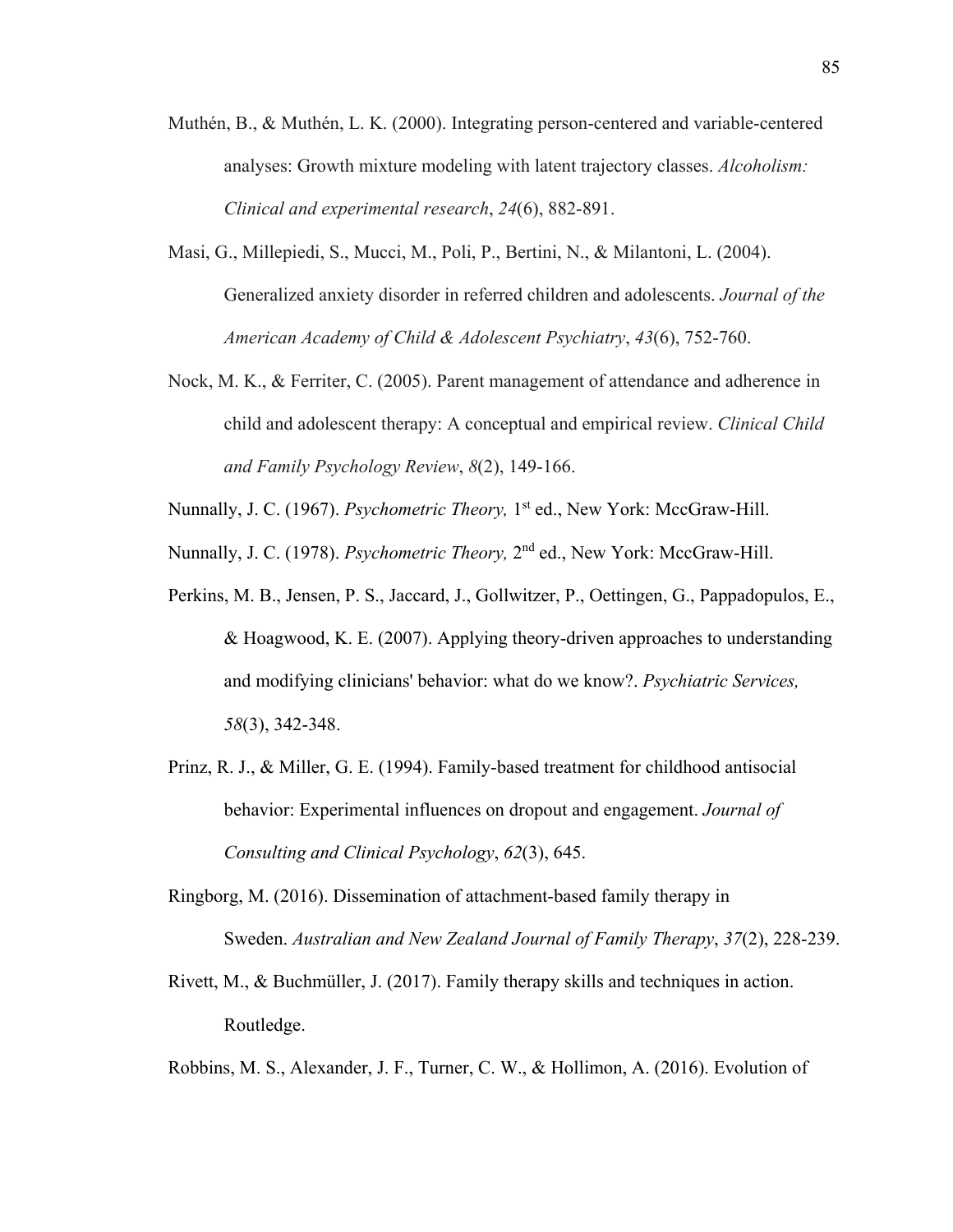Muthén, B., & Muthén, L. K. (2000). Integrating person-centered and variable-centered analyses: Growth mixture modeling with latent trajectory classes. *Alcoholism: Clinical and experimental research*, *24*(6), 882-891.

Masi, G., Millepiedi, S., Mucci, M., Poli, P., Bertini, N., & Milantoni, L. (2004). Generalized anxiety disorder in referred children and adolescents. *Journal of the American Academy of Child & Adolescent Psychiatry*, *43*(6), 752-760.

Nock, M. K., & Ferriter, C. (2005). Parent management of attendance and adherence in child and adolescent therapy: A conceptual and empirical review. *Clinical Child and Family Psychology Review*, *8*(2), 149-166.

Nunnally, J. C. (1967). *Psychometric Theory,* 1st ed., New York: MccGraw-Hill.

Nunnally, J. C. (1978). *Psychometric Theory,* 2nd ed., New York: MccGraw-Hill.

Perkins, M. B., Jensen, P. S., Jaccard, J., Gollwitzer, P., Oettingen, G., Pappadopulos, E., & Hoagwood, K. E. (2007). Applying theory-driven approaches to understanding and modifying clinicians' behavior: what do we know?. *Psychiatric Services, 58*(3), 342-348.

Prinz, R. J., & Miller, G. E. (1994). Family-based treatment for childhood antisocial behavior: Experimental influences on dropout and engagement. *Journal of Consulting and Clinical Psychology*, *62*(3), 645.

Ringborg, M. (2016). Dissemination of attachment-based family therapy in Sweden. *Australian and New Zealand Journal of Family Therapy*, *37*(2), 228-239.

Rivett, M., & Buchmüller, J. (2017). Family therapy skills and techniques in action. Routledge.

Robbins, M. S., Alexander, J. F., Turner, C. W., & Hollimon, A. (2016). Evolution of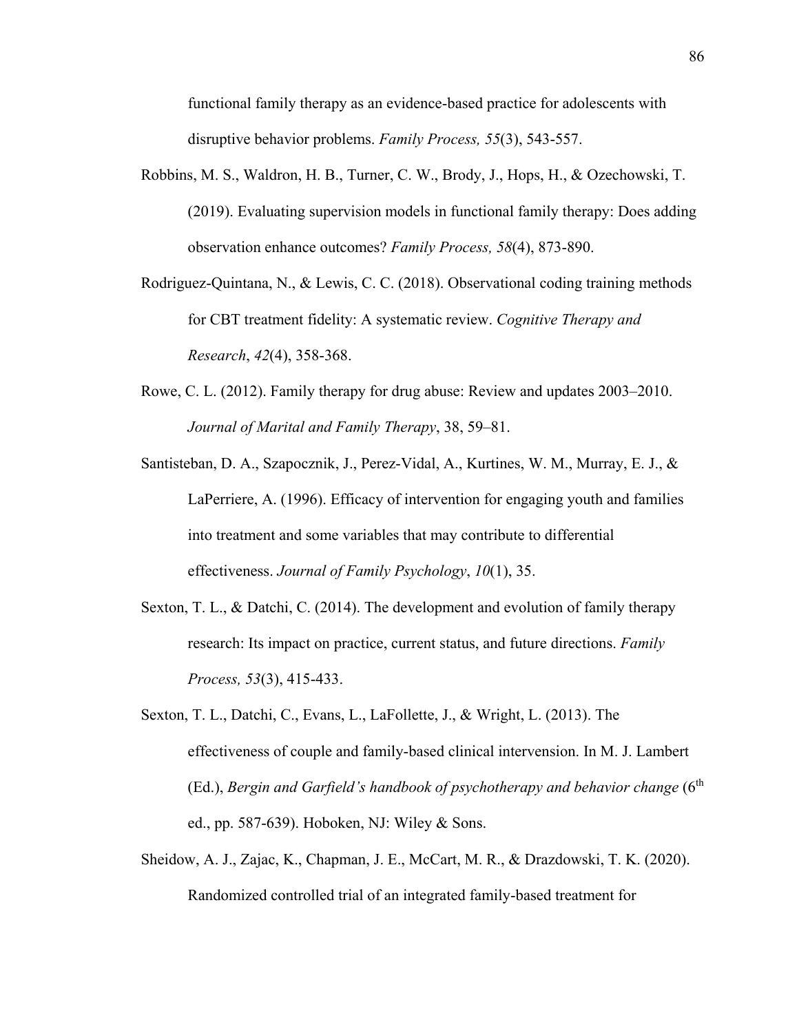functional family therapy as an evidence-based practice for adolescents with disruptive behavior problems. *Family Process, 55*(3), 543-557.

Robbins, M. S., Waldron, H. B., Turner, C. W., Brody, J., Hops, H., & Ozechowski, T. (2019). Evaluating supervision models in functional family therapy: Does adding observation enhance outcomes? *Family Process, 58*(4), 873-890.

Rodriguez-Quintana, N., & Lewis, C. C. (2018). Observational coding training methods for CBT treatment fidelity: A systematic review. *Cognitive Therapy and Research*, *42*(4), 358-368.

Rowe, C. L. (2012). Family therapy for drug abuse: Review and updates 2003–2010. *Journal of Marital and Family Therapy*, 38, 59–81.

Santisteban, D. A., Szapocznik, J., Perez-Vidal, A., Kurtines, W. M., Murray, E. J., & LaPerriere, A. (1996). Efficacy of intervention for engaging youth and families into treatment and some variables that may contribute to differential effectiveness. *Journal of Family Psychology*, *10*(1), 35.

Sexton, T. L., & Datchi, C. (2014). The development and evolution of family therapy research: Its impact on practice, current status, and future directions. *Family Process, 53*(3), 415-433.

Sexton, T. L., Datchi, C., Evans, L., LaFollette, J., & Wright, L. (2013). The effectiveness of couple and family-based clinical intervension. In M. J. Lambert (Ed.), *Bergin and Garfield's handbook of psychotherapy and behavior change* (6th ed., pp. 587-639). Hoboken, NJ: Wiley & Sons.

Sheidow, A. J., Zajac, K., Chapman, J. E., McCart, M. R., & Drazdowski, T. K. (2020). Randomized controlled trial of an integrated family-based treatment for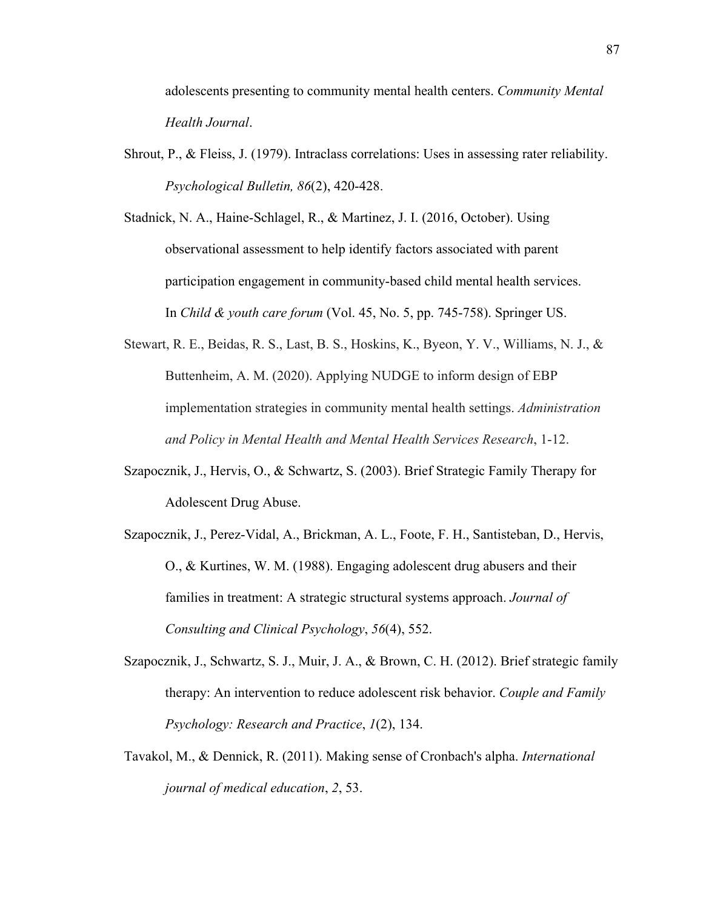adolescents presenting to community mental health centers. *Community Mental Health Journal*.

Shrout, P., & Fleiss, J. (1979). Intraclass correlations: Uses in assessing rater reliability. *Psychological Bulletin, 86*(2), 420-428.

Stadnick, N. A., Haine-Schlagel, R., & Martinez, J. I. (2016, October). Using observational assessment to help identify factors associated with parent participation engagement in community-based child mental health services. In *Child & youth care forum* (Vol. 45, No. 5, pp. 745-758). Springer US.

Stewart, R. E., Beidas, R. S., Last, B. S., Hoskins, K., Byeon, Y. V., Williams, N. J., & Buttenheim, A. M. (2020). Applying NUDGE to inform design of EBP implementation strategies in community mental health settings. *Administration and Policy in Mental Health and Mental Health Services Research*, 1-12.

Szapocznik, J., Hervis, O., & Schwartz, S. (2003). Brief Strategic Family Therapy for Adolescent Drug Abuse.

Szapocznik, J., Perez-Vidal, A., Brickman, A. L., Foote, F. H., Santisteban, D., Hervis, O., & Kurtines, W. M. (1988). Engaging adolescent drug abusers and their families in treatment: A strategic structural systems approach. *Journal of Consulting and Clinical Psychology*, *56*(4), 552.

Szapocznik, J., Schwartz, S. J., Muir, J. A., & Brown, C. H. (2012). Brief strategic family therapy: An intervention to reduce adolescent risk behavior. *Couple and Family Psychology: Research and Practice*, *1*(2), 134.

Tavakol, M., & Dennick, R. (2011). Making sense of Cronbach's alpha. *International journal of medical education*, *2*, 53.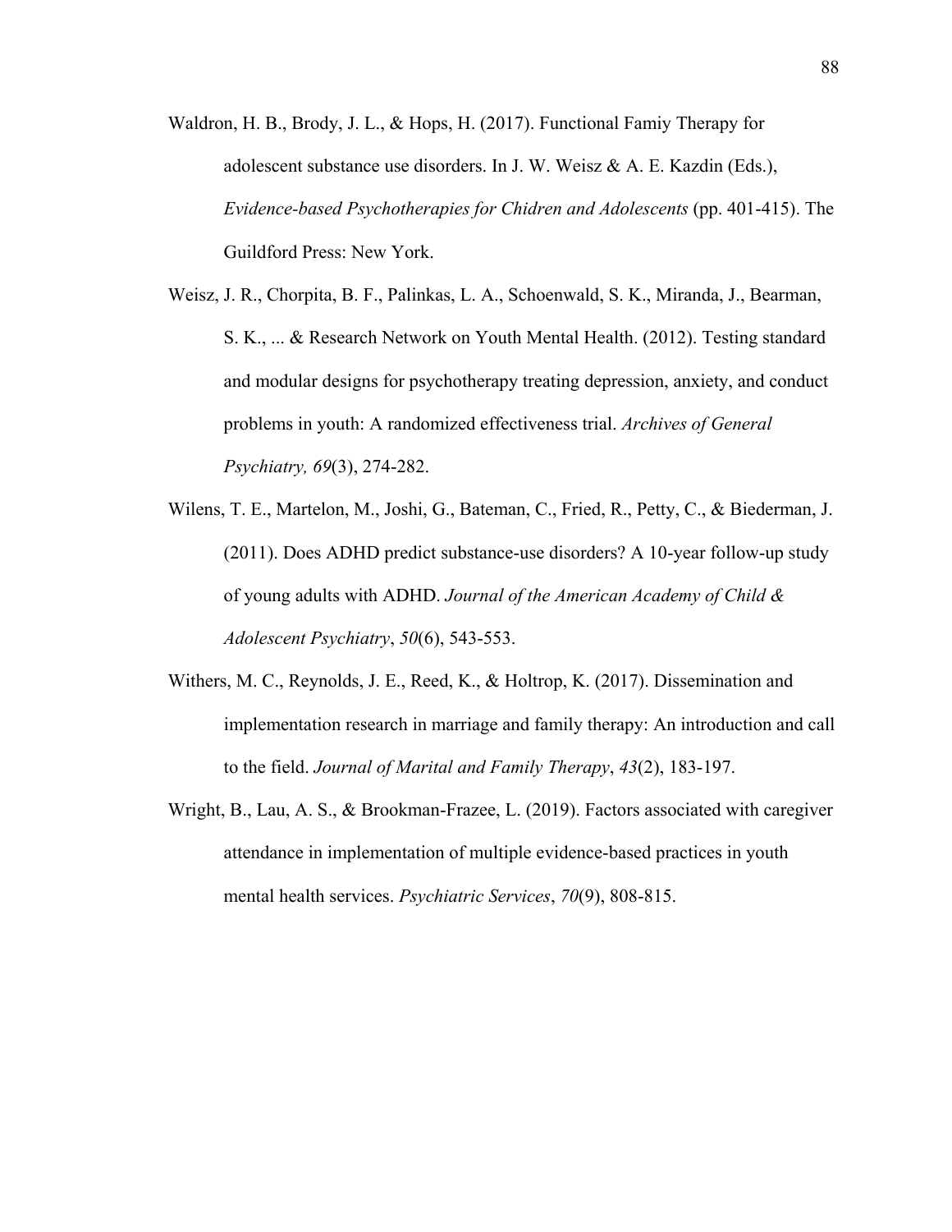Waldron, H. B., Brody, J. L., & Hops, H. (2017). Functional Famiy Therapy for adolescent substance use disorders. In J. W. Weisz & A. E. Kazdin (Eds.), *Evidence-based Psychotherapies for Chidren and Adolescents* (pp. 401-415). The Guildford Press: New York.

Weisz, J. R., Chorpita, B. F., Palinkas, L. A., Schoenwald, S. K., Miranda, J., Bearman, S. K., ... & Research Network on Youth Mental Health. (2012). Testing standard and modular designs for psychotherapy treating depression, anxiety, and conduct problems in youth: A randomized effectiveness trial. *Archives of General Psychiatry, 69*(3), 274-282.

Wilens, T. E., Martelon, M., Joshi, G., Bateman, C., Fried, R., Petty, C., & Biederman, J. (2011). Does ADHD predict substance-use disorders? A 10-year follow-up study of young adults with ADHD. *Journal of the American Academy of Child & Adolescent Psychiatry*, *50*(6), 543-553.

Withers, M. C., Reynolds, J. E., Reed, K., & Holtrop, K. (2017). Dissemination and implementation research in marriage and family therapy: An introduction and call to the field. *Journal of Marital and Family Therapy*, *43*(2), 183-197.

Wright, B., Lau, A. S., & Brookman-Frazee, L. (2019). Factors associated with caregiver attendance in implementation of multiple evidence-based practices in youth mental health services. *Psychiatric Services*, *70*(9), 808-815.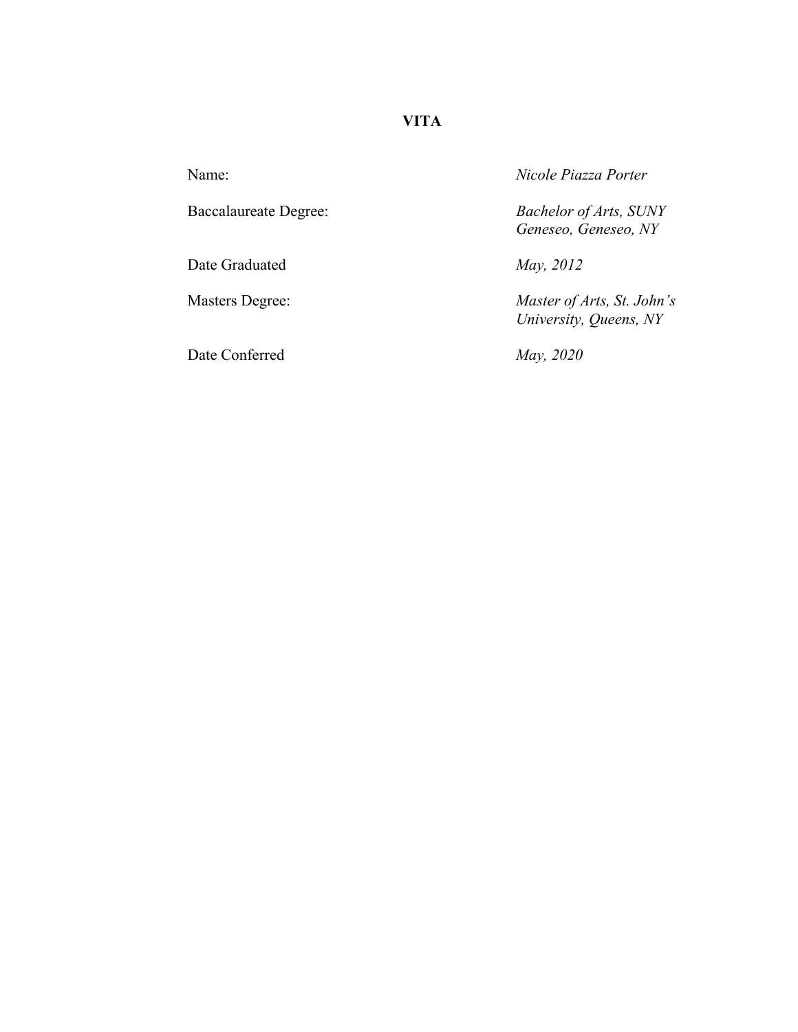# VITA

| | |
|---|---|
| Name: | *Nicole Piazza Porter* |
| Baccalaureate Degree: | *Bachelor of Arts, SUNY Geneseo, Geneseo, NY* |
| Date Graduated | *May, 2012* |
| Masters Degree: | *Master of Arts, St. John's University, Queens, NY* |
| Date Conferred | *May, 2020* |